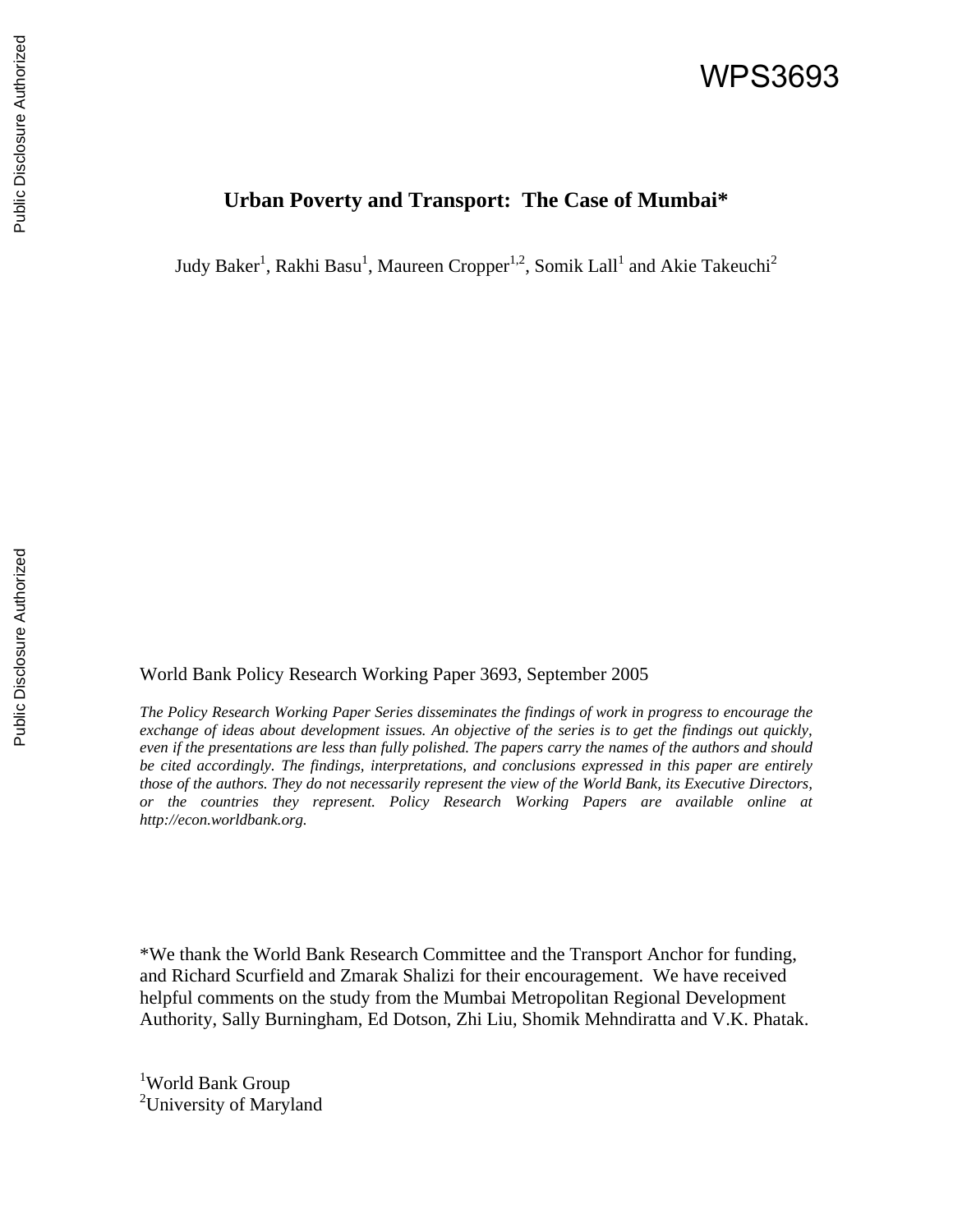WPS3693

# Urban Poverty and Transport: The Case of Mumbai*

Judy Baker[1], Rakhi Basu[1], Maureen Cropper[1,2], Somik Lall[1] and Akie Takeuchi[2]

World Bank Policy Research Working Paper 3693, September 2005

*The Policy Research Working Paper Series disseminates the findings of work in progress to encourage the exchange of ideas about development issues. An objective of the series is to get the findings out quickly, even if the presentations are less than fully polished. The papers carry the names of the authors and should be cited accordingly. The findings, interpretations, and conclusions expressed in this paper are entirely those of the authors. They do not necessarily represent the view of the World Bank, its Executive Directors, or the countries they represent. Policy Research Working Papers are available online at http://econ.worldbank.org.*

*We thank the World Bank Research Committee and the Transport Anchor for funding, and Richard Scurfield and Zmarak Shalizi for their encouragement. We have received helpful comments on the study from the Mumbai Metropolitan Regional Development Authority, Sally Burningham, Ed Dotson, Zhi Liu, Shomik Mehndiratta and V.K. Phatak.

[1]World Bank Group
[2]University of Maryland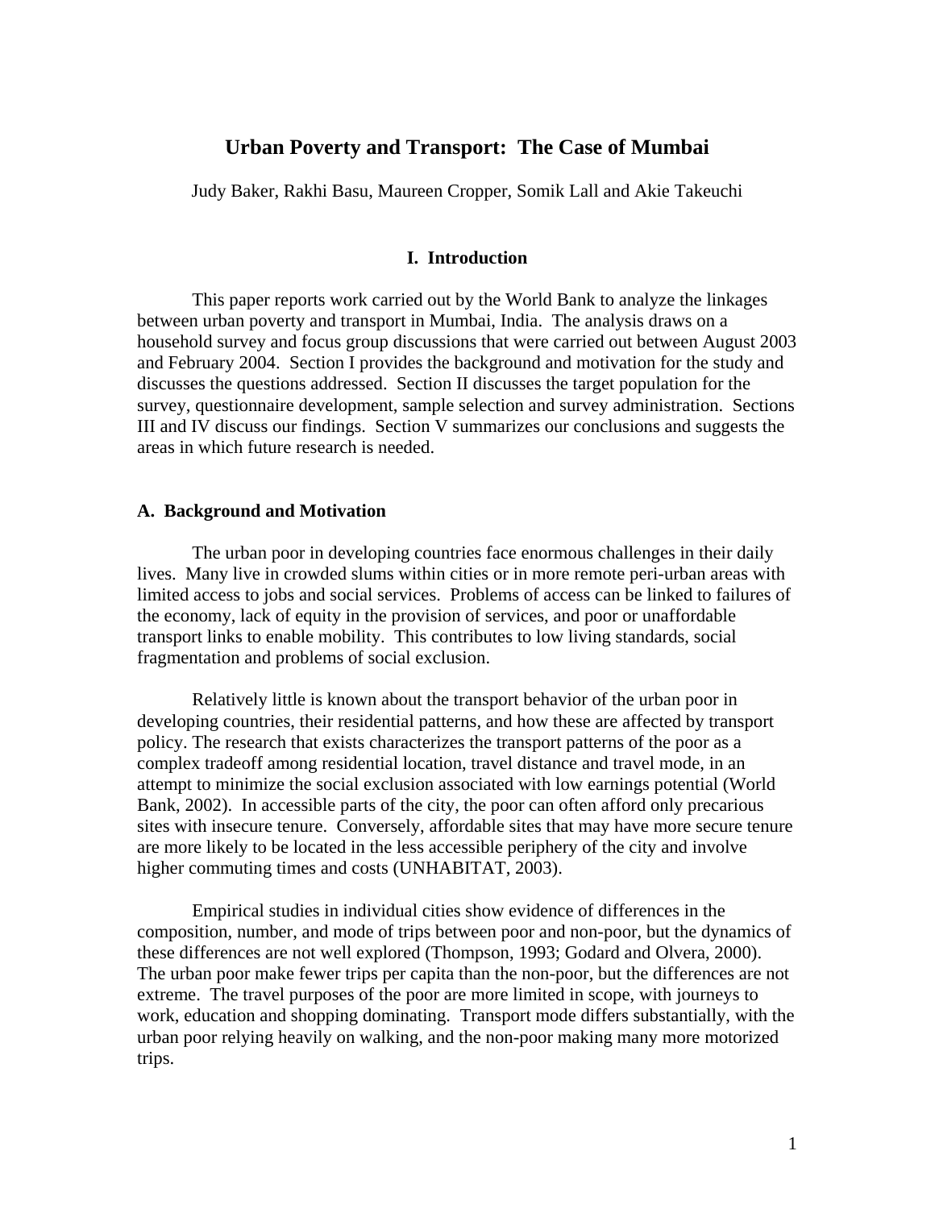# Urban Poverty and Transport: The Case of Mumbai

Judy Baker, Rakhi Basu, Maureen Cropper, Somik Lall and Akie Takeuchi

## I. Introduction

This paper reports work carried out by the World Bank to analyze the linkages between urban poverty and transport in Mumbai, India. The analysis draws on a household survey and focus group discussions that were carried out between August 2003 and February 2004. Section I provides the background and motivation for the study and discusses the questions addressed. Section II discusses the target population for the survey, questionnaire development, sample selection and survey administration. Sections III and IV discuss our findings. Section V summarizes our conclusions and suggests the areas in which future research is needed.

### A. Background and Motivation

The urban poor in developing countries face enormous challenges in their daily lives. Many live in crowded slums within cities or in more remote peri-urban areas with limited access to jobs and social services. Problems of access can be linked to failures of the economy, lack of equity in the provision of services, and poor or unaffordable transport links to enable mobility. This contributes to low living standards, social fragmentation and problems of social exclusion.

Relatively little is known about the transport behavior of the urban poor in developing countries, their residential patterns, and how these are affected by transport policy. The research that exists characterizes the transport patterns of the poor as a complex tradeoff among residential location, travel distance and travel mode, in an attempt to minimize the social exclusion associated with low earnings potential (World Bank, 2002). In accessible parts of the city, the poor can often afford only precarious sites with insecure tenure. Conversely, affordable sites that may have more secure tenure are more likely to be located in the less accessible periphery of the city and involve higher commuting times and costs (UNHABITAT, 2003).

Empirical studies in individual cities show evidence of differences in the composition, number, and mode of trips between poor and non-poor, but the dynamics of these differences are not well explored (Thompson, 1993; Godard and Olvera, 2000). The urban poor make fewer trips per capita than the non-poor, but the differences are not extreme. The travel purposes of the poor are more limited in scope, with journeys to work, education and shopping dominating. Transport mode differs substantially, with the urban poor relying heavily on walking, and the non-poor making many more motorized trips.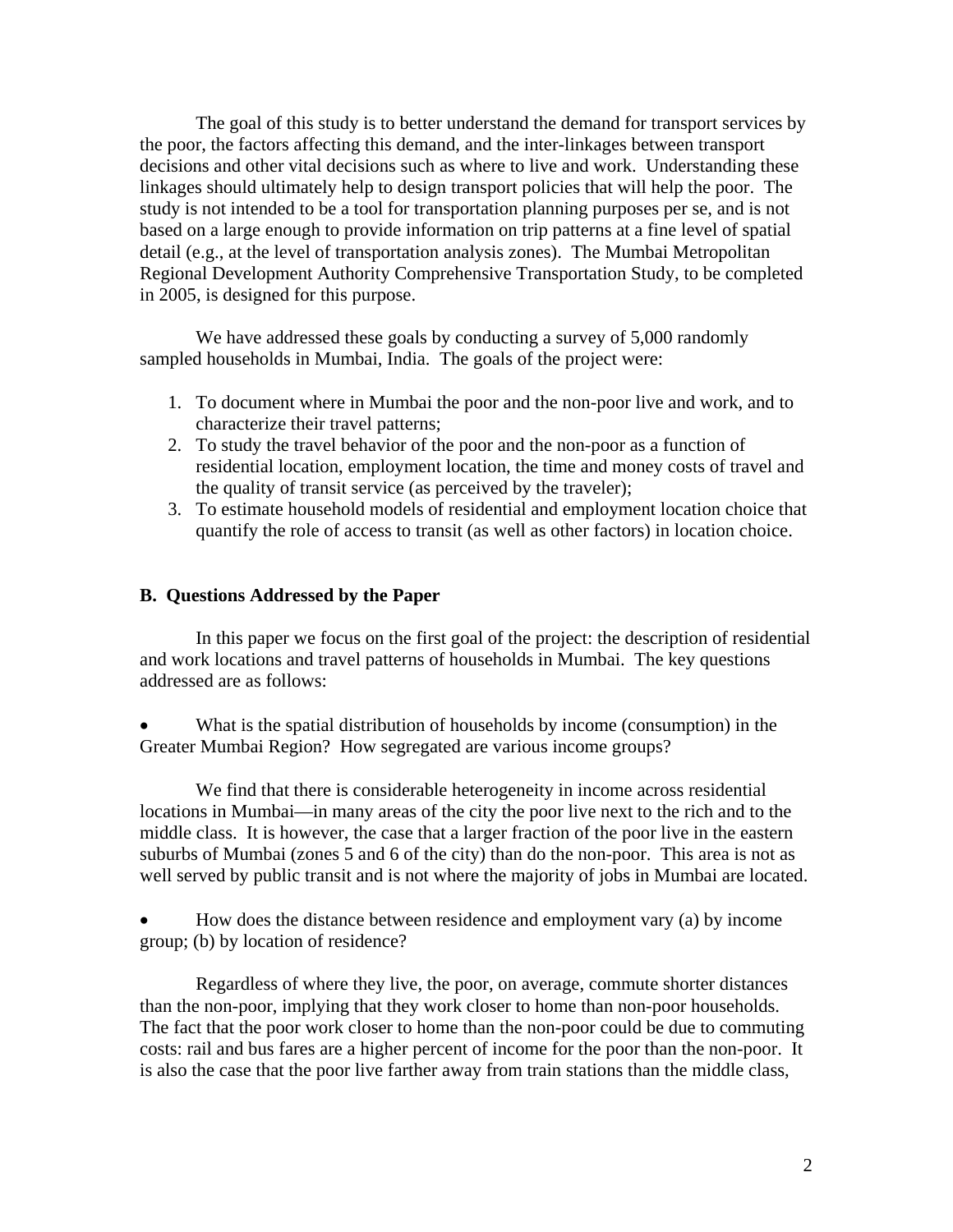The goal of this study is to better understand the demand for transport services by the poor, the factors affecting this demand, and the inter-linkages between transport decisions and other vital decisions such as where to live and work. Understanding these linkages should ultimately help to design transport policies that will help the poor. The study is not intended to be a tool for transportation planning purposes per se, and is not based on a large enough to provide information on trip patterns at a fine level of spatial detail (e.g., at the level of transportation analysis zones). The Mumbai Metropolitan Regional Development Authority Comprehensive Transportation Study, to be completed in 2005, is designed for this purpose.

We have addressed these goals by conducting a survey of 5,000 randomly sampled households in Mumbai, India. The goals of the project were:

1. To document where in Mumbai the poor and the non-poor live and work, and to characterize their travel patterns;
2. To study the travel behavior of the poor and the non-poor as a function of residential location, employment location, the time and money costs of travel and the quality of transit service (as perceived by the traveler);
3. To estimate household models of residential and employment location choice that quantify the role of access to transit (as well as other factors) in location choice.

### B. Questions Addressed by the Paper

In this paper we focus on the first goal of the project: the description of residential and work locations and travel patterns of households in Mumbai. The key questions addressed are as follows:

- What is the spatial distribution of households by income (consumption) in the Greater Mumbai Region? How segregated are various income groups?

We find that there is considerable heterogeneity in income across residential locations in Mumbai—in many areas of the city the poor live next to the rich and to the middle class. It is however, the case that a larger fraction of the poor live in the eastern suburbs of Mumbai (zones 5 and 6 of the city) than do the non-poor. This area is not as well served by public transit and is not where the majority of jobs in Mumbai are located.

- How does the distance between residence and employment vary (a) by income group; (b) by location of residence?

Regardless of where they live, the poor, on average, commute shorter distances than the non-poor, implying that they work closer to home than non-poor households. The fact that the poor work closer to home than the non-poor could be due to commuting costs: rail and bus fares are a higher percent of income for the poor than the non-poor. It is also the case that the poor live farther away from train stations than the middle class,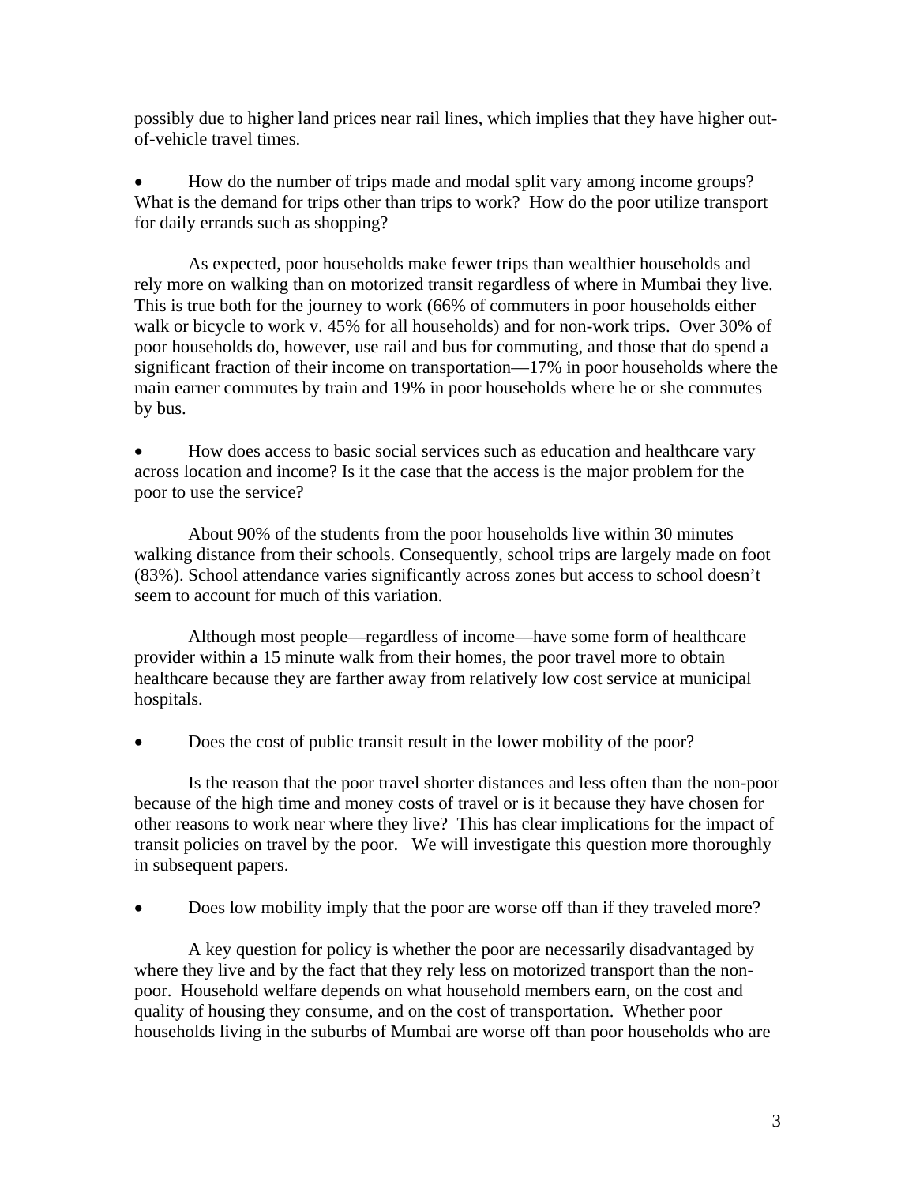possibly due to higher land prices near rail lines, which implies that they have higher out-of-vehicle travel times.

- How do the number of trips made and modal split vary among income groups? What is the demand for trips other than trips to work? How do the poor utilize transport for daily errands such as shopping?

As expected, poor households make fewer trips than wealthier households and rely more on walking than on motorized transit regardless of where in Mumbai they live. This is true both for the journey to work (66% of commuters in poor households either walk or bicycle to work v. 45% for all households) and for non-work trips. Over 30% of poor households do, however, use rail and bus for commuting, and those that do spend a significant fraction of their income on transportation—17% in poor households where the main earner commutes by train and 19% in poor households where he or she commutes by bus.

- How does access to basic social services such as education and healthcare vary across location and income? Is it the case that the access is the major problem for the poor to use the service?

About 90% of the students from the poor households live within 30 minutes walking distance from their schools. Consequently, school trips are largely made on foot (83%). School attendance varies significantly across zones but access to school doesn't seem to account for much of this variation.

Although most people—regardless of income—have some form of healthcare provider within a 15 minute walk from their homes, the poor travel more to obtain healthcare because they are farther away from relatively low cost service at municipal hospitals.

- Does the cost of public transit result in the lower mobility of the poor?

Is the reason that the poor travel shorter distances and less often than the non-poor because of the high time and money costs of travel or is it because they have chosen for other reasons to work near where they live? This has clear implications for the impact of transit policies on travel by the poor. We will investigate this question more thoroughly in subsequent papers.

- Does low mobility imply that the poor are worse off than if they traveled more?

A key question for policy is whether the poor are necessarily disadvantaged by where they live and by the fact that they rely less on motorized transport than the non-poor. Household welfare depends on what household members earn, on the cost and quality of housing they consume, and on the cost of transportation. Whether poor households living in the suburbs of Mumbai are worse off than poor households who are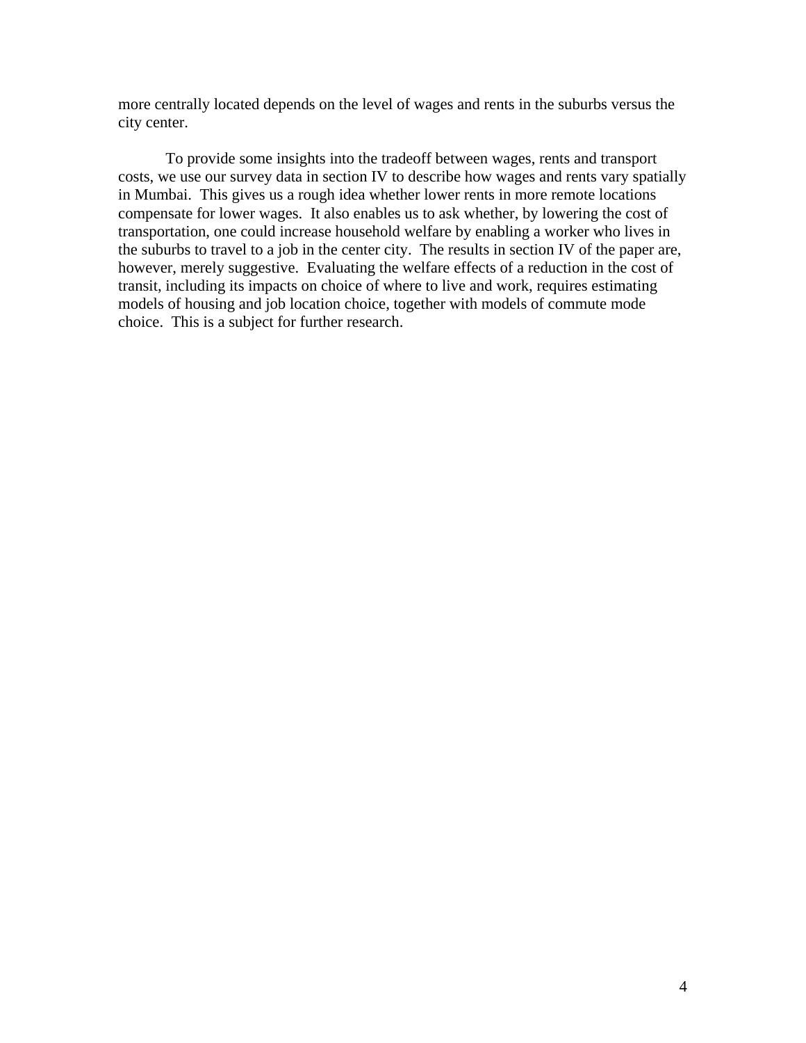more centrally located depends on the level of wages and rents in the suburbs versus the city center.

To provide some insights into the tradeoff between wages, rents and transport costs, we use our survey data in section IV to describe how wages and rents vary spatially in Mumbai. This gives us a rough idea whether lower rents in more remote locations compensate for lower wages. It also enables us to ask whether, by lowering the cost of transportation, one could increase household welfare by enabling a worker who lives in the suburbs to travel to a job in the center city. The results in section IV of the paper are, however, merely suggestive. Evaluating the welfare effects of a reduction in the cost of transit, including its impacts on choice of where to live and work, requires estimating models of housing and job location choice, together with models of commute mode choice. This is a subject for further research.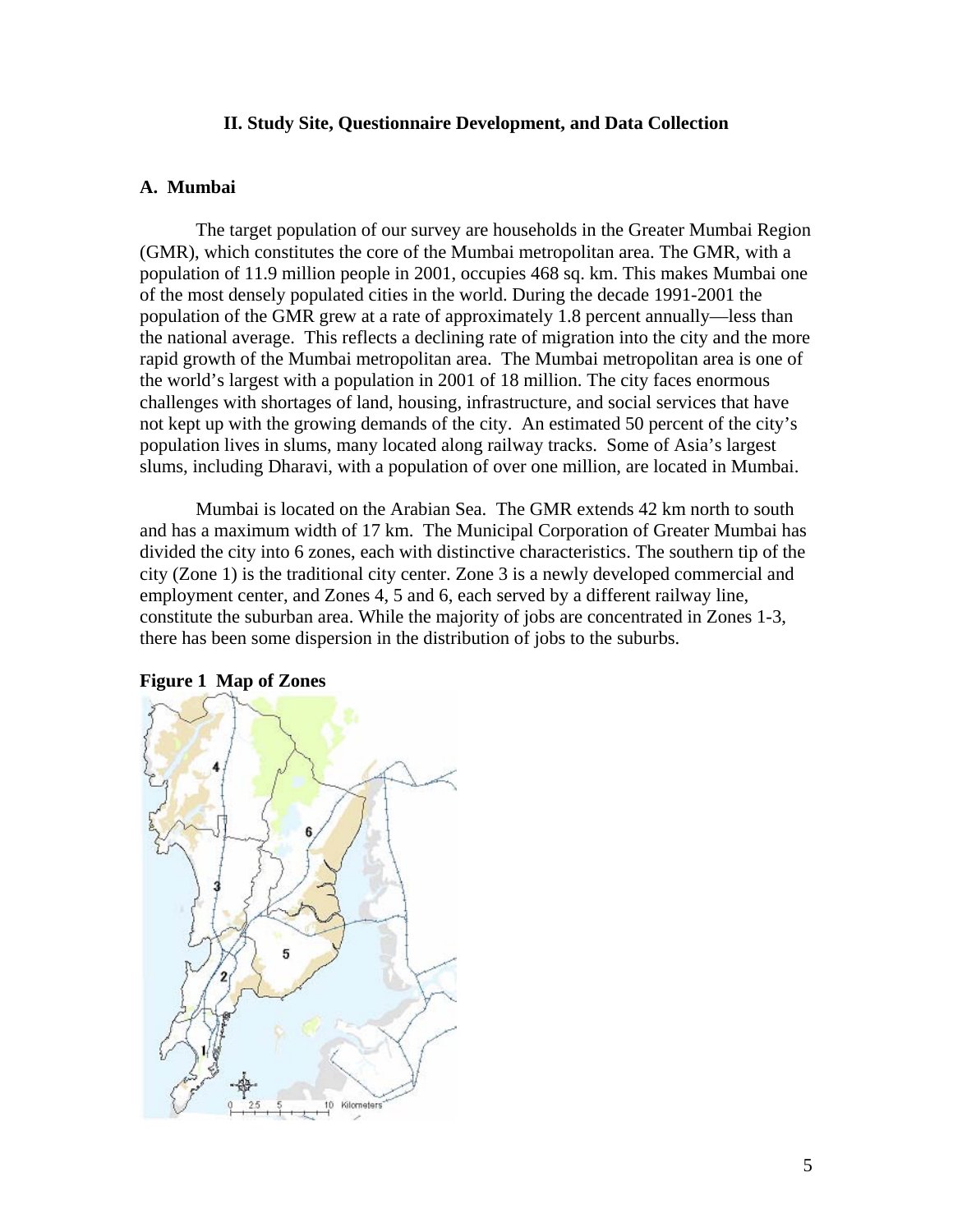## II. Study Site, Questionnaire Development, and Data Collection

### A. Mumbai

The target population of our survey are households in the Greater Mumbai Region (GMR), which constitutes the core of the Mumbai metropolitan area. The GMR, with a population of 11.9 million people in 2001, occupies 468 sq. km. This makes Mumbai one of the most densely populated cities in the world. During the decade 1991-2001 the population of the GMR grew at a rate of approximately 1.8 percent annually—less than the national average. This reflects a declining rate of migration into the city and the more rapid growth of the Mumbai metropolitan area. The Mumbai metropolitan area is one of the world's largest with a population in 2001 of 18 million. The city faces enormous challenges with shortages of land, housing, infrastructure, and social services that have not kept up with the growing demands of the city. An estimated 50 percent of the city's population lives in slums, many located along railway tracks. Some of Asia's largest slums, including Dharavi, with a population of over one million, are located in Mumbai.

Mumbai is located on the Arabian Sea. The GMR extends 42 km north to south and has a maximum width of 17 km. The Municipal Corporation of Greater Mumbai has divided the city into 6 zones, each with distinctive characteristics. The southern tip of the city (Zone 1) is the traditional city center. Zone 3 is a newly developed commercial and employment center, and Zones 4, 5 and 6, each served by a different railway line, constitute the suburban area. While the majority of jobs are concentrated in Zones 1-3, there has been some dispersion in the distribution of jobs to the suburbs.

**Figure 1 Map of Zones**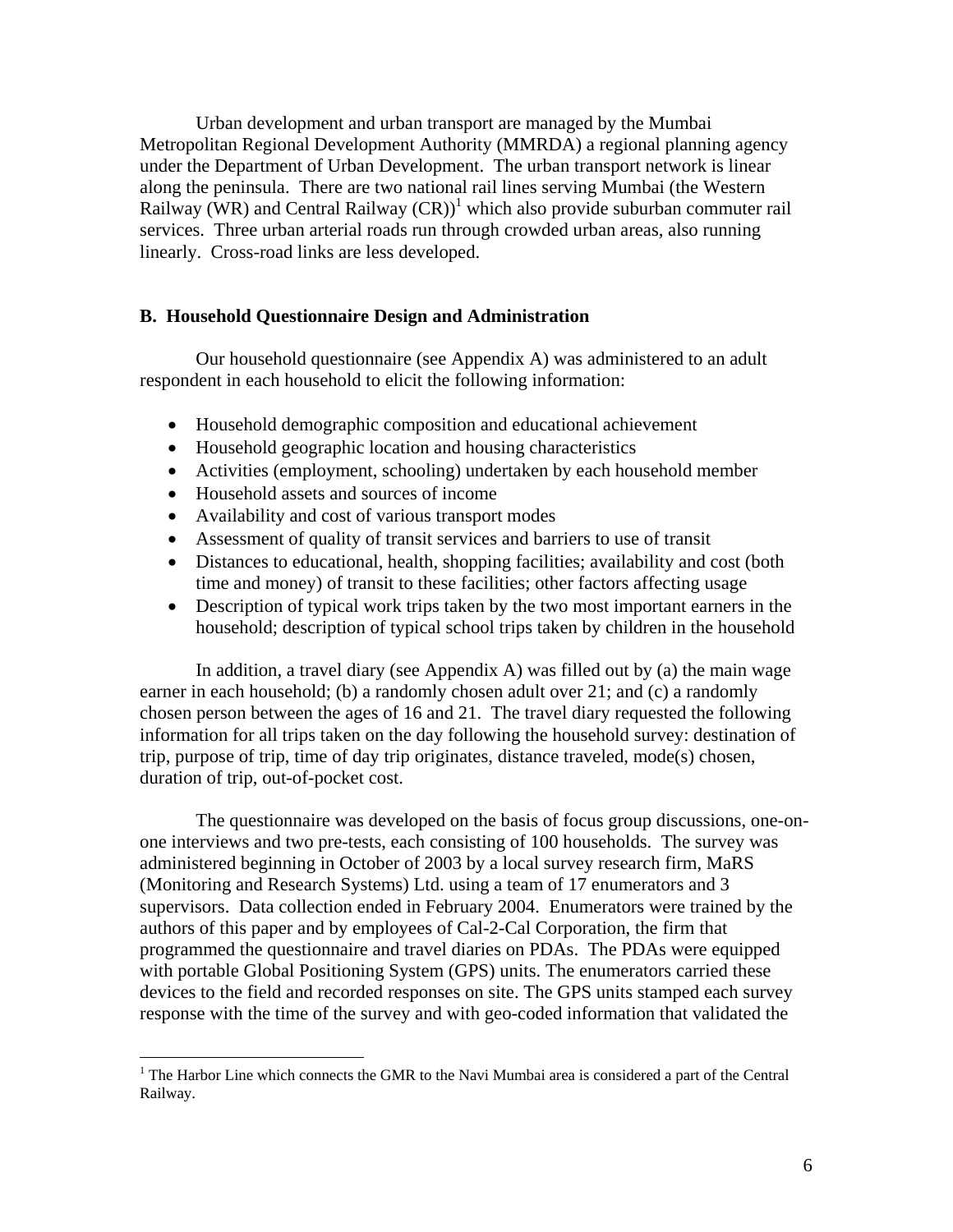Urban development and urban transport are managed by the Mumbai Metropolitan Regional Development Authority (MMRDA) a regional planning agency under the Department of Urban Development. The urban transport network is linear along the peninsula. There are two national rail lines serving Mumbai (the Western Railway (WR) and Central Railway (CR))[1] which also provide suburban commuter rail services. Three urban arterial roads run through crowded urban areas, also running linearly. Cross-road links are less developed.

### B. Household Questionnaire Design and Administration

Our household questionnaire (see Appendix A) was administered to an adult respondent in each household to elicit the following information:

- Household demographic composition and educational achievement
- Household geographic location and housing characteristics
- Activities (employment, schooling) undertaken by each household member
- Household assets and sources of income
- Availability and cost of various transport modes
- Assessment of quality of transit services and barriers to use of transit
- Distances to educational, health, shopping facilities; availability and cost (both time and money) of transit to these facilities; other factors affecting usage
- Description of typical work trips taken by the two most important earners in the household; description of typical school trips taken by children in the household

In addition, a travel diary (see Appendix A) was filled out by (a) the main wage earner in each household; (b) a randomly chosen adult over 21; and (c) a randomly chosen person between the ages of 16 and 21. The travel diary requested the following information for all trips taken on the day following the household survey: destination of trip, purpose of trip, time of day trip originates, distance traveled, mode(s) chosen, duration of trip, out-of-pocket cost.

The questionnaire was developed on the basis of focus group discussions, one-on-one interviews and two pre-tests, each consisting of 100 households. The survey was administered beginning in October of 2003 by a local survey research firm, MaRS (Monitoring and Research Systems) Ltd. using a team of 17 enumerators and 3 supervisors. Data collection ended in February 2004. Enumerators were trained by the authors of this paper and by employees of Cal-2-Cal Corporation, the firm that programmed the questionnaire and travel diaries on PDAs. The PDAs were equipped with portable Global Positioning System (GPS) units. The enumerators carried these devices to the field and recorded responses on site. The GPS units stamped each survey response with the time of the survey and with geo-coded information that validated the

---

[1] The Harbor Line which connects the GMR to the Navi Mumbai area is considered a part of the Central Railway.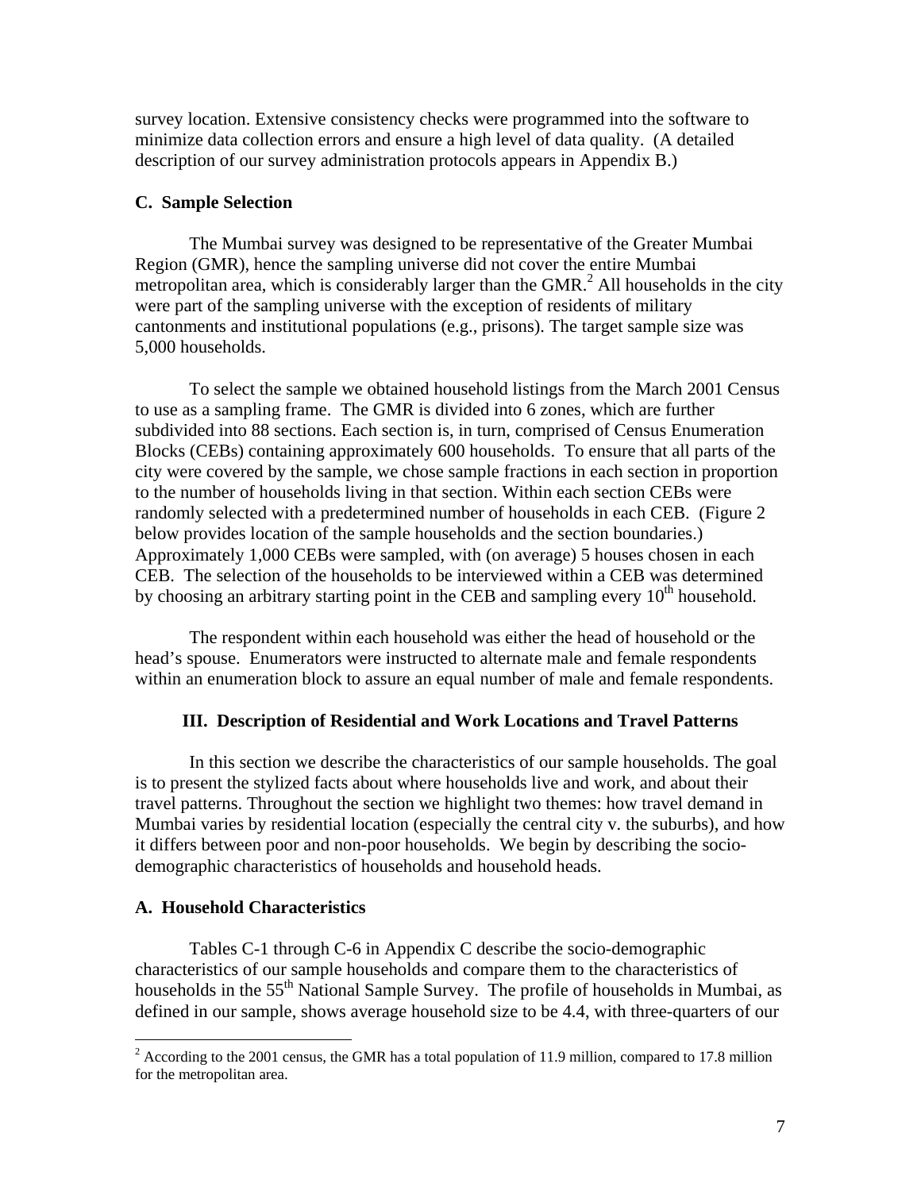survey location. Extensive consistency checks were programmed into the software to minimize data collection errors and ensure a high level of data quality. (A detailed description of our survey administration protocols appears in Appendix B.)

### C. Sample Selection

The Mumbai survey was designed to be representative of the Greater Mumbai Region (GMR), hence the sampling universe did not cover the entire Mumbai metropolitan area, which is considerably larger than the GMR.[2] All households in the city were part of the sampling universe with the exception of residents of military cantonments and institutional populations (e.g., prisons). The target sample size was 5,000 households.

To select the sample we obtained household listings from the March 2001 Census to use as a sampling frame. The GMR is divided into 6 zones, which are further subdivided into 88 sections. Each section is, in turn, comprised of Census Enumeration Blocks (CEBs) containing approximately 600 households. To ensure that all parts of the city were covered by the sample, we chose sample fractions in each section in proportion to the number of households living in that section. Within each section CEBs were randomly selected with a predetermined number of households in each CEB. (Figure 2 below provides location of the sample households and the section boundaries.) Approximately 1,000 CEBs were sampled, with (on average) 5 houses chosen in each CEB. The selection of the households to be interviewed within a CEB was determined by choosing an arbitrary starting point in the CEB and sampling every 10th household.

The respondent within each household was either the head of household or the head's spouse. Enumerators were instructed to alternate male and female respondents within an enumeration block to assure an equal number of male and female respondents.

## III. Description of Residential and Work Locations and Travel Patterns

In this section we describe the characteristics of our sample households. The goal is to present the stylized facts about where households live and work, and about their travel patterns. Throughout the section we highlight two themes: how travel demand in Mumbai varies by residential location (especially the central city v. the suburbs), and how it differs between poor and non-poor households. We begin by describing the socio-demographic characteristics of households and household heads.

### A. Household Characteristics

Tables C-1 through C-6 in Appendix C describe the socio-demographic characteristics of our sample households and compare them to the characteristics of households in the 55th National Sample Survey. The profile of households in Mumbai, as defined in our sample, shows average household size to be 4.4, with three-quarters of our

[2] According to the 2001 census, the GMR has a total population of 11.9 million, compared to 17.8 million for the metropolitan area.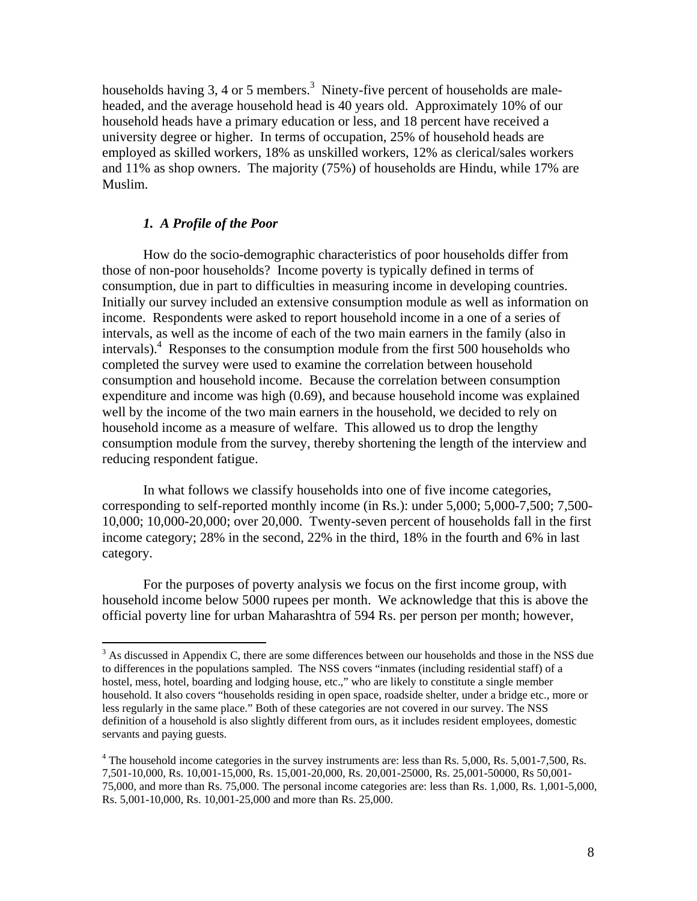households having 3, 4 or 5 members.[3] Ninety-five percent of households are male-headed, and the average household head is 40 years old. Approximately 10% of our household heads have a primary education or less, and 18 percent have received a university degree or higher. In terms of occupation, 25% of household heads are employed as skilled workers, 18% as unskilled workers, 12% as clerical/sales workers and 11% as shop owners. The majority (75%) of households are Hindu, while 17% are Muslim.

### *1. A Profile of the Poor*

How do the socio-demographic characteristics of poor households differ from those of non-poor households? Income poverty is typically defined in terms of consumption, due in part to difficulties in measuring income in developing countries. Initially our survey included an extensive consumption module as well as information on income. Respondents were asked to report household income in a one of a series of intervals, as well as the income of each of the two main earners in the family (also in intervals).[4] Responses to the consumption module from the first 500 households who completed the survey were used to examine the correlation between household consumption and household income. Because the correlation between consumption expenditure and income was high (0.69), and because household income was explained well by the income of the two main earners in the household, we decided to rely on household income as a measure of welfare. This allowed us to drop the lengthy consumption module from the survey, thereby shortening the length of the interview and reducing respondent fatigue.

In what follows we classify households into one of five income categories, corresponding to self-reported monthly income (in Rs.): under 5,000; 5,000-7,500; 7,500-10,000; 10,000-20,000; over 20,000. Twenty-seven percent of households fall in the first income category; 28% in the second, 22% in the third, 18% in the fourth and 6% in last category.

For the purposes of poverty analysis we focus on the first income group, with household income below 5000 rupees per month. We acknowledge that this is above the official poverty line for urban Maharashtra of 594 Rs. per person per month; however,

[3] As discussed in Appendix C, there are some differences between our households and those in the NSS due to differences in the populations sampled. The NSS covers "inmates (including residential staff) of a hostel, mess, hotel, boarding and lodging house, etc.," who are likely to constitute a single member household. It also covers "households residing in open space, roadside shelter, under a bridge etc., more or less regularly in the same place." Both of these categories are not covered in our survey. The NSS definition of a household is also slightly different from ours, as it includes resident employees, domestic servants and paying guests.

[4] The household income categories in the survey instruments are: less than Rs. 5,000, Rs. 5,001-7,500, Rs. 7,501-10,000, Rs. 10,001-15,000, Rs. 15,001-20,000, Rs. 20,001-25000, Rs. 25,001-50000, Rs 50,001-75,000, and more than Rs. 75,000. The personal income categories are: less than Rs. 1,000, Rs. 1,001-5,000, Rs. 5,001-10,000, Rs. 10,001-25,000 and more than Rs. 25,000.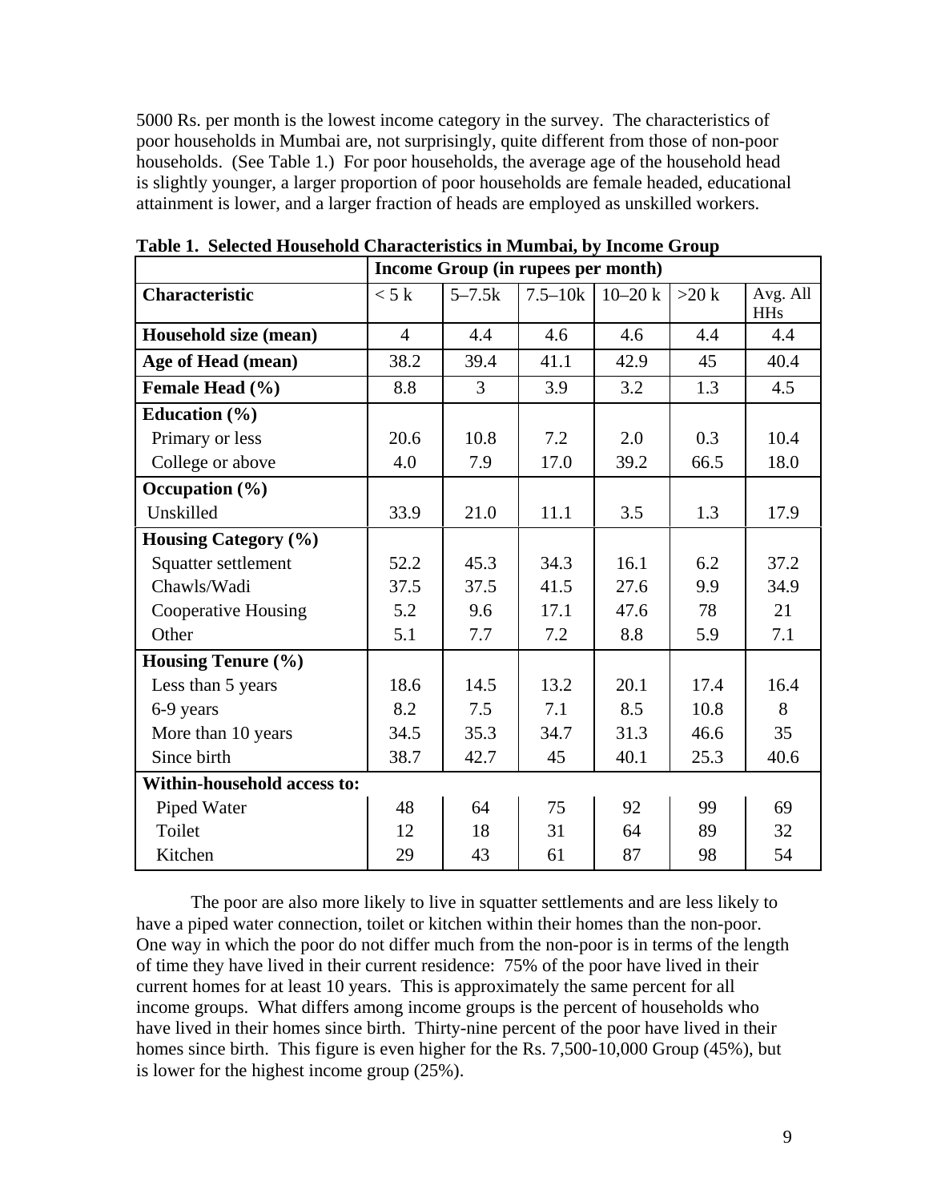5000 Rs. per month is the lowest income category in the survey. The characteristics of poor households in Mumbai are, not surprisingly, quite different from those of non-poor households. (See Table 1.) For poor households, the average age of the household head is slightly younger, a larger proportion of poor households are female headed, educational attainment is lower, and a larger fraction of heads are employed as unskilled workers.

**Table 1. Selected Household Characteristics in Mumbai, by Income Group**

| | Income Group (in rupees per month) | | | | | |
|---|---|---|---|---|---|---|
| **Characteristic** | < 5 k | 5–7.5k | 7.5–10k | 10–20 k | >20 k | Avg. All HHs |
| **Household size (mean)** | 4 | 4.4 | 4.6 | 4.6 | 4.4 | 4.4 |
| **Age of Head (mean)** | 38.2 | 39.4 | 41.1 | 42.9 | 45 | 40.4 |
| **Female Head (%)** | 8.8 | 3 | 3.9 | 3.2 | 1.3 | 4.5 |
| **Education (%)** | | | | | | |
| Primary or less | 20.6 | 10.8 | 7.2 | 2.0 | 0.3 | 10.4 |
| College or above | 4.0 | 7.9 | 17.0 | 39.2 | 66.5 | 18.0 |
| **Occupation (%)** | | | | | | |
| Unskilled | 33.9 | 21.0 | 11.1 | 3.5 | 1.3 | 17.9 |
| **Housing Category (%)** | | | | | | |
| Squatter settlement | 52.2 | 45.3 | 34.3 | 16.1 | 6.2 | 37.2 |
| Chawls/Wadi | 37.5 | 37.5 | 41.5 | 27.6 | 9.9 | 34.9 |
| Cooperative Housing | 5.2 | 9.6 | 17.1 | 47.6 | 78 | 21 |
| Other | 5.1 | 7.7 | 7.2 | 8.8 | 5.9 | 7.1 |
| **Housing Tenure (%)** | | | | | | |
| Less than 5 years | 18.6 | 14.5 | 13.2 | 20.1 | 17.4 | 16.4 |
| 6-9 years | 8.2 | 7.5 | 7.1 | 8.5 | 10.8 | 8 |
| More than 10 years | 34.5 | 35.3 | 34.7 | 31.3 | 46.6 | 35 |
| Since birth | 38.7 | 42.7 | 45 | 40.1 | 25.3 | 40.6 |
| **Within-household access to:** | | | | | | |
| Piped Water | 48 | 64 | 75 | 92 | 99 | 69 |
| Toilet | 12 | 18 | 31 | 64 | 89 | 32 |
| Kitchen | 29 | 43 | 61 | 87 | 98 | 54 |

The poor are also more likely to live in squatter settlements and are less likely to have a piped water connection, toilet or kitchen within their homes than the non-poor. One way in which the poor do not differ much from the non-poor is in terms of the length of time they have lived in their current residence: 75% of the poor have lived in their current homes for at least 10 years. This is approximately the same percent for all income groups. What differs among income groups is the percent of households who have lived in their homes since birth. Thirty-nine percent of the poor have lived in their homes since birth. This figure is even higher for the Rs. 7,500-10,000 Group (45%), but is lower for the highest income group (25%).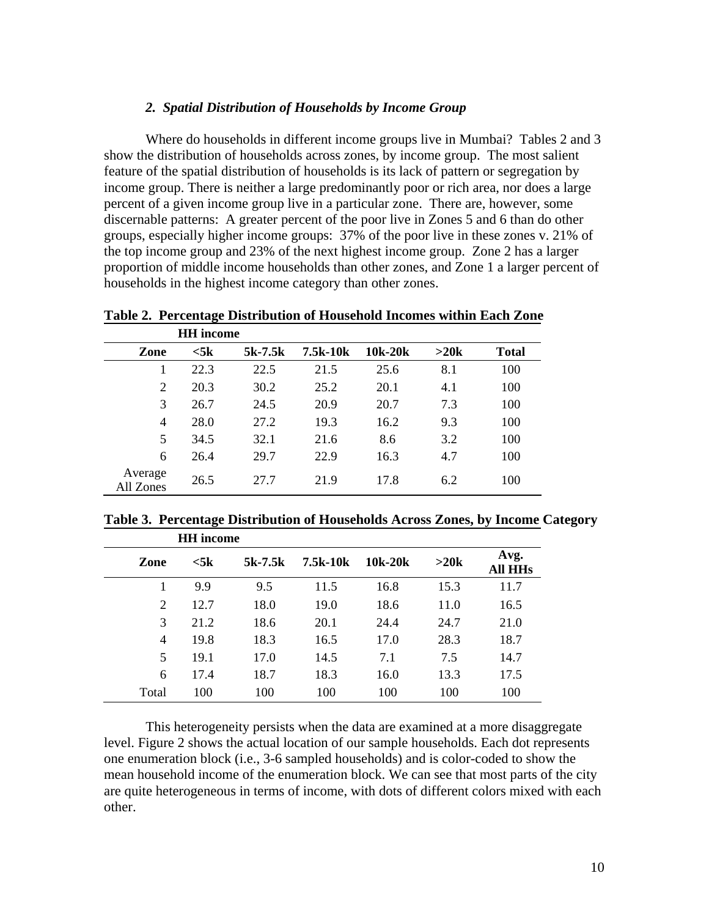### *2. Spatial Distribution of Households by Income Group*

Where do households in different income groups live in Mumbai? Tables 2 and 3 show the distribution of households across zones, by income group. The most salient feature of the spatial distribution of households is its lack of pattern or segregation by income group. There is neither a large predominantly poor or rich area, nor does a large percent of a given income group live in a particular zone. There are, however, some discernable patterns: A greater percent of the poor live in Zones 5 and 6 than do other groups, especially higher income groups: 37% of the poor live in these zones v. 21% of the top income group and 23% of the next highest income group. Zone 2 has a larger proportion of middle income households than other zones, and Zone 1 a larger percent of households in the highest income category than other zones.

**Table 2. Percentage Distribution of Household Incomes within Each Zone**

| | **HH income** | | | | | |
|---|---|---|---|---|---|---|
| **Zone** | **<5k** | **5k-7.5k** | **7.5k-10k** | **10k-20k** | **>20k** | **Total** |
| 1 | 22.3 | 22.5 | 21.5 | 25.6 | 8.1 | 100 |
| 2 | 20.3 | 30.2 | 25.2 | 20.1 | 4.1 | 100 |
| 3 | 26.7 | 24.5 | 20.9 | 20.7 | 7.3 | 100 |
| 4 | 28.0 | 27.2 | 19.3 | 16.2 | 9.3 | 100 |
| 5 | 34.5 | 32.1 | 21.6 | 8.6 | 3.2 | 100 |
| 6 | 26.4 | 29.7 | 22.9 | 16.3 | 4.7 | 100 |
| Average All Zones | 26.5 | 27.7 | 21.9 | 17.8 | 6.2 | 100 |

**Table 3. Percentage Distribution of Households Across Zones, by Income Category**

| | **HH income** | | | | | |
|---|---|---|---|---|---|---|
| **Zone** | **<5k** | **5k-7.5k** | **7.5k-10k** | **10k-20k** | **>20k** | **Avg. All HHs** |
| 1 | 9.9 | 9.5 | 11.5 | 16.8 | 15.3 | 11.7 |
| 2 | 12.7 | 18.0 | 19.0 | 18.6 | 11.0 | 16.5 |
| 3 | 21.2 | 18.6 | 20.1 | 24.4 | 24.7 | 21.0 |
| 4 | 19.8 | 18.3 | 16.5 | 17.0 | 28.3 | 18.7 |
| 5 | 19.1 | 17.0 | 14.5 | 7.1 | 7.5 | 14.7 |
| 6 | 17.4 | 18.7 | 18.3 | 16.0 | 13.3 | 17.5 |
| Total | 100 | 100 | 100 | 100 | 100 | 100 |

This heterogeneity persists when the data are examined at a more disaggregate level. Figure 2 shows the actual location of our sample households. Each dot represents one enumeration block (i.e., 3-6 sampled households) and is color-coded to show the mean household income of the enumeration block. We can see that most parts of the city are quite heterogeneous in terms of income, with dots of different colors mixed with each other.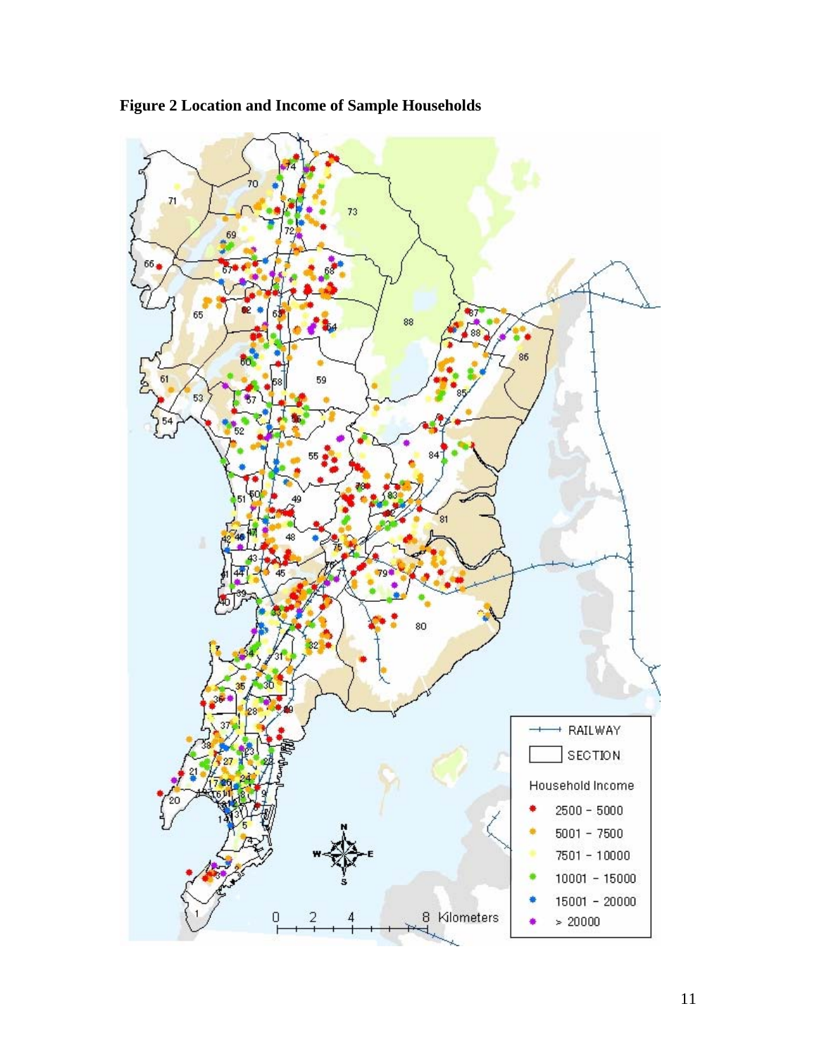**Figure 2 Location and Income of Sample Households**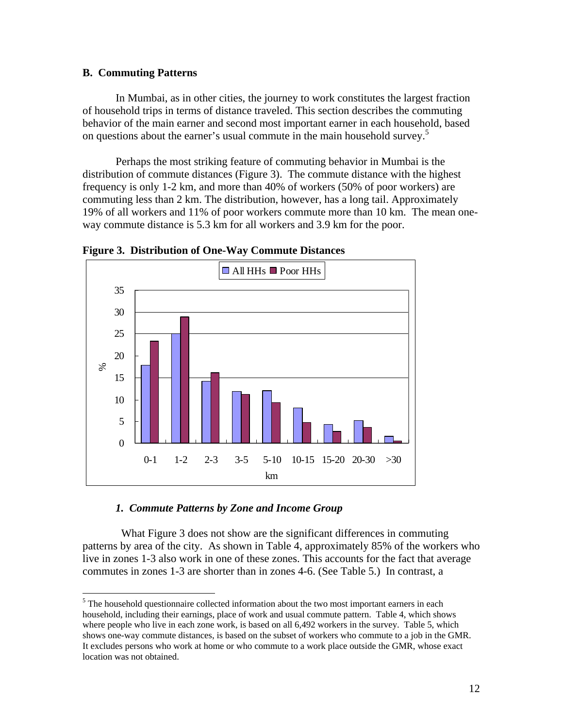### B. Commuting Patterns

In Mumbai, as in other cities, the journey to work constitutes the largest fraction of household trips in terms of distance traveled. This section describes the commuting behavior of the main earner and second most important earner in each household, based on questions about the earner's usual commute in the main household survey.[5]

Perhaps the most striking feature of commuting behavior in Mumbai is the distribution of commute distances (Figure 3). The commute distance with the highest frequency is only 1-2 km, and more than 40% of workers (50% of poor workers) are commuting less than 2 km. The distribution, however, has a long tail. Approximately 19% of all workers and 11% of poor workers commute more than 10 km. The mean one-way commute distance is 5.3 km for all workers and 3.9 km for the poor.

**Figure 3. Distribution of One-Way Commute Distances**

#### *1. Commute Patterns by Zone and Income Group*

What Figure 3 does not show are the significant differences in commuting patterns by area of the city. As shown in Table 4, approximately 85% of the workers who live in zones 1-3 also work in one of these zones. This accounts for the fact that average commutes in zones 1-3 are shorter than in zones 4-6. (See Table 5.) In contrast, a

[5] The household questionnaire collected information about the two most important earners in each household, including their earnings, place of work and usual commute pattern. Table 4, which shows where people who live in each zone work, is based on all 6,492 workers in the survey. Table 5, which shows one-way commute distances, is based on the subset of workers who commute to a job in the GMR. It excludes persons who work at home or who commute to a work place outside the GMR, whose exact location was not obtained.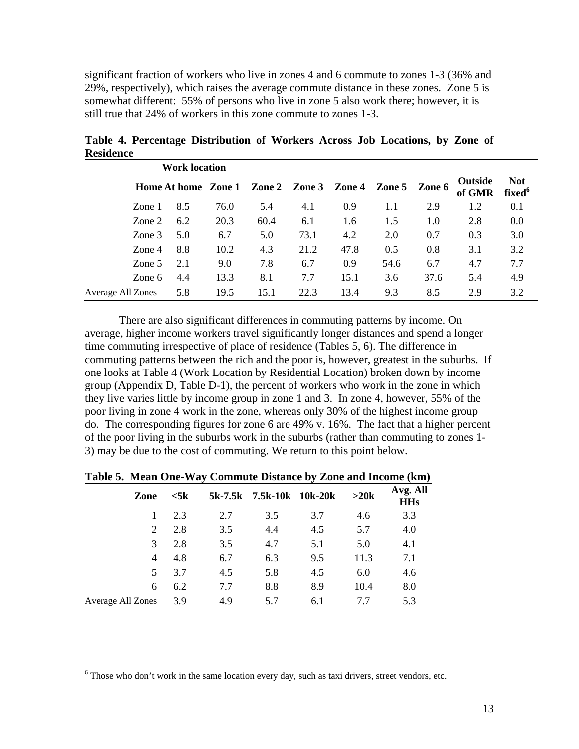significant fraction of workers who live in zones 4 and 6 commute to zones 1-3 (36% and 29%, respectively), which raises the average commute distance in these zones. Zone 5 is somewhat different: 55% of persons who live in zone 5 also work there; however, it is still true that 24% of workers in this zone commute to zones 1-3.

**Table 4. Percentage Distribution of Workers Across Job Locations, by Zone of Residence**

| | Work location | | | | | | | | |
|---|---|---|---|---|---|---|---|---|---|
| **Home** | **At home** | **Zone 1** | **Zone 2** | **Zone 3** | **Zone 4** | **Zone 5** | **Zone 6** | **Outside of GMR** | **Not fixed**[6] |
| Zone 1 | 8.5 | 76.0 | 5.4 | 4.1 | 0.9 | 1.1 | 2.9 | 1.2 | 0.1 |
| Zone 2 | 6.2 | 20.3 | 60.4 | 6.1 | 1.6 | 1.5 | 1.0 | 2.8 | 0.0 |
| Zone 3 | 5.0 | 6.7 | 5.0 | 73.1 | 4.2 | 2.0 | 0.7 | 0.3 | 3.0 |
| Zone 4 | 8.8 | 10.2 | 4.3 | 21.2 | 47.8 | 0.5 | 0.8 | 3.1 | 3.2 |
| Zone 5 | 2.1 | 9.0 | 7.8 | 6.7 | 0.9 | 54.6 | 6.7 | 4.7 | 7.7 |
| Zone 6 | 4.4 | 13.3 | 8.1 | 7.7 | 15.1 | 3.6 | 37.6 | 5.4 | 4.9 |
| Average All Zones | 5.8 | 19.5 | 15.1 | 22.3 | 13.4 | 9.3 | 8.5 | 2.9 | 3.2 |

There are also significant differences in commuting patterns by income. On average, higher income workers travel significantly longer distances and spend a longer time commuting irrespective of place of residence (Tables 5, 6). The difference in commuting patterns between the rich and the poor is, however, greatest in the suburbs. If one looks at Table 4 (Work Location by Residential Location) broken down by income group (Appendix D, Table D-1), the percent of workers who work in the zone in which they live varies little by income group in zone 1 and 3. In zone 4, however, 55% of the poor living in zone 4 work in the zone, whereas only 30% of the highest income group do. The corresponding figures for zone 6 are 49% v. 16%. The fact that a higher percent of the poor living in the suburbs work in the suburbs (rather than commuting to zones 1-3) may be due to the cost of commuting. We return to this point below.

**Table 5. Mean One-Way Commute Distance by Zone and Income (km)**

| Zone | <5k | 5k-7.5k | 7.5k-10k | 10k-20k | >20k | Avg. All HHs |
|---|---|---|---|---|---|---|
| 1 | 2.3 | 2.7 | 3.5 | 3.7 | 4.6 | 3.3 |
| 2 | 2.8 | 3.5 | 4.4 | 4.5 | 5.7 | 4.0 |
| 3 | 2.8 | 3.5 | 4.7 | 5.1 | 5.0 | 4.1 |
| 4 | 4.8 | 6.7 | 6.3 | 9.5 | 11.3 | 7.1 |
| 5 | 3.7 | 4.5 | 5.8 | 4.5 | 6.0 | 4.6 |
| 6 | 6.2 | 7.7 | 8.8 | 8.9 | 10.4 | 8.0 |
| Average All Zones | 3.9 | 4.9 | 5.7 | 6.1 | 7.7 | 5.3 |

[6] Those who don't work in the same location every day, such as taxi drivers, street vendors, etc.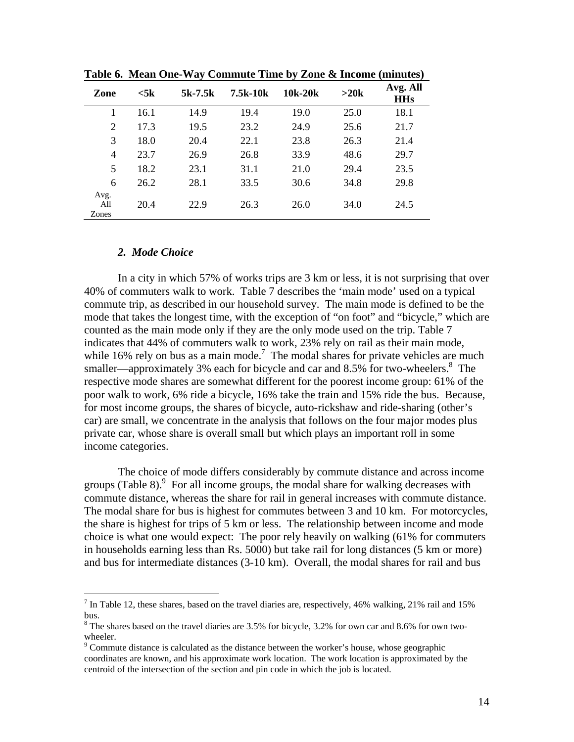**Table 6. Mean One-Way Commute Time by Zone & Income (minutes)**

| Zone | <5k | 5k-7.5k | 7.5k-10k | 10k-20k | >20k | Avg. All HHs |
|---|---|---|---|---|---|---|
| 1 | 16.1 | 14.9 | 19.4 | 19.0 | 25.0 | 18.1 |
| 2 | 17.3 | 19.5 | 23.2 | 24.9 | 25.6 | 21.7 |
| 3 | 18.0 | 20.4 | 22.1 | 23.8 | 26.3 | 21.4 |
| 4 | 23.7 | 26.9 | 26.8 | 33.9 | 48.6 | 29.7 |
| 5 | 18.2 | 23.1 | 31.1 | 21.0 | 29.4 | 23.5 |
| 6 | 26.2 | 28.1 | 33.5 | 30.6 | 34.8 | 29.8 |
| Avg. All Zones | 20.4 | 22.9 | 26.3 | 26.0 | 34.0 | 24.5 |

### *2. Mode Choice*

In a city in which 57% of works trips are 3 km or less, it is not surprising that over 40% of commuters walk to work. Table 7 describes the 'main mode' used on a typical commute trip, as described in our household survey. The main mode is defined to be the mode that takes the longest time, with the exception of "on foot" and "bicycle," which are counted as the main mode only if they are the only mode used on the trip. Table 7 indicates that 44% of commuters walk to work, 23% rely on rail as their main mode, while 16% rely on bus as a main mode.[7] The modal shares for private vehicles are much smaller—approximately 3% each for bicycle and car and 8.5% for two-wheelers.[8] The respective mode shares are somewhat different for the poorest income group: 61% of the poor walk to work, 6% ride a bicycle, 16% take the train and 15% ride the bus. Because, for most income groups, the shares of bicycle, auto-rickshaw and ride-sharing (other's car) are small, we concentrate in the analysis that follows on the four major modes plus private car, whose share is overall small but which plays an important roll in some income categories.

The choice of mode differs considerably by commute distance and across income groups (Table 8).[9] For all income groups, the modal share for walking decreases with commute distance, whereas the share for rail in general increases with commute distance. The modal share for bus is highest for commutes between 3 and 10 km. For motorcycles, the share is highest for trips of 5 km or less. The relationship between income and mode choice is what one would expect: The poor rely heavily on walking (61% for commuters in households earning less than Rs. 5000) but take rail for long distances (5 km or more) and bus for intermediate distances (3-10 km). Overall, the modal shares for rail and bus

---

[7] In Table 12, these shares, based on the travel diaries are, respectively, 46% walking, 21% rail and 15% bus.

[8] The shares based on the travel diaries are 3.5% for bicycle, 3.2% for own car and 8.6% for own two-wheeler.

[9] Commute distance is calculated as the distance between the worker's house, whose geographic coordinates are known, and his approximate work location. The work location is approximated by the centroid of the intersection of the section and pin code in which the job is located.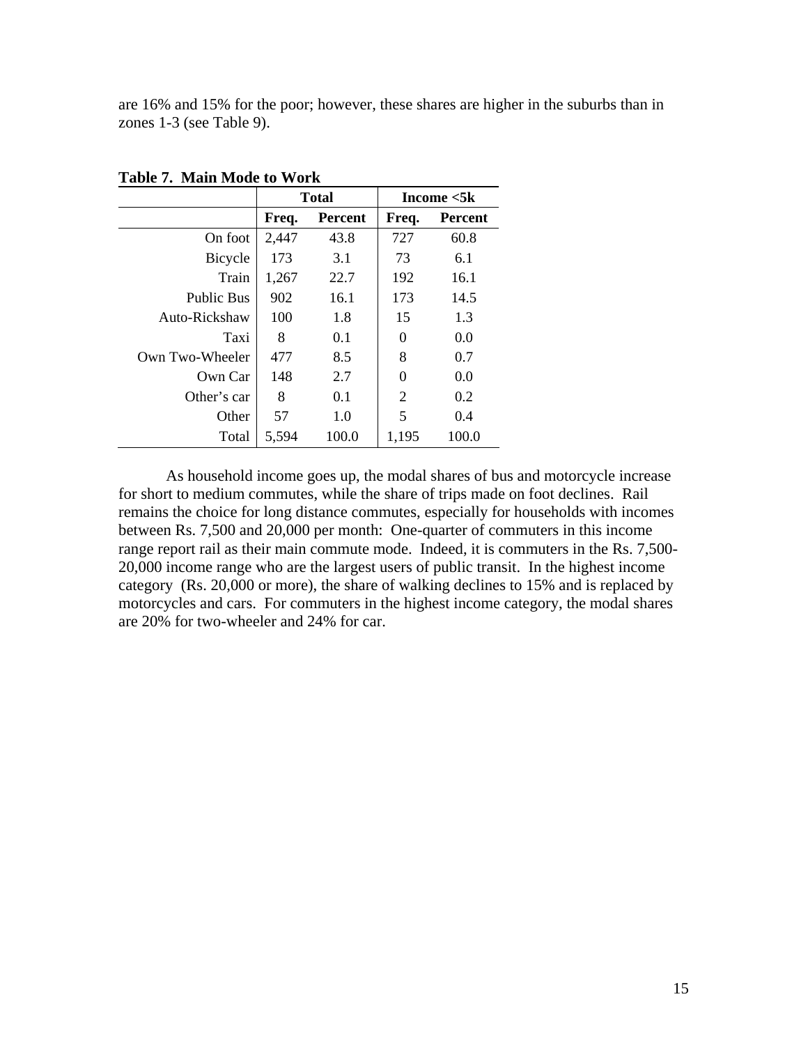are 16% and 15% for the poor; however, these shares are higher in the suburbs than in zones 1-3 (see Table 9).

**Table 7. Main Mode to Work**

| | Total | | Income <5k | |
|---|---|---|---|---|
| | **Freq.** | **Percent** | **Freq.** | **Percent** |
| On foot | 2,447 | 43.8 | 727 | 60.8 |
| Bicycle | 173 | 3.1 | 73 | 6.1 |
| Train | 1,267 | 22.7 | 192 | 16.1 |
| Public Bus | 902 | 16.1 | 173 | 14.5 |
| Auto-Rickshaw | 100 | 1.8 | 15 | 1.3 |
| Taxi | 8 | 0.1 | 0 | 0.0 |
| Own Two-Wheeler | 477 | 8.5 | 8 | 0.7 |
| Own Car | 148 | 2.7 | 0 | 0.0 |
| Other's car | 8 | 0.1 | 2 | 0.2 |
| Other | 57 | 1.0 | 5 | 0.4 |
| Total | 5,594 | 100.0 | 1,195 | 100.0 |

As household income goes up, the modal shares of bus and motorcycle increase for short to medium commutes, while the share of trips made on foot declines. Rail remains the choice for long distance commutes, especially for households with incomes between Rs. 7,500 and 20,000 per month: One-quarter of commuters in this income range report rail as their main commute mode. Indeed, it is commuters in the Rs. 7,500-20,000 income range who are the largest users of public transit. In the highest income category (Rs. 20,000 or more), the share of walking declines to 15% and is replaced by motorcycles and cars. For commuters in the highest income category, the modal shares are 20% for two-wheeler and 24% for car.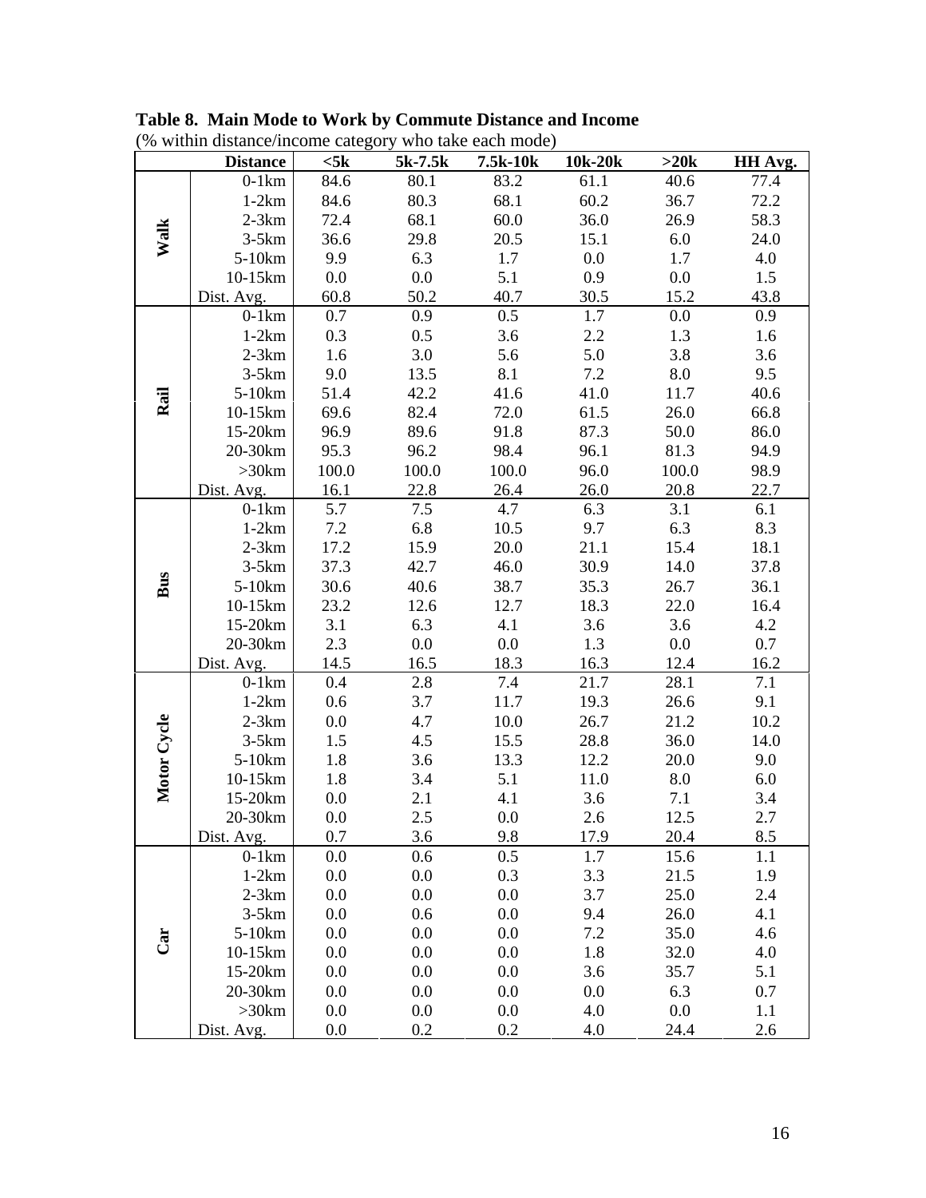**Table 8. Main Mode to Work by Commute Distance and Income**

(% within distance/income category who take each mode)

| | Distance | <5k | 5k-7.5k | 7.5k-10k | 10k-20k | >20k | HH Avg. |
|---|---|---|---|---|---|---|---|
| **Walk** | 0-1km | 84.6 | 80.1 | 83.2 | 61.1 | 40.6 | 77.4 |
| | 1-2km | 84.6 | 80.3 | 68.1 | 60.2 | 36.7 | 72.2 |
| | 2-3km | 72.4 | 68.1 | 60.0 | 36.0 | 26.9 | 58.3 |
| | 3-5km | 36.6 | 29.8 | 20.5 | 15.1 | 6.0 | 24.0 |
| | 5-10km | 9.9 | 6.3 | 1.7 | 0.0 | 1.7 | 4.0 |
| | 10-15km | 0.0 | 0.0 | 5.1 | 0.9 | 0.0 | 1.5 |
| | Dist. Avg. | 60.8 | 50.2 | 40.7 | 30.5 | 15.2 | 43.8 |
| **Rail** | 0-1km | 0.7 | 0.9 | 0.5 | 1.7 | 0.0 | 0.9 |
| | 1-2km | 0.3 | 0.5 | 3.6 | 2.2 | 1.3 | 1.6 |
| | 2-3km | 1.6 | 3.0 | 5.6 | 5.0 | 3.8 | 3.6 |
| | 3-5km | 9.0 | 13.5 | 8.1 | 7.2 | 8.0 | 9.5 |
| | 5-10km | 51.4 | 42.2 | 41.6 | 41.0 | 11.7 | 40.6 |
| | 10-15km | 69.6 | 82.4 | 72.0 | 61.5 | 26.0 | 66.8 |
| | 15-20km | 96.9 | 89.6 | 91.8 | 87.3 | 50.0 | 86.0 |
| | 20-30km | 95.3 | 96.2 | 98.4 | 96.1 | 81.3 | 94.9 |
| | >30km | 100.0 | 100.0 | 100.0 | 96.0 | 100.0 | 98.9 |
| | Dist. Avg. | 16.1 | 22.8 | 26.4 | 26.0 | 20.8 | 22.7 |
| **Bus** | 0-1km | 5.7 | 7.5 | 4.7 | 6.3 | 3.1 | 6.1 |
| | 1-2km | 7.2 | 6.8 | 10.5 | 9.7 | 6.3 | 8.3 |
| | 2-3km | 17.2 | 15.9 | 20.0 | 21.1 | 15.4 | 18.1 |
| | 3-5km | 37.3 | 42.7 | 46.0 | 30.9 | 14.0 | 37.8 |
| | 5-10km | 30.6 | 40.6 | 38.7 | 35.3 | 26.7 | 36.1 |
| | 10-15km | 23.2 | 12.6 | 12.7 | 18.3 | 22.0 | 16.4 |
| | 15-20km | 3.1 | 6.3 | 4.1 | 3.6 | 3.6 | 4.2 |
| | 20-30km | 2.3 | 0.0 | 0.0 | 1.3 | 0.0 | 0.7 |
| | Dist. Avg. | 14.5 | 16.5 | 18.3 | 16.3 | 12.4 | 16.2 |
| **Motor Cycle** | 0-1km | 0.4 | 2.8 | 7.4 | 21.7 | 28.1 | 7.1 |
| | 1-2km | 0.6 | 3.7 | 11.7 | 19.3 | 26.6 | 9.1 |
| | 2-3km | 0.0 | 4.7 | 10.0 | 26.7 | 21.2 | 10.2 |
| | 3-5km | 1.5 | 4.5 | 15.5 | 28.8 | 36.0 | 14.0 |
| | 5-10km | 1.8 | 3.6 | 13.3 | 12.2 | 20.0 | 9.0 |
| | 10-15km | 1.8 | 3.4 | 5.1 | 11.0 | 8.0 | 6.0 |
| | 15-20km | 0.0 | 2.1 | 4.1 | 3.6 | 7.1 | 3.4 |
| | 20-30km | 0.0 | 2.5 | 0.0 | 2.6 | 12.5 | 2.7 |
| | Dist. Avg. | 0.7 | 3.6 | 9.8 | 17.9 | 20.4 | 8.5 |
| **Car** | 0-1km | 0.0 | 0.6 | 0.5 | 1.7 | 15.6 | 1.1 |
| | 1-2km | 0.0 | 0.0 | 0.3 | 3.3 | 21.5 | 1.9 |
| | 2-3km | 0.0 | 0.0 | 0.0 | 3.7 | 25.0 | 2.4 |
| | 3-5km | 0.0 | 0.6 | 0.0 | 9.4 | 26.0 | 4.1 |
| | 5-10km | 0.0 | 0.0 | 0.0 | 7.2 | 35.0 | 4.6 |
| | 10-15km | 0.0 | 0.0 | 0.0 | 1.8 | 32.0 | 4.0 |
| | 15-20km | 0.0 | 0.0 | 0.0 | 3.6 | 35.7 | 5.1 |
| | 20-30km | 0.0 | 0.0 | 0.0 | 0.0 | 6.3 | 0.7 |
| | >30km | 0.0 | 0.0 | 0.0 | 4.0 | 0.0 | 1.1 |
| | Dist. Avg. | 0.0 | 0.2 | 0.2 | 4.0 | 24.4 | 2.6 |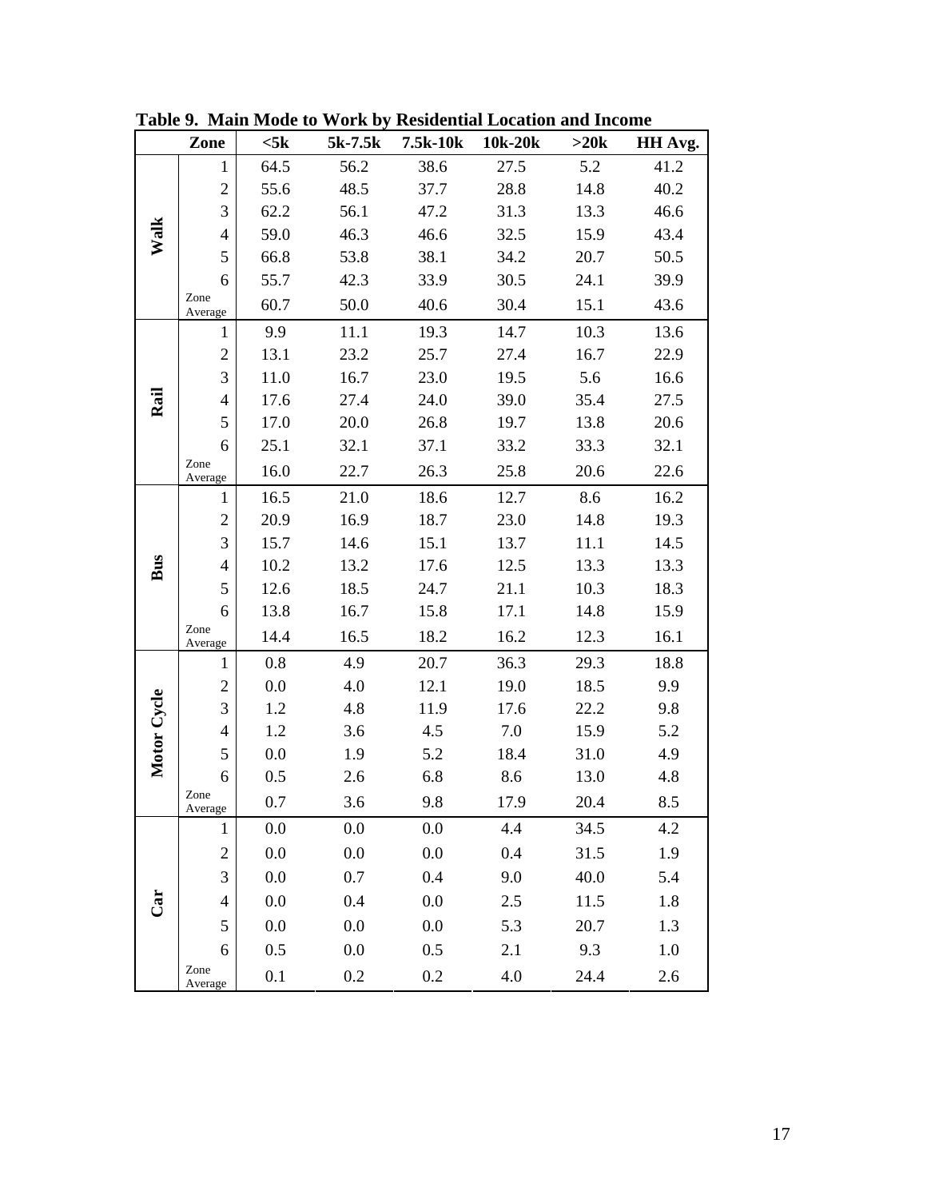**Table 9. Main Mode to Work by Residential Location and Income**

| | Zone | <5k | 5k-7.5k | 7.5k-10k | 10k-20k | >20k | HH Avg. |
|---|---|---|---|---|---|---|---|
| Walk | 1 | 64.5 | 56.2 | 38.6 | 27.5 | 5.2 | 41.2 |
| | 2 | 55.6 | 48.5 | 37.7 | 28.8 | 14.8 | 40.2 |
| | 3 | 62.2 | 56.1 | 47.2 | 31.3 | 13.3 | 46.6 |
| | 4 | 59.0 | 46.3 | 46.6 | 32.5 | 15.9 | 43.4 |
| | 5 | 66.8 | 53.8 | 38.1 | 34.2 | 20.7 | 50.5 |
| | 6 | 55.7 | 42.3 | 33.9 | 30.5 | 24.1 | 39.9 |
| | Zone Average | 60.7 | 50.0 | 40.6 | 30.4 | 15.1 | 43.6 |
| Rail | 1 | 9.9 | 11.1 | 19.3 | 14.7 | 10.3 | 13.6 |
| | 2 | 13.1 | 23.2 | 25.7 | 27.4 | 16.7 | 22.9 |
| | 3 | 11.0 | 16.7 | 23.0 | 19.5 | 5.6 | 16.6 |
| | 4 | 17.6 | 27.4 | 24.0 | 39.0 | 35.4 | 27.5 |
| | 5 | 17.0 | 20.0 | 26.8 | 19.7 | 13.8 | 20.6 |
| | 6 | 25.1 | 32.1 | 37.1 | 33.2 | 33.3 | 32.1 |
| | Zone Average | 16.0 | 22.7 | 26.3 | 25.8 | 20.6 | 22.6 |
| Bus | 1 | 16.5 | 21.0 | 18.6 | 12.7 | 8.6 | 16.2 |
| | 2 | 20.9 | 16.9 | 18.7 | 23.0 | 14.8 | 19.3 |
| | 3 | 15.7 | 14.6 | 15.1 | 13.7 | 11.1 | 14.5 |
| | 4 | 10.2 | 13.2 | 17.6 | 12.5 | 13.3 | 13.3 |
| | 5 | 12.6 | 18.5 | 24.7 | 21.1 | 10.3 | 18.3 |
| | 6 | 13.8 | 16.7 | 15.8 | 17.1 | 14.8 | 15.9 |
| | Zone Average | 14.4 | 16.5 | 18.2 | 16.2 | 12.3 | 16.1 |
| Motor Cycle | 1 | 0.8 | 4.9 | 20.7 | 36.3 | 29.3 | 18.8 |
| | 2 | 0.0 | 4.0 | 12.1 | 19.0 | 18.5 | 9.9 |
| | 3 | 1.2 | 4.8 | 11.9 | 17.6 | 22.2 | 9.8 |
| | 4 | 1.2 | 3.6 | 4.5 | 7.0 | 15.9 | 5.2 |
| | 5 | 0.0 | 1.9 | 5.2 | 18.4 | 31.0 | 4.9 |
| | 6 | 0.5 | 2.6 | 6.8 | 8.6 | 13.0 | 4.8 |
| | Zone Average | 0.7 | 3.6 | 9.8 | 17.9 | 20.4 | 8.5 |
| Car | 1 | 0.0 | 0.0 | 0.0 | 4.4 | 34.5 | 4.2 |
| | 2 | 0.0 | 0.0 | 0.0 | 0.4 | 31.5 | 1.9 |
| | 3 | 0.0 | 0.7 | 0.4 | 9.0 | 40.0 | 5.4 |
| | 4 | 0.0 | 0.4 | 0.0 | 2.5 | 11.5 | 1.8 |
| | 5 | 0.0 | 0.0 | 0.0 | 5.3 | 20.7 | 1.3 |
| | 6 | 0.5 | 0.0 | 0.5 | 2.1 | 9.3 | 1.0 |
| | Zone Average | 0.1 | 0.2 | 0.2 | 4.0 | 24.4 | 2.6 |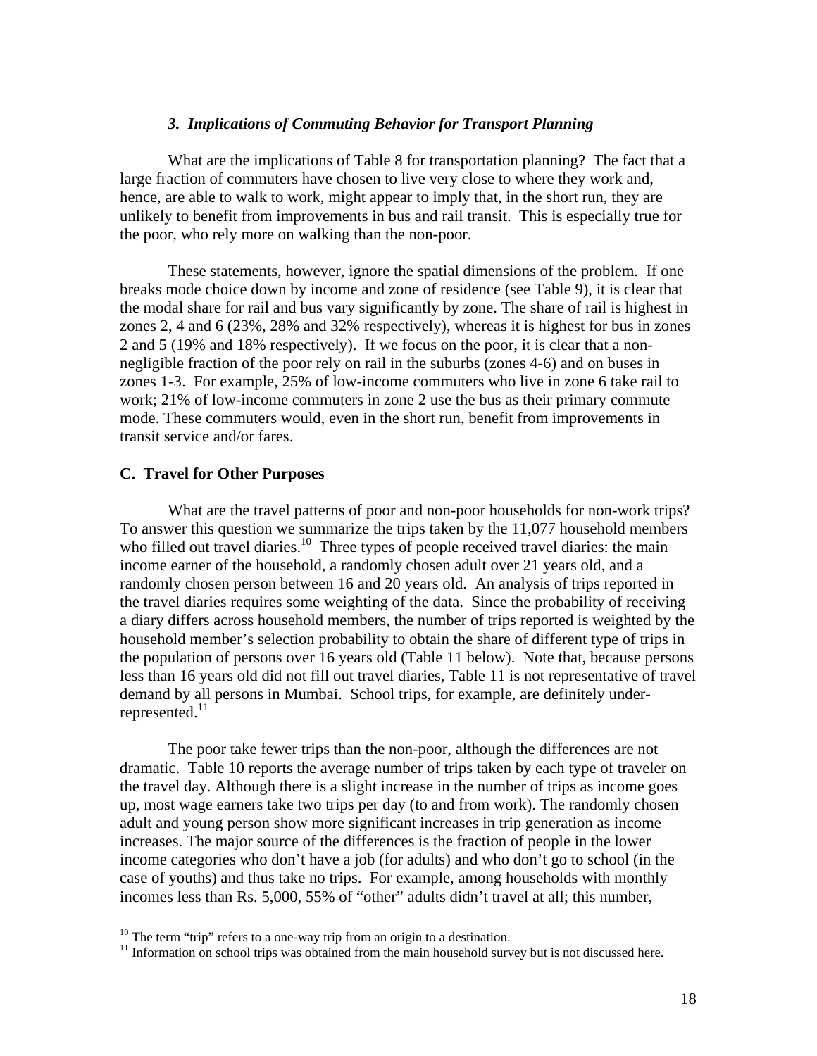### *3. Implications of Commuting Behavior for Transport Planning*

What are the implications of Table 8 for transportation planning? The fact that a large fraction of commuters have chosen to live very close to where they work and, hence, are able to walk to work, might appear to imply that, in the short run, they are unlikely to benefit from improvements in bus and rail transit. This is especially true for the poor, who rely more on walking than the non-poor.

These statements, however, ignore the spatial dimensions of the problem. If one breaks mode choice down by income and zone of residence (see Table 9), it is clear that the modal share for rail and bus vary significantly by zone. The share of rail is highest in zones 2, 4 and 6 (23%, 28% and 32% respectively), whereas it is highest for bus in zones 2 and 5 (19% and 18% respectively). If we focus on the poor, it is clear that a non-negligible fraction of the poor rely on rail in the suburbs (zones 4-6) and on buses in zones 1-3. For example, 25% of low-income commuters who live in zone 6 take rail to work; 21% of low-income commuters in zone 2 use the bus as their primary commute mode. These commuters would, even in the short run, benefit from improvements in transit service and/or fares.

## C. Travel for Other Purposes

What are the travel patterns of poor and non-poor households for non-work trips? To answer this question we summarize the trips taken by the 11,077 household members who filled out travel diaries.[10] Three types of people received travel diaries: the main income earner of the household, a randomly chosen adult over 21 years old, and a randomly chosen person between 16 and 20 years old. An analysis of trips reported in the travel diaries requires some weighting of the data. Since the probability of receiving a diary differs across household members, the number of trips reported is weighted by the household member's selection probability to obtain the share of different type of trips in the population of persons over 16 years old (Table 11 below). Note that, because persons less than 16 years old did not fill out travel diaries, Table 11 is not representative of travel demand by all persons in Mumbai. School trips, for example, are definitely under-represented.[11]

The poor take fewer trips than the non-poor, although the differences are not dramatic. Table 10 reports the average number of trips taken by each type of traveler on the travel day. Although there is a slight increase in the number of trips as income goes up, most wage earners take two trips per day (to and from work). The randomly chosen adult and young person show more significant increases in trip generation as income increases. The major source of the differences is the fraction of people in the lower income categories who don't have a job (for adults) and who don't go to school (in the case of youths) and thus take no trips. For example, among households with monthly incomes less than Rs. 5,000, 55% of "other" adults didn't travel at all; this number,

[10] The term "trip" refers to a one-way trip from an origin to a destination.

[11] Information on school trips was obtained from the main household survey but is not discussed here.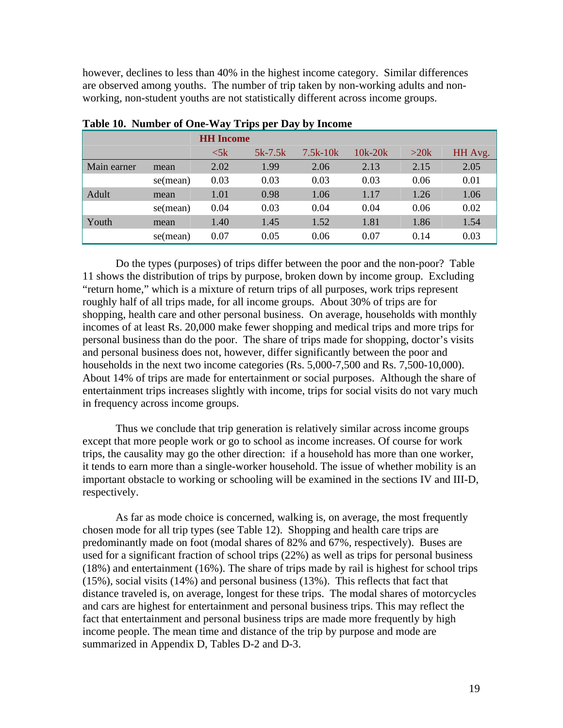however, declines to less than 40% in the highest income category. Similar differences are observed among youths. The number of trip taken by non-working adults and non-working, non-student youths are not statistically different across income groups.

**Table 10. Number of One-Way Trips per Day by Income**

| | | HH Income | | | | | |
|---|---|---|---|---|---|---|---|
| | | <5k | 5k-7.5k | 7.5k-10k | 10k-20k | >20k | HH Avg. |
| Main earner | mean | 2.02 | 1.99 | 2.06 | 2.13 | 2.15 | 2.05 |
| | se(mean) | 0.03 | 0.03 | 0.03 | 0.03 | 0.06 | 0.01 |
| Adult | mean | 1.01 | 0.98 | 1.06 | 1.17 | 1.26 | 1.06 |
| | se(mean) | 0.04 | 0.03 | 0.04 | 0.04 | 0.06 | 0.02 |
| Youth | mean | 1.40 | 1.45 | 1.52 | 1.81 | 1.86 | 1.54 |
| | se(mean) | 0.07 | 0.05 | 0.06 | 0.07 | 0.14 | 0.03 |

Do the types (purposes) of trips differ between the poor and the non-poor? Table 11 shows the distribution of trips by purpose, broken down by income group. Excluding "return home," which is a mixture of return trips of all purposes, work trips represent roughly half of all trips made, for all income groups. About 30% of trips are for shopping, health care and other personal business. On average, households with monthly incomes of at least Rs. 20,000 make fewer shopping and medical trips and more trips for personal business than do the poor. The share of trips made for shopping, doctor's visits and personal business does not, however, differ significantly between the poor and households in the next two income categories (Rs. 5,000-7,500 and Rs. 7,500-10,000). About 14% of trips are made for entertainment or social purposes. Although the share of entertainment trips increases slightly with income, trips for social visits do not vary much in frequency across income groups.

Thus we conclude that trip generation is relatively similar across income groups except that more people work or go to school as income increases. Of course for work trips, the causality may go the other direction: if a household has more than one worker, it tends to earn more than a single-worker household. The issue of whether mobility is an important obstacle to working or schooling will be examined in the sections IV and III-D, respectively.

As far as mode choice is concerned, walking is, on average, the most frequently chosen mode for all trip types (see Table 12). Shopping and health care trips are predominantly made on foot (modal shares of 82% and 67%, respectively). Buses are used for a significant fraction of school trips (22%) as well as trips for personal business (18%) and entertainment (16%). The share of trips made by rail is highest for school trips (15%), social visits (14%) and personal business (13%). This reflects that fact that distance traveled is, on average, longest for these trips. The modal shares of motorcycles and cars are highest for entertainment and personal business trips. This may reflect the fact that entertainment and personal business trips are made more frequently by high income people. The mean time and distance of the trip by purpose and mode are summarized in Appendix D, Tables D-2 and D-3.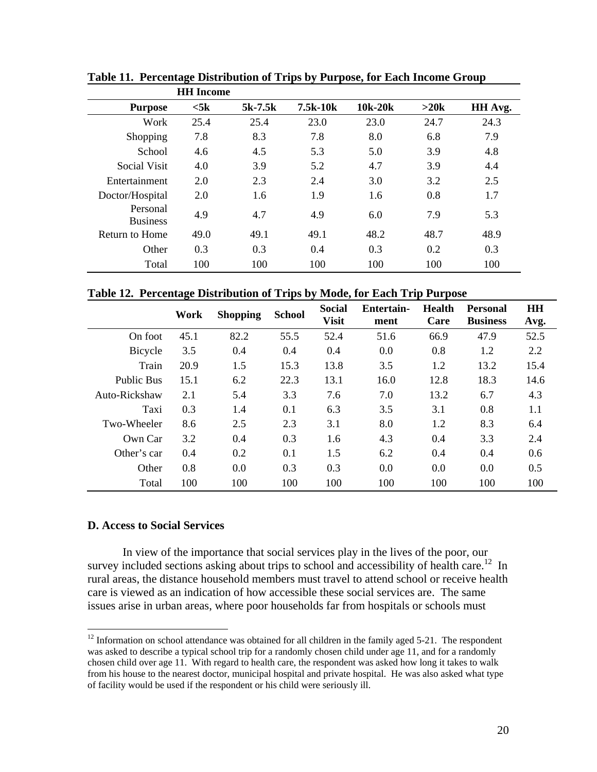**Table 11. Percentage Distribution of Trips by Purpose, for Each Income Group**

| | HH Income | | | | | |
|---|---|---|---|---|---|---|
| **Purpose** | **<5k** | **5k-7.5k** | **7.5k-10k** | **10k-20k** | **>20k** | **HH Avg.** |
| Work | 25.4 | 25.4 | 23.0 | 23.0 | 24.7 | 24.3 |
| Shopping | 7.8 | 8.3 | 7.8 | 8.0 | 6.8 | 7.9 |
| School | 4.6 | 4.5 | 5.3 | 5.0 | 3.9 | 4.8 |
| Social Visit | 4.0 | 3.9 | 5.2 | 4.7 | 3.9 | 4.4 |
| Entertainment | 2.0 | 2.3 | 2.4 | 3.0 | 3.2 | 2.5 |
| Doctor/Hospital | 2.0 | 1.6 | 1.9 | 1.6 | 0.8 | 1.7 |
| Personal Business | 4.9 | 4.7 | 4.9 | 6.0 | 7.9 | 5.3 |
| Return to Home | 49.0 | 49.1 | 49.1 | 48.2 | 48.7 | 48.9 |
| Other | 0.3 | 0.3 | 0.4 | 0.3 | 0.2 | 0.3 |
| Total | 100 | 100 | 100 | 100 | 100 | 100 |

**Table 12. Percentage Distribution of Trips by Mode, for Each Trip Purpose**

| | **Work** | **Shopping** | **School** | **Social Visit** | **Entertain-ment** | **Health Care** | **Personal Business** | **HH Avg.** |
|---|---|---|---|---|---|---|---|---|
| On foot | 45.1 | 82.2 | 55.5 | 52.4 | 51.6 | 66.9 | 47.9 | 52.5 |
| Bicycle | 3.5 | 0.4 | 0.4 | 0.4 | 0.0 | 0.8 | 1.2 | 2.2 |
| Train | 20.9 | 1.5 | 15.3 | 13.8 | 3.5 | 1.2 | 13.2 | 15.4 |
| Public Bus | 15.1 | 6.2 | 22.3 | 13.1 | 16.0 | 12.8 | 18.3 | 14.6 |
| Auto-Rickshaw | 2.1 | 5.4 | 3.3 | 7.6 | 7.0 | 13.2 | 6.7 | 4.3 |
| Taxi | 0.3 | 1.4 | 0.1 | 6.3 | 3.5 | 3.1 | 0.8 | 1.1 |
| Two-Wheeler | 8.6 | 2.5 | 2.3 | 3.1 | 8.0 | 1.2 | 8.3 | 6.4 |
| Own Car | 3.2 | 0.4 | 0.3 | 1.6 | 4.3 | 0.4 | 3.3 | 2.4 |
| Other's car | 0.4 | 0.2 | 0.1 | 1.5 | 6.2 | 0.4 | 0.4 | 0.6 |
| Other | 0.8 | 0.0 | 0.3 | 0.3 | 0.0 | 0.0 | 0.0 | 0.5 |
| Total | 100 | 100 | 100 | 100 | 100 | 100 | 100 | 100 |

### D. Access to Social Services

In view of the importance that social services play in the lives of the poor, our survey included sections asking about trips to school and accessibility of health care.[12] In rural areas, the distance household members must travel to attend school or receive health care is viewed as an indication of how accessible these social services are. The same issues arise in urban areas, where poor households far from hospitals or schools must

[12] Information on school attendance was obtained for all children in the family aged 5-21. The respondent was asked to describe a typical school trip for a randomly chosen child under age 11, and for a randomly chosen child over age 11. With regard to health care, the respondent was asked how long it takes to walk from his house to the nearest doctor, municipal hospital and private hospital. He was also asked what type of facility would be used if the respondent or his child were seriously ill.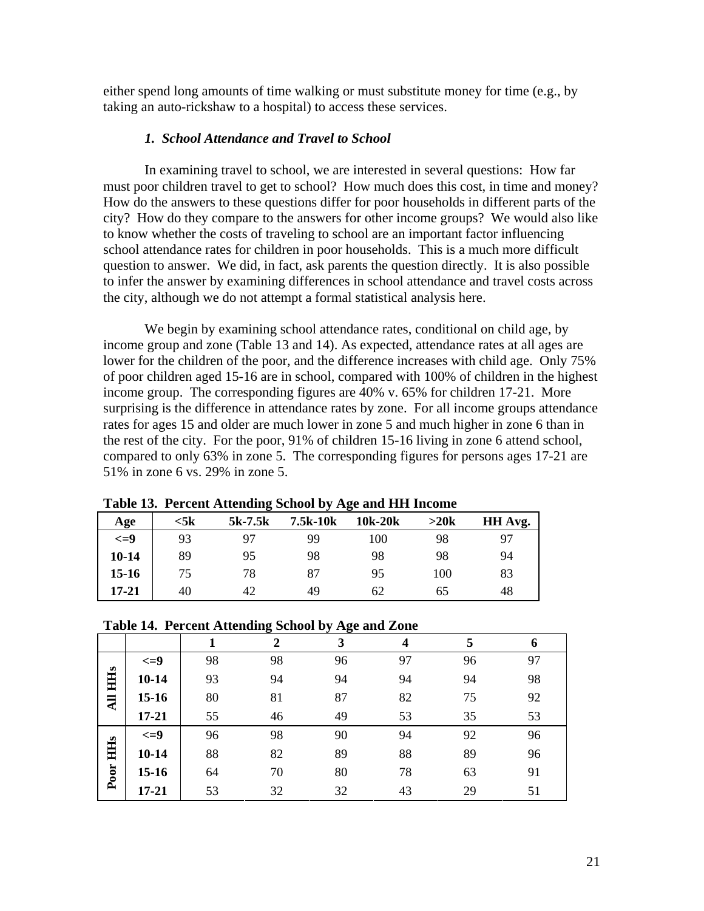either spend long amounts of time walking or must substitute money for time (e.g., by taking an auto-rickshaw to a hospital) to access these services.

### *1. School Attendance and Travel to School*

In examining travel to school, we are interested in several questions: How far must poor children travel to get to school? How much does this cost, in time and money? How do the answers to these questions differ for poor households in different parts of the city? How do they compare to the answers for other income groups? We would also like to know whether the costs of traveling to school are an important factor influencing school attendance rates for children in poor households. This is a much more difficult question to answer. We did, in fact, ask parents the question directly. It is also possible to infer the answer by examining differences in school attendance and travel costs across the city, although we do not attempt a formal statistical analysis here.

We begin by examining school attendance rates, conditional on child age, by income group and zone (Table 13 and 14). As expected, attendance rates at all ages are lower for the children of the poor, and the difference increases with child age. Only 75% of poor children aged 15-16 are in school, compared with 100% of children in the highest income group. The corresponding figures are 40% v. 65% for children 17-21. More surprising is the difference in attendance rates by zone. For all income groups attendance rates for ages 15 and older are much lower in zone 5 and much higher in zone 6 than in the rest of the city. For the poor, 91% of children 15-16 living in zone 6 attend school, compared to only 63% in zone 5. The corresponding figures for persons ages 17-21 are 51% in zone 6 vs. 29% in zone 5.

**Table 13. Percent Attending School by Age and HH Income**

| Age | <5k | 5k-7.5k | 7.5k-10k | 10k-20k | >20k | HH Avg. |
|---|---|---|---|---|---|---|
| <=9 | 93 | 97 | 99 | 100 | 98 | 97 |
| 10-14 | 89 | 95 | 98 | 98 | 98 | 94 |
| 15-16 | 75 | 78 | 87 | 95 | 100 | 83 |
| 17-21 | 40 | 42 | 49 | 62 | 65 | 48 |

**Table 14. Percent Attending School by Age and Zone**

| | | 1 | 2 | 3 | 4 | 5 | 6 |
|---|---|---|---|---|---|---|---|
| All HHs | <=9 | 98 | 98 | 96 | 97 | 96 | 97 |
| | 10-14 | 93 | 94 | 94 | 94 | 94 | 98 |
| | 15-16 | 80 | 81 | 87 | 82 | 75 | 92 |
| | 17-21 | 55 | 46 | 49 | 53 | 35 | 53 |
| Poor HHs | <=9 | 96 | 98 | 90 | 94 | 92 | 96 |
| | 10-14 | 88 | 82 | 89 | 88 | 89 | 96 |
| | 15-16 | 64 | 70 | 80 | 78 | 63 | 91 |
| | 17-21 | 53 | 32 | 32 | 43 | 29 | 51 |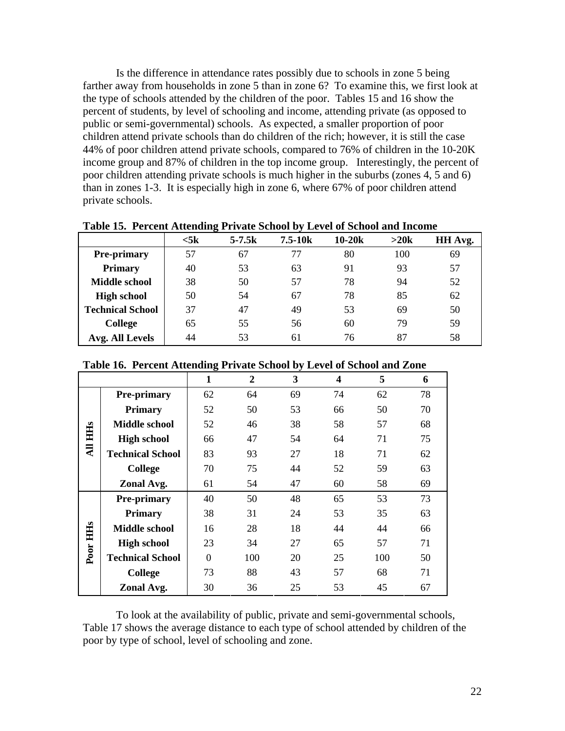Is the difference in attendance rates possibly due to schools in zone 5 being farther away from households in zone 5 than in zone 6? To examine this, we first look at the type of schools attended by the children of the poor. Tables 15 and 16 show the percent of students, by level of schooling and income, attending private (as opposed to public or semi-governmental) schools. As expected, a smaller proportion of poor children attend private schools than do children of the rich; however, it is still the case 44% of poor children attend private schools, compared to 76% of children in the 10-20K income group and 87% of children in the top income group. Interestingly, the percent of poor children attending private schools is much higher in the suburbs (zones 4, 5 and 6) than in zones 1-3. It is especially high in zone 6, where 67% of poor children attend private schools.

**Table 15. Percent Attending Private School by Level of School and Income**

| | <5k | 5-7.5k | 7.5-10k | 10-20k | >20k | HH Avg. |
|---|---|---|---|---|---|---|
| **Pre-primary** | 57 | 67 | 77 | 80 | 100 | 69 |
| **Primary** | 40 | 53 | 63 | 91 | 93 | 57 |
| **Middle school** | 38 | 50 | 57 | 78 | 94 | 52 |
| **High school** | 50 | 54 | 67 | 78 | 85 | 62 |
| **Technical School** | 37 | 47 | 49 | 53 | 69 | 50 |
| **College** | 65 | 55 | 56 | 60 | 79 | 59 |
| **Avg. All Levels** | 44 | 53 | 61 | 76 | 87 | 58 |

**Table 16. Percent Attending Private School by Level of School and Zone**

| | | 1 | 2 | 3 | 4 | 5 | 6 |
|---|---|---|---|---|---|---|---|
| **All HHs** | **Pre-primary** | 62 | 64 | 69 | 74 | 62 | 78 |
| | **Primary** | 52 | 50 | 53 | 66 | 50 | 70 |
| | **Middle school** | 52 | 46 | 38 | 58 | 57 | 68 |
| | **High school** | 66 | 47 | 54 | 64 | 71 | 75 |
| | **Technical School** | 83 | 93 | 27 | 18 | 71 | 62 |
| | **College** | 70 | 75 | 44 | 52 | 59 | 63 |
| | **Zonal Avg.** | 61 | 54 | 47 | 60 | 58 | 69 |
| **Poor HHs** | **Pre-primary** | 40 | 50 | 48 | 65 | 53 | 73 |
| | **Primary** | 38 | 31 | 24 | 53 | 35 | 63 |
| | **Middle school** | 16 | 28 | 18 | 44 | 44 | 66 |
| | **High school** | 23 | 34 | 27 | 65 | 57 | 71 |
| | **Technical School** | 0 | 100 | 20 | 25 | 100 | 50 |
| | **College** | 73 | 88 | 43 | 57 | 68 | 71 |
| | **Zonal Avg.** | 30 | 36 | 25 | 53 | 45 | 67 |

To look at the availability of public, private and semi-governmental schools, Table 17 shows the average distance to each type of school attended by children of the poor by type of school, level of schooling and zone.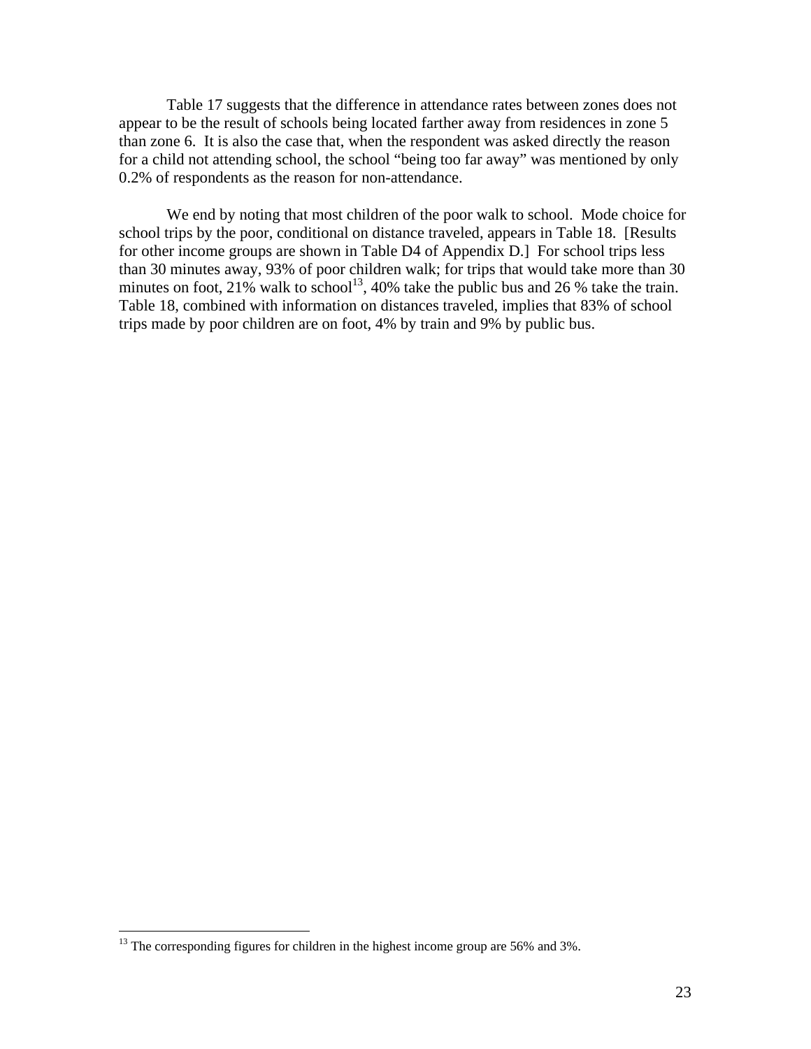Table 17 suggests that the difference in attendance rates between zones does not appear to be the result of schools being located farther away from residences in zone 5 than zone 6. It is also the case that, when the respondent was asked directly the reason for a child not attending school, the school "being too far away" was mentioned by only 0.2% of respondents as the reason for non-attendance.

We end by noting that most children of the poor walk to school. Mode choice for school trips by the poor, conditional on distance traveled, appears in Table 18. [Results for other income groups are shown in Table D4 of Appendix D.] For school trips less than 30 minutes away, 93% of poor children walk; for trips that would take more than 30 minutes on foot, 21% walk to school[13], 40% take the public bus and 26 % take the train. Table 18, combined with information on distances traveled, implies that 83% of school trips made by poor children are on foot, 4% by train and 9% by public bus.

---

[13] The corresponding figures for children in the highest income group are 56% and 3%.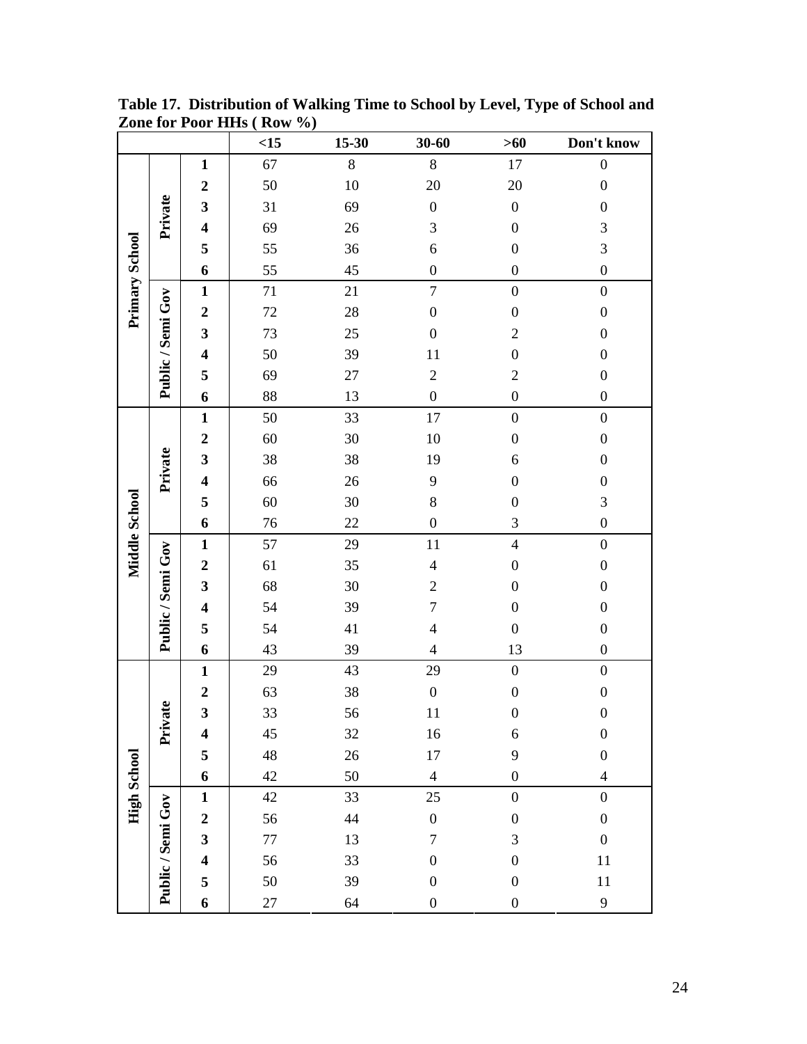**Table 17. Distribution of Walking Time to School by Level, Type of School and Zone for Poor HHs ( Row %)**

| | | | <15 | 15-30 | 30-60 | >60 | Don't know |
|---|---|---|---|---|---|---|---|
| Primary School | Private | 1 | 67 | 8 | 8 | 17 | 0 |
| | | 2 | 50 | 10 | 20 | 20 | 0 |
| | | 3 | 31 | 69 | 0 | 0 | 0 |
| | | 4 | 69 | 26 | 3 | 0 | 3 |
| | | 5 | 55 | 36 | 6 | 0 | 3 |
| | | 6 | 55 | 45 | 0 | 0 | 0 |
| | Public / Semi Gov | 1 | 71 | 21 | 7 | 0 | 0 |
| | | 2 | 72 | 28 | 0 | 0 | 0 |
| | | 3 | 73 | 25 | 0 | 2 | 0 |
| | | 4 | 50 | 39 | 11 | 0 | 0 |
| | | 5 | 69 | 27 | 2 | 2 | 0 |
| | | 6 | 88 | 13 | 0 | 0 | 0 |
| Middle School | Private | 1 | 50 | 33 | 17 | 0 | 0 |
| | | 2 | 60 | 30 | 10 | 0 | 0 |
| | | 3 | 38 | 38 | 19 | 6 | 0 |
| | | 4 | 66 | 26 | 9 | 0 | 0 |
| | | 5 | 60 | 30 | 8 | 0 | 3 |
| | | 6 | 76 | 22 | 0 | 3 | 0 |
| | Public / Semi Gov | 1 | 57 | 29 | 11 | 4 | 0 |
| | | 2 | 61 | 35 | 4 | 0 | 0 |
| | | 3 | 68 | 30 | 2 | 0 | 0 |
| | | 4 | 54 | 39 | 7 | 0 | 0 |
| | | 5 | 54 | 41 | 4 | 0 | 0 |
| | | 6 | 43 | 39 | 4 | 13 | 0 |
| High School | Private | 1 | 29 | 43 | 29 | 0 | 0 |
| | | 2 | 63 | 38 | 0 | 0 | 0 |
| | | 3 | 33 | 56 | 11 | 0 | 0 |
| | | 4 | 45 | 32 | 16 | 6 | 0 |
| | | 5 | 48 | 26 | 17 | 9 | 0 |
| | | 6 | 42 | 50 | 4 | 0 | 4 |
| | Public / Semi Gov | 1 | 42 | 33 | 25 | 0 | 0 |
| | | 2 | 56 | 44 | 0 | 0 | 0 |
| | | 3 | 77 | 13 | 7 | 3 | 0 |
| | | 4 | 56 | 33 | 0 | 0 | 11 |
| | | 5 | 50 | 39 | 0 | 0 | 11 |
| | | 6 | 27 | 64 | 0 | 0 | 9 |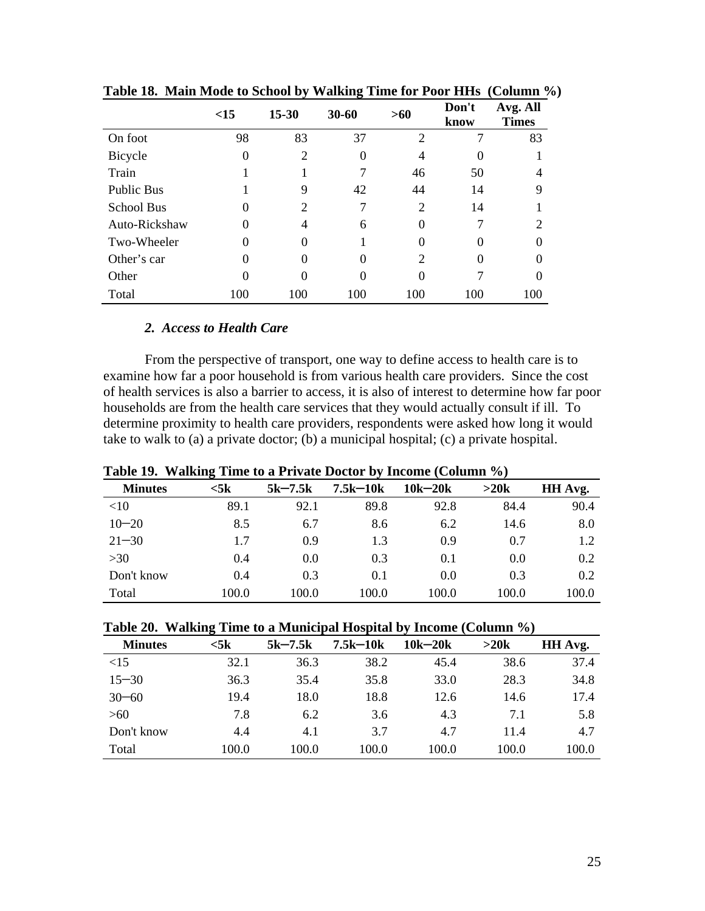**Table 18. Main Mode to School by Walking Time for Poor HHs (Column %)**

| | <15 | 15-30 | 30-60 | >60 | Don't know | Avg. All Times |
|---|---|---|---|---|---|---|
| On foot | 98 | 83 | 37 | 2 | 7 | 83 |
| Bicycle | 0 | 2 | 0 | 4 | 0 | 1 |
| Train | 1 | 1 | 7 | 46 | 50 | 4 |
| Public Bus | 1 | 9 | 42 | 44 | 14 | 9 |
| School Bus | 0 | 2 | 7 | 2 | 14 | 1 |
| Auto-Rickshaw | 0 | 4 | 6 | 0 | 7 | 2 |
| Two-Wheeler | 0 | 0 | 1 | 0 | 0 | 0 |
| Other's car | 0 | 0 | 0 | 2 | 0 | 0 |
| Other | 0 | 0 | 0 | 0 | 7 | 0 |
| Total | 100 | 100 | 100 | 100 | 100 | 100 |

### *2. Access to Health Care*

From the perspective of transport, one way to define access to health care is to examine how far a poor household is from various health care providers. Since the cost of health services is also a barrier to access, it is also of interest to determine how far poor households are from the health care services that they would actually consult if ill. To determine proximity to health care providers, respondents were asked how long it would take to walk to (a) a private doctor; (b) a municipal hospital; (c) a private hospital.

**Table 19. Walking Time to a Private Doctor by Income (Column %)**

| Minutes | <5k | 5k–7.5k | 7.5k–10k | 10k–20k | >20k | HH Avg. |
|---|---|---|---|---|---|---|
| <10 | 89.1 | 92.1 | 89.8 | 92.8 | 84.4 | 90.4 |
| 10–20 | 8.5 | 6.7 | 8.6 | 6.2 | 14.6 | 8.0 |
| 21–30 | 1.7 | 0.9 | 1.3 | 0.9 | 0.7 | 1.2 |
| >30 | 0.4 | 0.0 | 0.3 | 0.1 | 0.0 | 0.2 |
| Don't know | 0.4 | 0.3 | 0.1 | 0.0 | 0.3 | 0.2 |
| Total | 100.0 | 100.0 | 100.0 | 100.0 | 100.0 | 100.0 |

**Table 20. Walking Time to a Municipal Hospital by Income (Column %)**

| Minutes | <5k | 5k–7.5k | 7.5k–10k | 10k–20k | >20k | HH Avg. |
|---|---|---|---|---|---|---|
| <15 | 32.1 | 36.3 | 38.2 | 45.4 | 38.6 | 37.4 |
| 15–30 | 36.3 | 35.4 | 35.8 | 33.0 | 28.3 | 34.8 |
| 30–60 | 19.4 | 18.0 | 18.8 | 12.6 | 14.6 | 17.4 |
| >60 | 7.8 | 6.2 | 3.6 | 4.3 | 7.1 | 5.8 |
| Don't know | 4.4 | 4.1 | 3.7 | 4.7 | 11.4 | 4.7 |
| Total | 100.0 | 100.0 | 100.0 | 100.0 | 100.0 | 100.0 |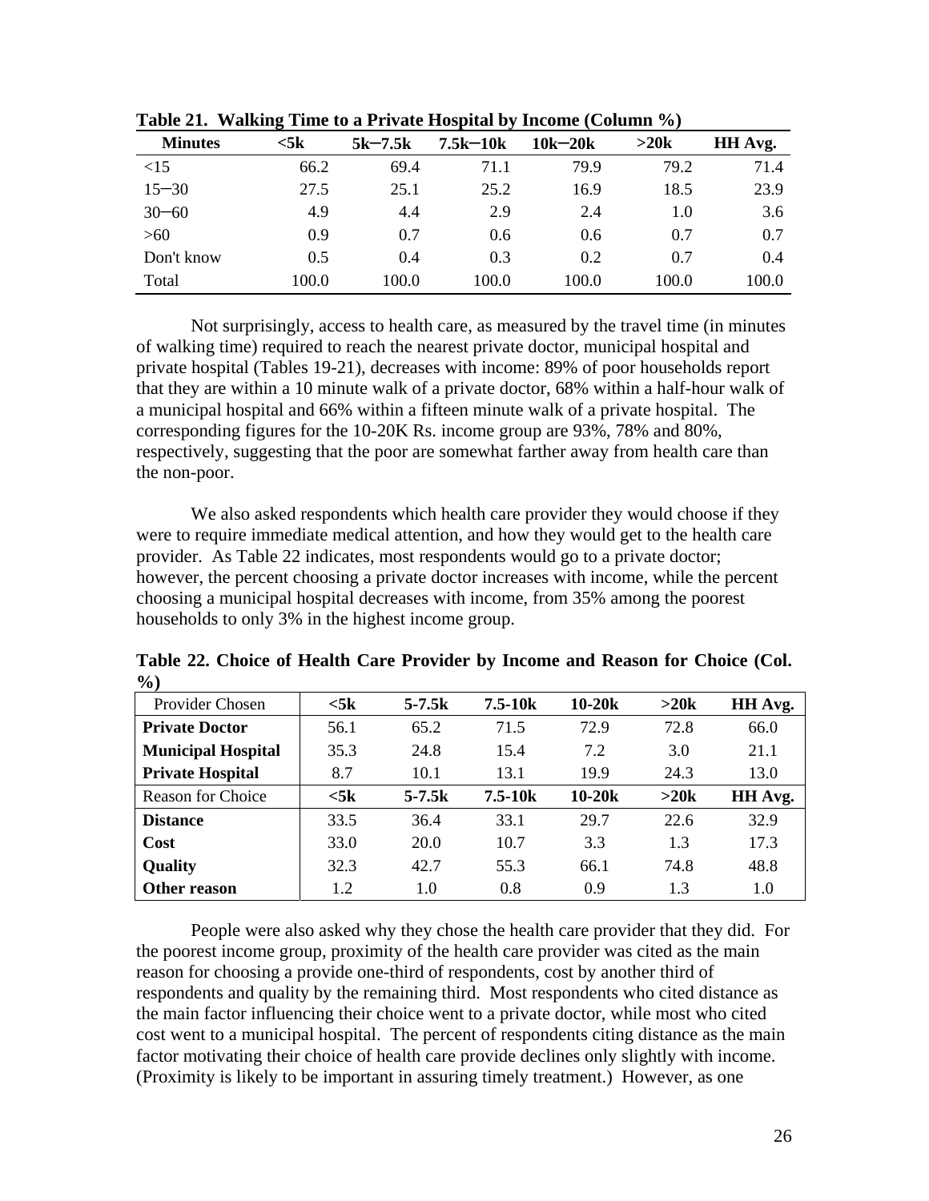**Table 21. Walking Time to a Private Hospital by Income (Column %)**

| Minutes | <5k | 5k–7.5k | 7.5k–10k | 10k–20k | >20k | HH Avg. |
|---|---|---|---|---|---|---|
| <15 | 66.2 | 69.4 | 71.1 | 79.9 | 79.2 | 71.4 |
| 15–30 | 27.5 | 25.1 | 25.2 | 16.9 | 18.5 | 23.9 |
| 30–60 | 4.9 | 4.4 | 2.9 | 2.4 | 1.0 | 3.6 |
| >60 | 0.9 | 0.7 | 0.6 | 0.6 | 0.7 | 0.7 |
| Don't know | 0.5 | 0.4 | 0.3 | 0.2 | 0.7 | 0.4 |
| Total | 100.0 | 100.0 | 100.0 | 100.0 | 100.0 | 100.0 |

Not surprisingly, access to health care, as measured by the travel time (in minutes of walking time) required to reach the nearest private doctor, municipal hospital and private hospital (Tables 19-21), decreases with income: 89% of poor households report that they are within a 10 minute walk of a private doctor, 68% within a half-hour walk of a municipal hospital and 66% within a fifteen minute walk of a private hospital. The corresponding figures for the 10-20K Rs. income group are 93%, 78% and 80%, respectively, suggesting that the poor are somewhat farther away from health care than the non-poor.

We also asked respondents which health care provider they would choose if they were to require immediate medical attention, and how they would get to the health care provider. As Table 22 indicates, most respondents would go to a private doctor; however, the percent choosing a private doctor increases with income, while the percent choosing a municipal hospital decreases with income, from 35% among the poorest households to only 3% in the highest income group.

**Table 22. Choice of Health Care Provider by Income and Reason for Choice (Col. %)**

| Provider Chosen | <5k | 5-7.5k | 7.5-10k | 10-20k | >20k | HH Avg. |
|---|---|---|---|---|---|---|
| **Private Doctor** | 56.1 | 65.2 | 71.5 | 72.9 | 72.8 | 66.0 |
| **Municipal Hospital** | 35.3 | 24.8 | 15.4 | 7.2 | 3.0 | 21.1 |
| **Private Hospital** | 8.7 | 10.1 | 13.1 | 19.9 | 24.3 | 13.0 |
| Reason for Choice | **<5k** | **5-7.5k** | **7.5-10k** | **10-20k** | **>20k** | **HH Avg.** |
| **Distance** | 33.5 | 36.4 | 33.1 | 29.7 | 22.6 | 32.9 |
| **Cost** | 33.0 | 20.0 | 10.7 | 3.3 | 1.3 | 17.3 |
| **Quality** | 32.3 | 42.7 | 55.3 | 66.1 | 74.8 | 48.8 |
| **Other reason** | 1.2 | 1.0 | 0.8 | 0.9 | 1.3 | 1.0 |

People were also asked why they chose the health care provider that they did. For the poorest income group, proximity of the health care provider was cited as the main reason for choosing a provide one-third of respondents, cost by another third of respondents and quality by the remaining third. Most respondents who cited distance as the main factor influencing their choice went to a private doctor, while most who cited cost went to a municipal hospital. The percent of respondents citing distance as the main factor motivating their choice of health care provide declines only slightly with income. (Proximity is likely to be important in assuring timely treatment.) However, as one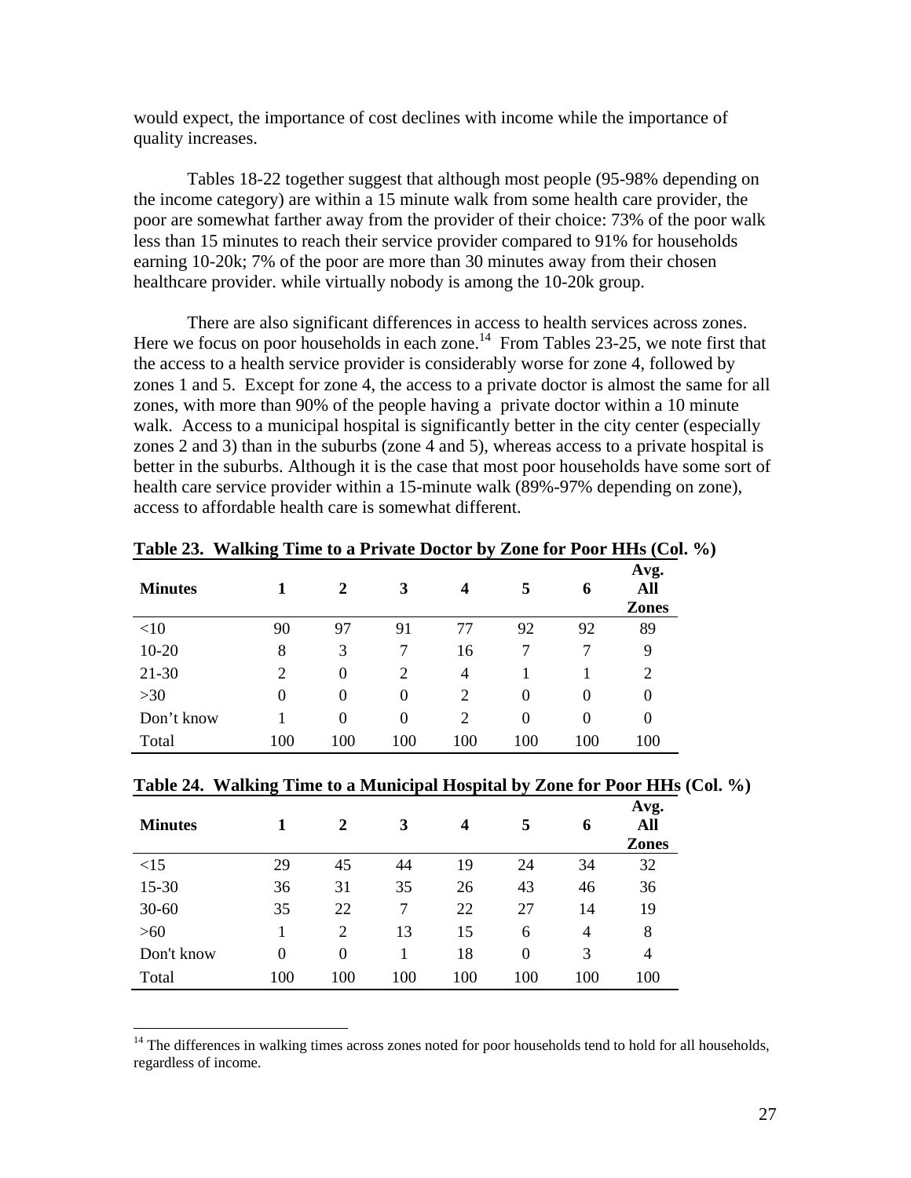would expect, the importance of cost declines with income while the importance of quality increases.

Tables 18-22 together suggest that although most people (95-98% depending on the income category) are within a 15 minute walk from some health care provider, the poor are somewhat farther away from the provider of their choice: 73% of the poor walk less than 15 minutes to reach their service provider compared to 91% for households earning 10-20k; 7% of the poor are more than 30 minutes away from their chosen healthcare provider. while virtually nobody is among the 10-20k group.

There are also significant differences in access to health services across zones. Here we focus on poor households in each zone.[14] From Tables 23-25, we note first that the access to a health service provider is considerably worse for zone 4, followed by zones 1 and 5. Except for zone 4, the access to a private doctor is almost the same for all zones, with more than 90% of the people having a private doctor within a 10 minute walk. Access to a municipal hospital is significantly better in the city center (especially zones 2 and 3) than in the suburbs (zone 4 and 5), whereas access to a private hospital is better in the suburbs. Although it is the case that most poor households have some sort of health care service provider within a 15-minute walk (89%-97% depending on zone), access to affordable health care is somewhat different.

**Table 23. Walking Time to a Private Doctor by Zone for Poor HHs (Col. %)**

| Minutes | 1 | 2 | 3 | 4 | 5 | 6 | Avg. All Zones |
|---|---|---|---|---|---|---|---|
| <10 | 90 | 97 | 91 | 77 | 92 | 92 | 89 |
| 10-20 | 8 | 3 | 7 | 16 | 7 | 7 | 9 |
| 21-30 | 2 | 0 | 2 | 4 | 1 | 1 | 2 |
| >30 | 0 | 0 | 0 | 2 | 0 | 0 | 0 |
| Don't know | 1 | 0 | 0 | 2 | 0 | 0 | 0 |
| Total | 100 | 100 | 100 | 100 | 100 | 100 | 100 |

**Table 24. Walking Time to a Municipal Hospital by Zone for Poor HHs (Col. %)**

| Minutes | 1 | 2 | 3 | 4 | 5 | 6 | Avg. All Zones |
|---|---|---|---|---|---|---|---|
| <15 | 29 | 45 | 44 | 19 | 24 | 34 | 32 |
| 15-30 | 36 | 31 | 35 | 26 | 43 | 46 | 36 |
| 30-60 | 35 | 22 | 7 | 22 | 27 | 14 | 19 |
| >60 | 1 | 2 | 13 | 15 | 6 | 4 | 8 |
| Don't know | 0 | 0 | 1 | 18 | 0 | 3 | 4 |
| Total | 100 | 100 | 100 | 100 | 100 | 100 | 100 |

[14] The differences in walking times across zones noted for poor households tend to hold for all households, regardless of income.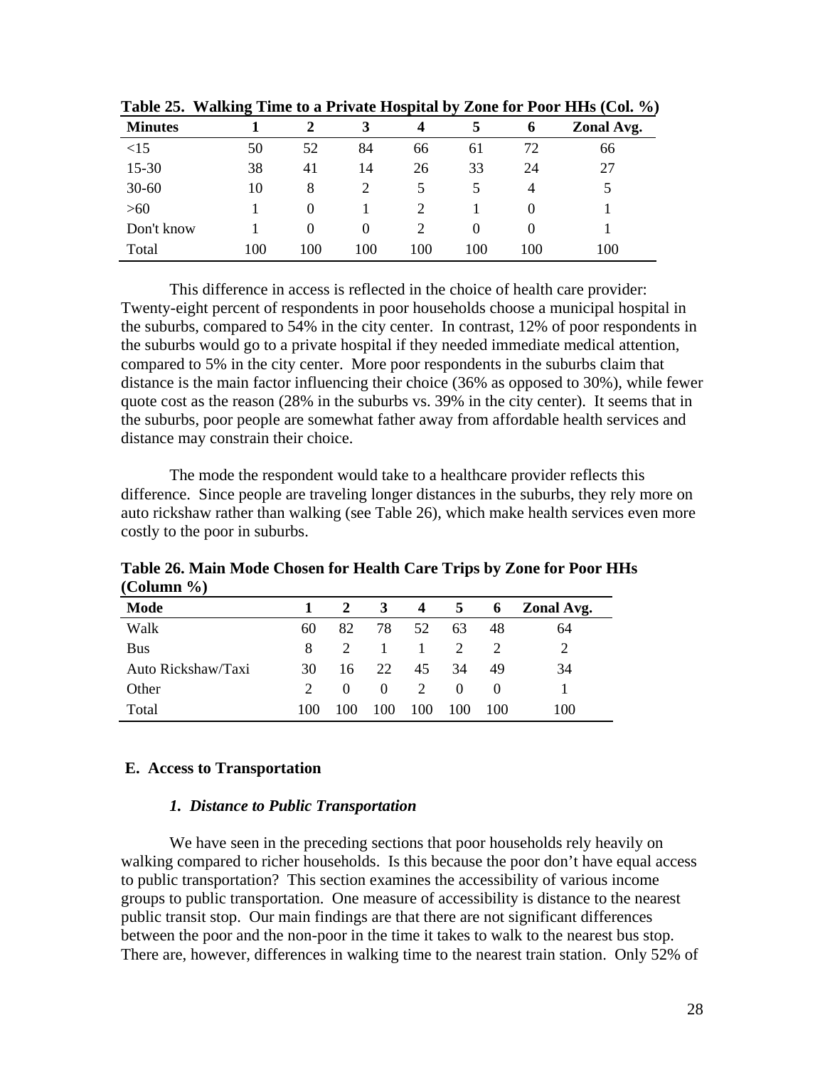**Table 25. Walking Time to a Private Hospital by Zone for Poor HHs (Col. %)**

| Minutes | 1 | 2 | 3 | 4 | 5 | 6 | Zonal Avg. |
|---|---|---|---|---|---|---|---|
| <15 | 50 | 52 | 84 | 66 | 61 | 72 | 66 |
| 15-30 | 38 | 41 | 14 | 26 | 33 | 24 | 27 |
| 30-60 | 10 | 8 | 2 | 5 | 5 | 4 | 5 |
| >60 | 1 | 0 | 1 | 2 | 1 | 0 | 1 |
| Don't know | 1 | 0 | 0 | 2 | 0 | 0 | 1 |
| Total | 100 | 100 | 100 | 100 | 100 | 100 | 100 |

This difference in access is reflected in the choice of health care provider: Twenty-eight percent of respondents in poor households choose a municipal hospital in the suburbs, compared to 54% in the city center. In contrast, 12% of poor respondents in the suburbs would go to a private hospital if they needed immediate medical attention, compared to 5% in the city center. More poor respondents in the suburbs claim that distance is the main factor influencing their choice (36% as opposed to 30%), while fewer quote cost as the reason (28% in the suburbs vs. 39% in the city center). It seems that in the suburbs, poor people are somewhat father away from affordable health services and distance may constrain their choice.

The mode the respondent would take to a healthcare provider reflects this difference. Since people are traveling longer distances in the suburbs, they rely more on auto rickshaw rather than walking (see Table 26), which make health services even more costly to the poor in suburbs.

**Table 26. Main Mode Chosen for Health Care Trips by Zone for Poor HHs (Column %)**

| Mode | 1 | 2 | 3 | 4 | 5 | 6 | Zonal Avg. |
|---|---|---|---|---|---|---|---|
| Walk | 60 | 82 | 78 | 52 | 63 | 48 | 64 |
| Bus | 8 | 2 | 1 | 1 | 2 | 2 | 2 |
| Auto Rickshaw/Taxi | 30 | 16 | 22 | 45 | 34 | 49 | 34 |
| Other | 2 | 0 | 0 | 2 | 0 | 0 | 1 |
| Total | 100 | 100 | 100 | 100 | 100 | 100 | 100 |

## E. Access to Transportation

### *1. Distance to Public Transportation*

We have seen in the preceding sections that poor households rely heavily on walking compared to richer households. Is this because the poor don't have equal access to public transportation? This section examines the accessibility of various income groups to public transportation. One measure of accessibility is distance to the nearest public transit stop. Our main findings are that there are not significant differences between the poor and the non-poor in the time it takes to walk to the nearest bus stop. There are, however, differences in walking time to the nearest train station. Only 52% of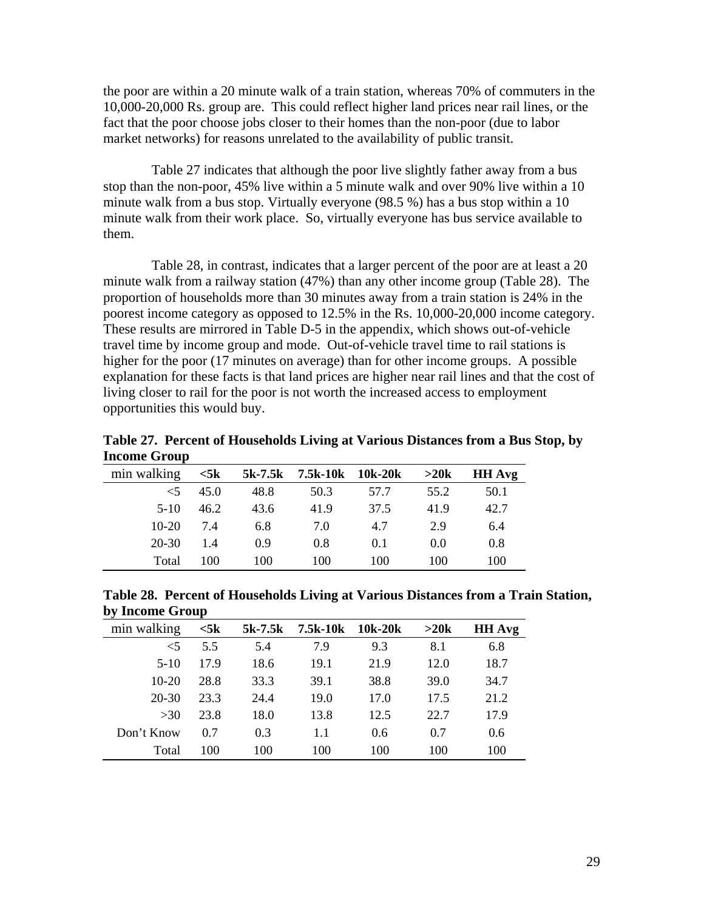the poor are within a 20 minute walk of a train station, whereas 70% of commuters in the 10,000-20,000 Rs. group are. This could reflect higher land prices near rail lines, or the fact that the poor choose jobs closer to their homes than the non-poor (due to labor market networks) for reasons unrelated to the availability of public transit.

Table 27 indicates that although the poor live slightly father away from a bus stop than the non-poor, 45% live within a 5 minute walk and over 90% live within a 10 minute walk from a bus stop. Virtually everyone (98.5 %) has a bus stop within a 10 minute walk from their work place. So, virtually everyone has bus service available to them.

Table 28, in contrast, indicates that a larger percent of the poor are at least a 20 minute walk from a railway station (47%) than any other income group (Table 28). The proportion of households more than 30 minutes away from a train station is 24% in the poorest income category as opposed to 12.5% in the Rs. 10,000-20,000 income category. These results are mirrored in Table D-5 in the appendix, which shows out-of-vehicle travel time by income group and mode. Out-of-vehicle travel time to rail stations is higher for the poor (17 minutes on average) than for other income groups. A possible explanation for these facts is that land prices are higher near rail lines and that the cost of living closer to rail for the poor is not worth the increased access to employment opportunities this would buy.

**Table 27. Percent of Households Living at Various Distances from a Bus Stop, by Income Group**

| min walking | <5k | 5k-7.5k | 7.5k-10k | 10k-20k | >20k | HH Avg |
|---|---|---|---|---|---|---|
| <5 | 45.0 | 48.8 | 50.3 | 57.7 | 55.2 | 50.1 |
| 5-10 | 46.2 | 43.6 | 41.9 | 37.5 | 41.9 | 42.7 |
| 10-20 | 7.4 | 6.8 | 7.0 | 4.7 | 2.9 | 6.4 |
| 20-30 | 1.4 | 0.9 | 0.8 | 0.1 | 0.0 | 0.8 |
| Total | 100 | 100 | 100 | 100 | 100 | 100 |

**Table 28. Percent of Households Living at Various Distances from a Train Station, by Income Group**

| min walking | <5k | 5k-7.5k | 7.5k-10k | 10k-20k | >20k | HH Avg |
|---|---|---|---|---|---|---|
| <5 | 5.5 | 5.4 | 7.9 | 9.3 | 8.1 | 6.8 |
| 5-10 | 17.9 | 18.6 | 19.1 | 21.9 | 12.0 | 18.7 |
| 10-20 | 28.8 | 33.3 | 39.1 | 38.8 | 39.0 | 34.7 |
| 20-30 | 23.3 | 24.4 | 19.0 | 17.0 | 17.5 | 21.2 |
| >30 | 23.8 | 18.0 | 13.8 | 12.5 | 22.7 | 17.9 |
| Don't Know | 0.7 | 0.3 | 1.1 | 0.6 | 0.7 | 0.6 |
| Total | 100 | 100 | 100 | 100 | 100 | 100 |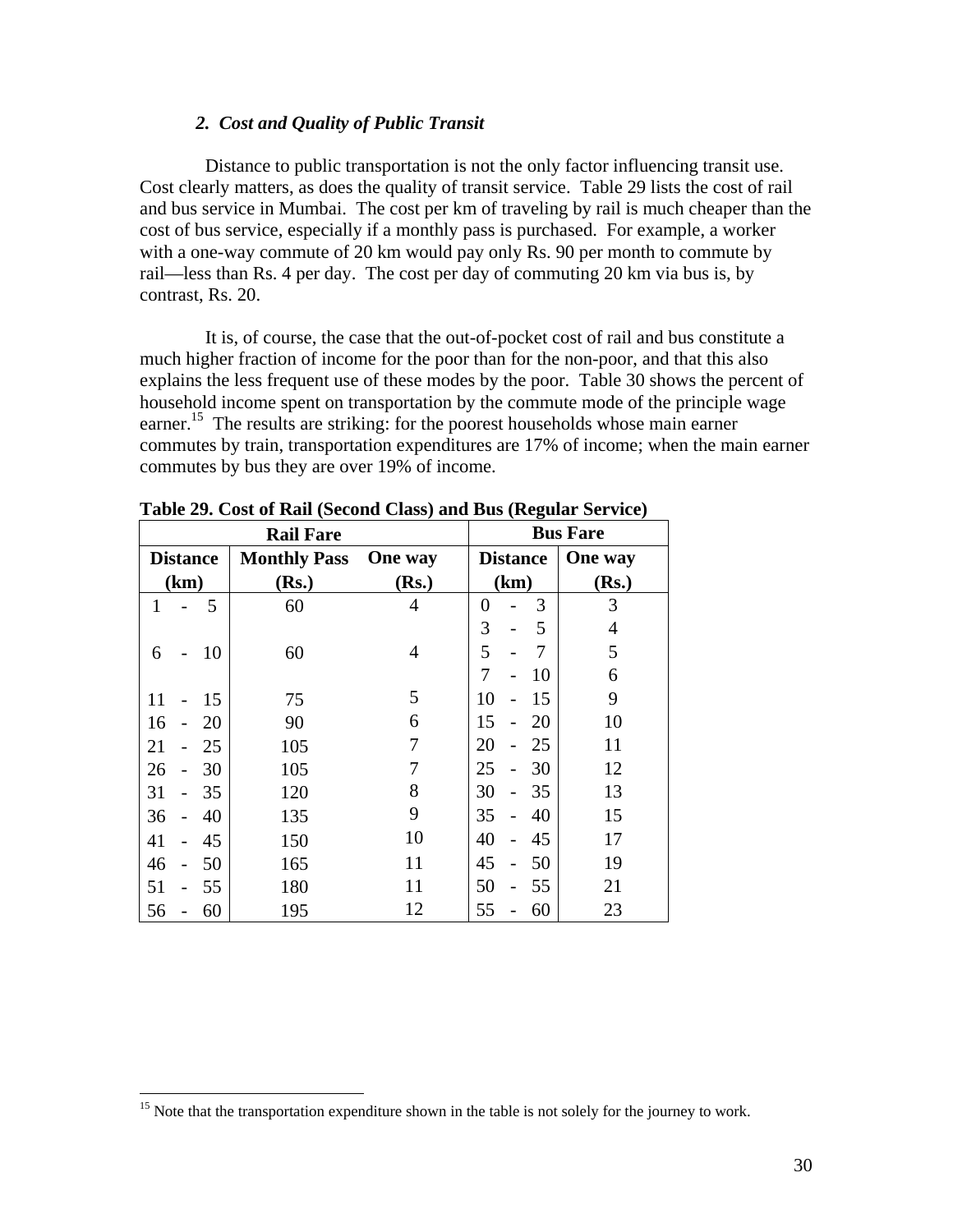### *2. Cost and Quality of Public Transit*

Distance to public transportation is not the only factor influencing transit use. Cost clearly matters, as does the quality of transit service. Table 29 lists the cost of rail and bus service in Mumbai. The cost per km of traveling by rail is much cheaper than the cost of bus service, especially if a monthly pass is purchased. For example, a worker with a one-way commute of 20 km would pay only Rs. 90 per month to commute by rail—less than Rs. 4 per day. The cost per day of commuting 20 km via bus is, by contrast, Rs. 20.

It is, of course, the case that the out-of-pocket cost of rail and bus constitute a much higher fraction of income for the poor than for the non-poor, and that this also explains the less frequent use of these modes by the poor. Table 30 shows the percent of household income spent on transportation by the commute mode of the principle wage earner.[15] The results are striking: for the poorest households whose main earner commutes by train, transportation expenditures are 17% of income; when the main earner commutes by bus they are over 19% of income.

**Table 29. Cost of Rail (Second Class) and Bus (Regular Service)**

| Rail Fare | | | Bus Fare | |
|---|---|---|---|---|
| Distance (km) | Monthly Pass (Rs.) | One way (Rs.) | Distance (km) | One way (Rs.) |
| 1 - 5 | 60 | 4 | 0 - 3 | 3 |
| | | | 3 - 5 | 4 |
| 6 - 10 | 60 | 4 | 5 - 7 | 5 |
| | | | 7 - 10 | 6 |
| 11 - 15 | 75 | 5 | 10 - 15 | 9 |
| 16 - 20 | 90 | 6 | 15 - 20 | 10 |
| 21 - 25 | 105 | 7 | 20 - 25 | 11 |
| 26 - 30 | 105 | 7 | 25 - 30 | 12 |
| 31 - 35 | 120 | 8 | 30 - 35 | 13 |
| 36 - 40 | 135 | 9 | 35 - 40 | 15 |
| 41 - 45 | 150 | 10 | 40 - 45 | 17 |
| 46 - 50 | 165 | 11 | 45 - 50 | 19 |
| 51 - 55 | 180 | 11 | 50 - 55 | 21 |
| 56 - 60 | 195 | 12 | 55 - 60 | 23 |

[15] Note that the transportation expenditure shown in the table is not solely for the journey to work.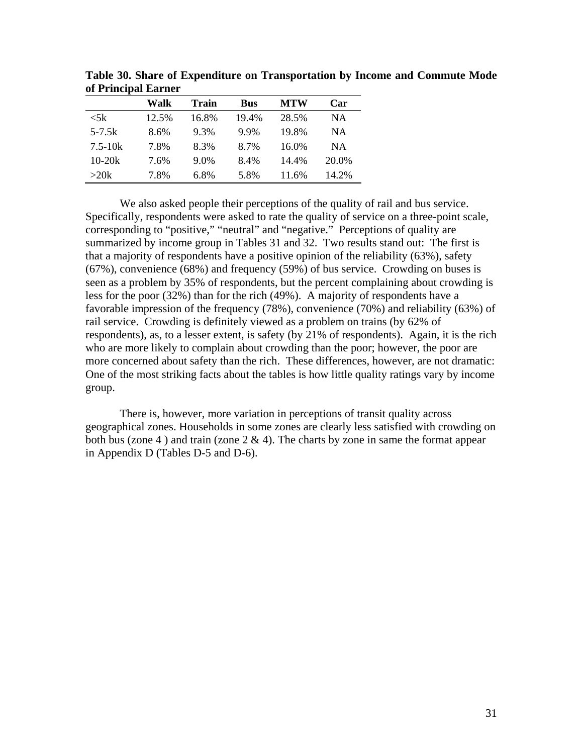**Table 30. Share of Expenditure on Transportation by Income and Commute Mode of Principal Earner**

| | Walk | Train | Bus | MTW | Car |
|---|---|---|---|---|---|
| <5k | 12.5% | 16.8% | 19.4% | 28.5% | NA |
| 5-7.5k | 8.6% | 9.3% | 9.9% | 19.8% | NA |
| 7.5-10k | 7.8% | 8.3% | 8.7% | 16.0% | NA |
| 10-20k | 7.6% | 9.0% | 8.4% | 14.4% | 20.0% |
| >20k | 7.8% | 6.8% | 5.8% | 11.6% | 14.2% |

We also asked people their perceptions of the quality of rail and bus service. Specifically, respondents were asked to rate the quality of service on a three-point scale, corresponding to "positive," "neutral" and "negative." Perceptions of quality are summarized by income group in Tables 31 and 32. Two results stand out: The first is that a majority of respondents have a positive opinion of the reliability (63%), safety (67%), convenience (68%) and frequency (59%) of bus service. Crowding on buses is seen as a problem by 35% of respondents, but the percent complaining about crowding is less for the poor (32%) than for the rich (49%). A majority of respondents have a favorable impression of the frequency (78%), convenience (70%) and reliability (63%) of rail service. Crowding is definitely viewed as a problem on trains (by 62% of respondents), as, to a lesser extent, is safety (by 21% of respondents). Again, it is the rich who are more likely to complain about crowding than the poor; however, the poor are more concerned about safety than the rich. These differences, however, are not dramatic: One of the most striking facts about the tables is how little quality ratings vary by income group.

There is, however, more variation in perceptions of transit quality across geographical zones. Households in some zones are clearly less satisfied with crowding on both bus (zone 4 ) and train (zone 2 & 4). The charts by zone in same the format appear in Appendix D (Tables D-5 and D-6).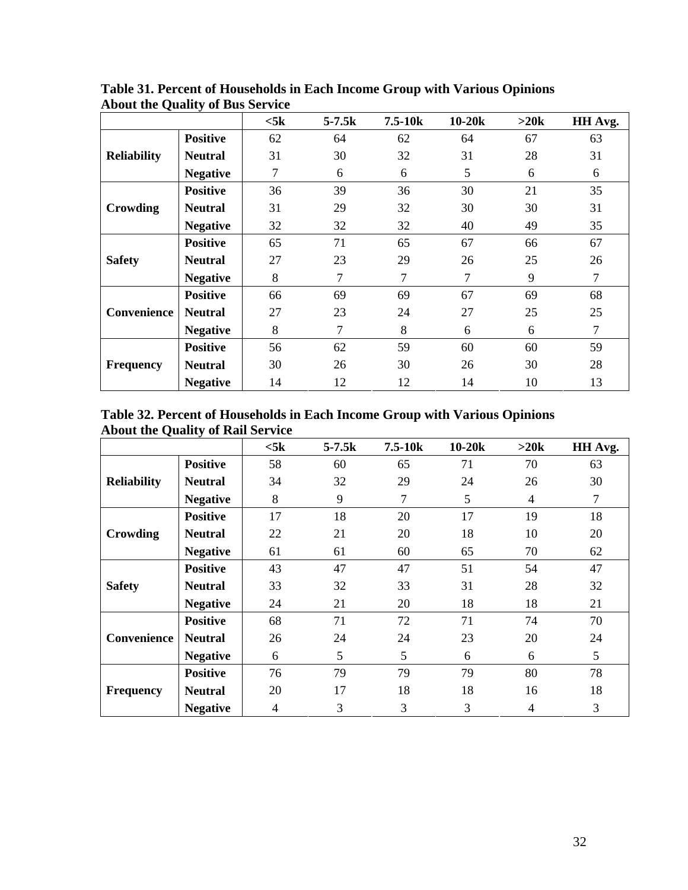**Table 31. Percent of Households in Each Income Group with Various Opinions About the Quality of Bus Service**

| | | <5k | 5-7.5k | 7.5-10k | 10-20k | >20k | HH Avg. |
|---|---|---|---|---|---|---|---|
| Reliability | Positive | 62 | 64 | 62 | 64 | 67 | 63 |
| | Neutral | 31 | 30 | 32 | 31 | 28 | 31 |
| | Negative | 7 | 6 | 6 | 5 | 6 | 6 |
| Crowding | Positive | 36 | 39 | 36 | 30 | 21 | 35 |
| | Neutral | 31 | 29 | 32 | 30 | 30 | 31 |
| | Negative | 32 | 32 | 32 | 40 | 49 | 35 |
| Safety | Positive | 65 | 71 | 65 | 67 | 66 | 67 |
| | Neutral | 27 | 23 | 29 | 26 | 25 | 26 |
| | Negative | 8 | 7 | 7 | 7 | 9 | 7 |
| Convenience | Positive | 66 | 69 | 69 | 67 | 69 | 68 |
| | Neutral | 27 | 23 | 24 | 27 | 25 | 25 |
| | Negative | 8 | 7 | 8 | 6 | 6 | 7 |
| Frequency | Positive | 56 | 62 | 59 | 60 | 60 | 59 |
| | Neutral | 30 | 26 | 30 | 26 | 30 | 28 |
| | Negative | 14 | 12 | 12 | 14 | 10 | 13 |

**Table 32. Percent of Households in Each Income Group with Various Opinions About the Quality of Rail Service**

| | | <5k | 5-7.5k | 7.5-10k | 10-20k | >20k | HH Avg. |
|---|---|---|---|---|---|---|---|
| Reliability | Positive | 58 | 60 | 65 | 71 | 70 | 63 |
| | Neutral | 34 | 32 | 29 | 24 | 26 | 30 |
| | Negative | 8 | 9 | 7 | 5 | 4 | 7 |
| Crowding | Positive | 17 | 18 | 20 | 17 | 19 | 18 |
| | Neutral | 22 | 21 | 20 | 18 | 10 | 20 |
| | Negative | 61 | 61 | 60 | 65 | 70 | 62 |
| Safety | Positive | 43 | 47 | 47 | 51 | 54 | 47 |
| | Neutral | 33 | 32 | 33 | 31 | 28 | 32 |
| | Negative | 24 | 21 | 20 | 18 | 18 | 21 |
| Convenience | Positive | 68 | 71 | 72 | 71 | 74 | 70 |
| | Neutral | 26 | 24 | 24 | 23 | 20 | 24 |
| | Negative | 6 | 5 | 5 | 6 | 6 | 5 |
| Frequency | Positive | 76 | 79 | 79 | 79 | 80 | 78 |
| | Neutral | 20 | 17 | 18 | 18 | 16 | 18 |
| | Negative | 4 | 3 | 3 | 3 | 4 | 3 |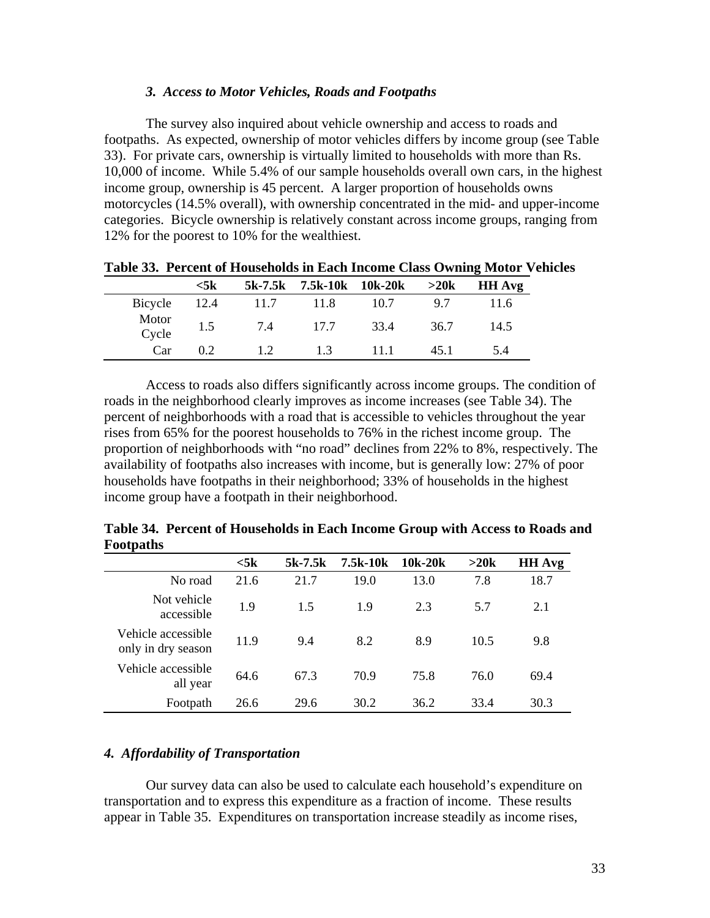### *3. Access to Motor Vehicles, Roads and Footpaths*

The survey also inquired about vehicle ownership and access to roads and footpaths. As expected, ownership of motor vehicles differs by income group (see Table 33). For private cars, ownership is virtually limited to households with more than Rs. 10,000 of income. While 5.4% of our sample households overall own cars, in the highest income group, ownership is 45 percent. A larger proportion of households owns motorcycles (14.5% overall), with ownership concentrated in the mid- and upper-income categories. Bicycle ownership is relatively constant across income groups, ranging from 12% for the poorest to 10% for the wealthiest.

**Table 33. Percent of Households in Each Income Class Owning Motor Vehicles**

| | <5k | 5k-7.5k | 7.5k-10k | 10k-20k | >20k | HH Avg |
|---|---|---|---|---|---|---|
| Bicycle | 12.4 | 11.7 | 11.8 | 10.7 | 9.7 | 11.6 |
| Motor Cycle | 1.5 | 7.4 | 17.7 | 33.4 | 36.7 | 14.5 |
| Car | 0.2 | 1.2 | 1.3 | 11.1 | 45.1 | 5.4 |

Access to roads also differs significantly across income groups. The condition of roads in the neighborhood clearly improves as income increases (see Table 34). The percent of neighborhoods with a road that is accessible to vehicles throughout the year rises from 65% for the poorest households to 76% in the richest income group. The proportion of neighborhoods with "no road" declines from 22% to 8%, respectively. The availability of footpaths also increases with income, but is generally low: 27% of poor households have footpaths in their neighborhood; 33% of households in the highest income group have a footpath in their neighborhood.

**Table 34. Percent of Households in Each Income Group with Access to Roads and Footpaths**

| | <5k | 5k-7.5k | 7.5k-10k | 10k-20k | >20k | HH Avg |
|---|---|---|---|---|---|---|
| No road | 21.6 | 21.7 | 19.0 | 13.0 | 7.8 | 18.7 |
| Not vehicle accessible | 1.9 | 1.5 | 1.9 | 2.3 | 5.7 | 2.1 |
| Vehicle accessible only in dry season | 11.9 | 9.4 | 8.2 | 8.9 | 10.5 | 9.8 |
| Vehicle accessible all year | 64.6 | 67.3 | 70.9 | 75.8 | 76.0 | 69.4 |
| Footpath | 26.6 | 29.6 | 30.2 | 36.2 | 33.4 | 30.3 |

### *4. Affordability of Transportation*

Our survey data can also be used to calculate each household's expenditure on transportation and to express this expenditure as a fraction of income. These results appear in Table 35. Expenditures on transportation increase steadily as income rises,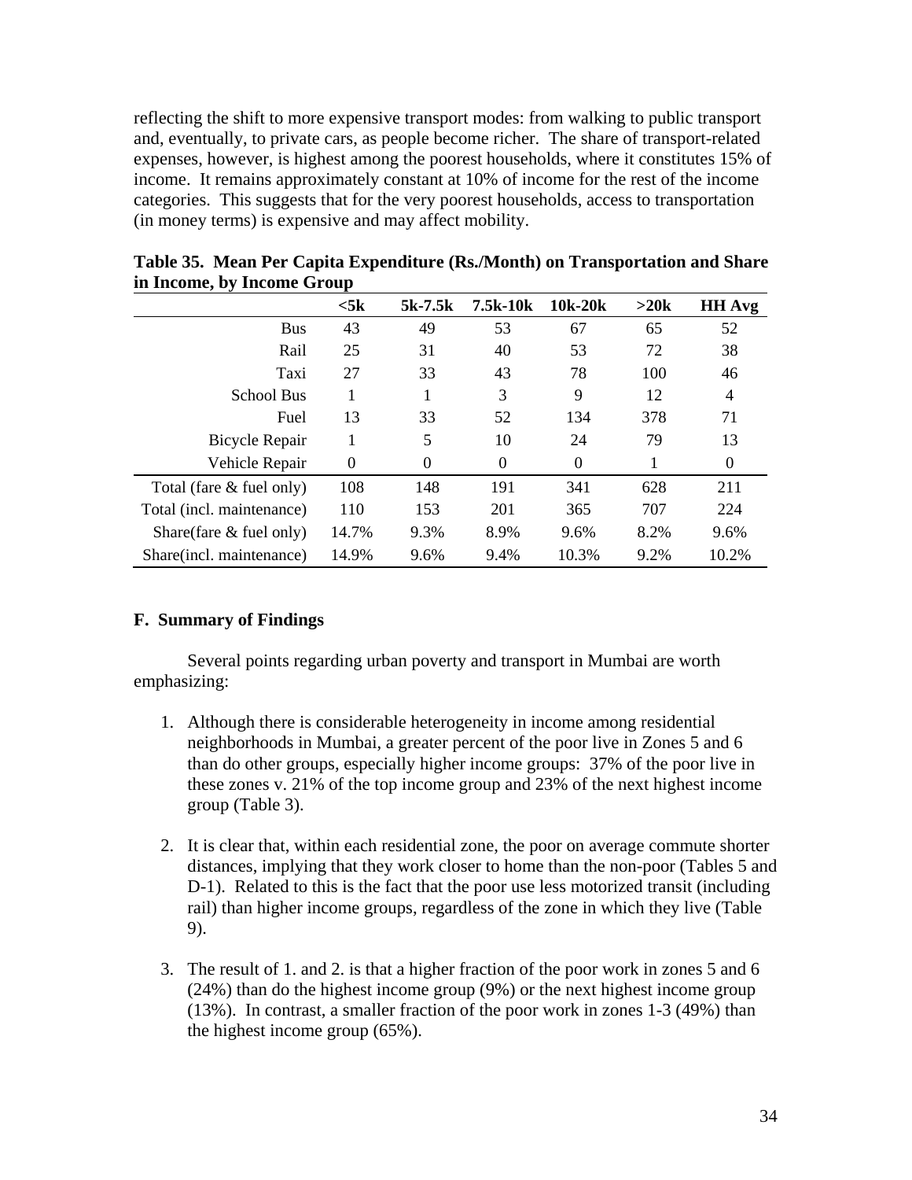reflecting the shift to more expensive transport modes: from walking to public transport and, eventually, to private cars, as people become richer. The share of transport-related expenses, however, is highest among the poorest households, where it constitutes 15% of income. It remains approximately constant at 10% of income for the rest of the income categories. This suggests that for the very poorest households, access to transportation (in money terms) is expensive and may affect mobility.

**Table 35. Mean Per Capita Expenditure (Rs./Month) on Transportation and Share in Income, by Income Group**

| | <5k | 5k-7.5k | 7.5k-10k | 10k-20k | >20k | HH Avg |
|---|---|---|---|---|---|---|
| Bus | 43 | 49 | 53 | 67 | 65 | 52 |
| Rail | 25 | 31 | 40 | 53 | 72 | 38 |
| Taxi | 27 | 33 | 43 | 78 | 100 | 46 |
| School Bus | 1 | 1 | 3 | 9 | 12 | 4 |
| Fuel | 13 | 33 | 52 | 134 | 378 | 71 |
| Bicycle Repair | 1 | 5 | 10 | 24 | 79 | 13 |
| Vehicle Repair | 0 | 0 | 0 | 0 | 1 | 0 |
| Total (fare & fuel only) | 108 | 148 | 191 | 341 | 628 | 211 |
| Total (incl. maintenance) | 110 | 153 | 201 | 365 | 707 | 224 |
| Share(fare & fuel only) | 14.7% | 9.3% | 8.9% | 9.6% | 8.2% | 9.6% |
| Share(incl. maintenance) | 14.9% | 9.6% | 9.4% | 10.3% | 9.2% | 10.2% |

### F. Summary of Findings

Several points regarding urban poverty and transport in Mumbai are worth emphasizing:

1. Although there is considerable heterogeneity in income among residential neighborhoods in Mumbai, a greater percent of the poor live in Zones 5 and 6 than do other groups, especially higher income groups: 37% of the poor live in these zones v. 21% of the top income group and 23% of the next highest income group (Table 3).

2. It is clear that, within each residential zone, the poor on average commute shorter distances, implying that they work closer to home than the non-poor (Tables 5 and D-1). Related to this is the fact that the poor use less motorized transit (including rail) than higher income groups, regardless of the zone in which they live (Table 9).

3. The result of 1. and 2. is that a higher fraction of the poor work in zones 5 and 6 (24%) than do the highest income group (9%) or the next highest income group (13%). In contrast, a smaller fraction of the poor work in zones 1-3 (49%) than the highest income group (65%).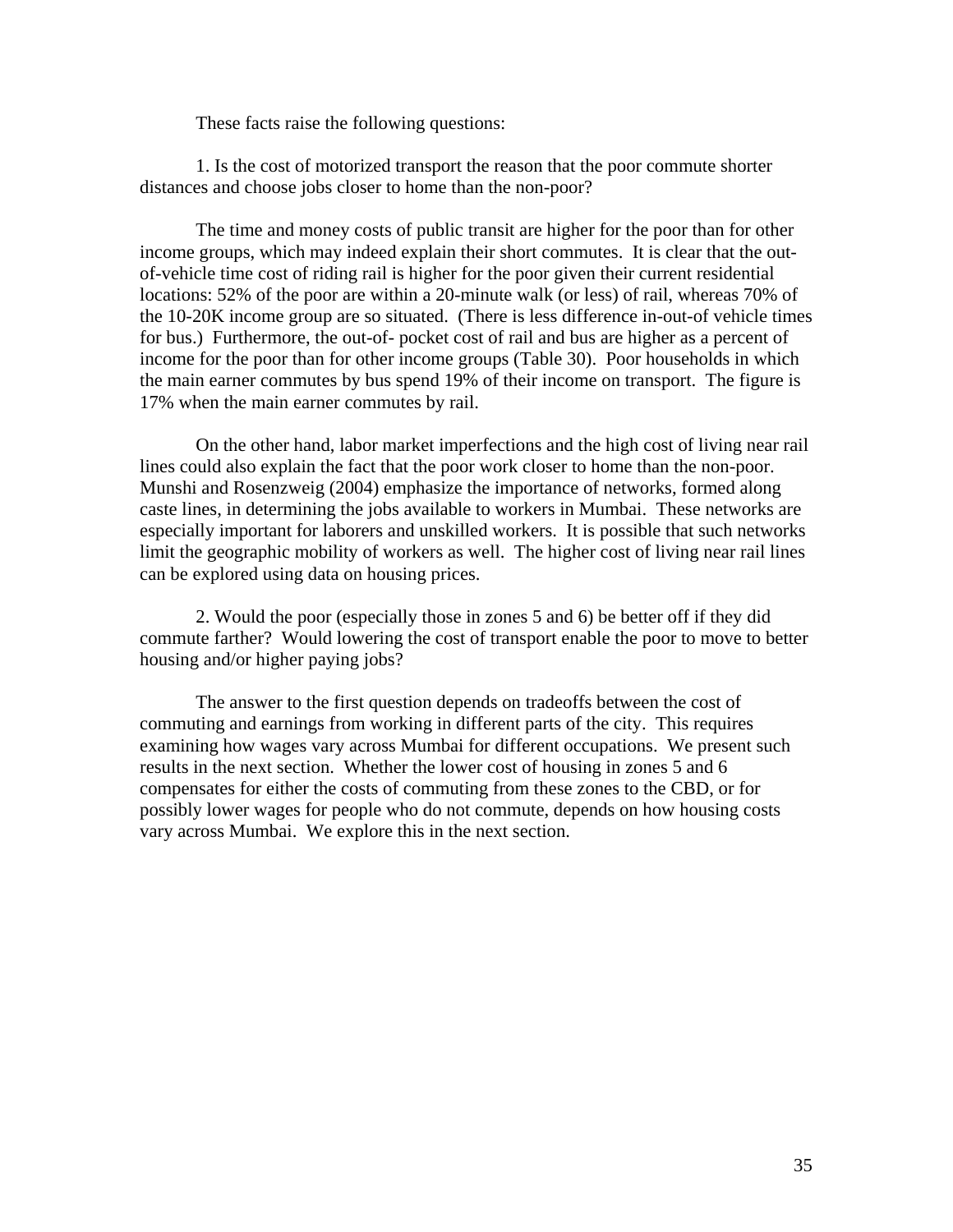These facts raise the following questions:

1. Is the cost of motorized transport the reason that the poor commute shorter distances and choose jobs closer to home than the non-poor?

The time and money costs of public transit are higher for the poor than for other income groups, which may indeed explain their short commutes. It is clear that the out-of-vehicle time cost of riding rail is higher for the poor given their current residential locations: 52% of the poor are within a 20-minute walk (or less) of rail, whereas 70% of the 10-20K income group are so situated. (There is less difference in-out-of vehicle times for bus.) Furthermore, the out-of- pocket cost of rail and bus are higher as a percent of income for the poor than for other income groups (Table 30). Poor households in which the main earner commutes by bus spend 19% of their income on transport. The figure is 17% when the main earner commutes by rail.

On the other hand, labor market imperfections and the high cost of living near rail lines could also explain the fact that the poor work closer to home than the non-poor. Munshi and Rosenzweig (2004) emphasize the importance of networks, formed along caste lines, in determining the jobs available to workers in Mumbai. These networks are especially important for laborers and unskilled workers. It is possible that such networks limit the geographic mobility of workers as well. The higher cost of living near rail lines can be explored using data on housing prices.

2. Would the poor (especially those in zones 5 and 6) be better off if they did commute farther? Would lowering the cost of transport enable the poor to move to better housing and/or higher paying jobs?

The answer to the first question depends on tradeoffs between the cost of commuting and earnings from working in different parts of the city. This requires examining how wages vary across Mumbai for different occupations. We present such results in the next section. Whether the lower cost of housing in zones 5 and 6 compensates for either the costs of commuting from these zones to the CBD, or for possibly lower wages for people who do not commute, depends on how housing costs vary across Mumbai. We explore this in the next section.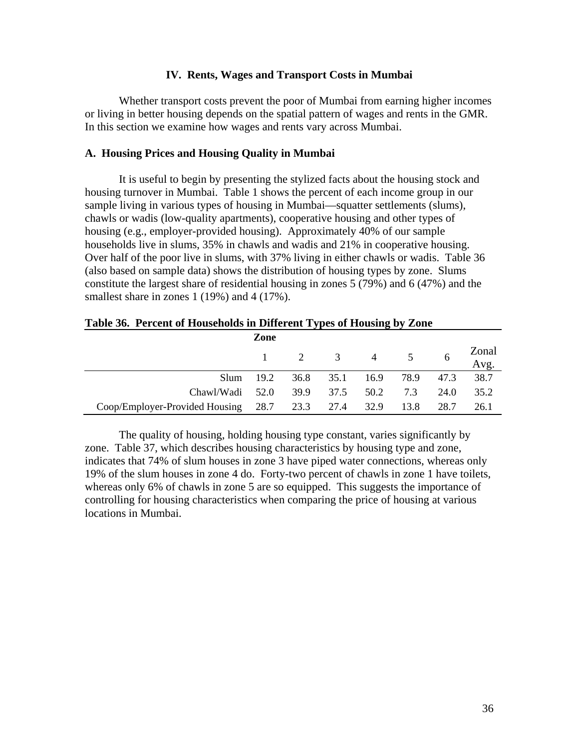## IV. Rents, Wages and Transport Costs in Mumbai

Whether transport costs prevent the poor of Mumbai from earning higher incomes or living in better housing depends on the spatial pattern of wages and rents in the GMR. In this section we examine how wages and rents vary across Mumbai.

### A. Housing Prices and Housing Quality in Mumbai

It is useful to begin by presenting the stylized facts about the housing stock and housing turnover in Mumbai. Table 1 shows the percent of each income group in our sample living in various types of housing in Mumbai—squatter settlements (slums), chawls or wadis (low-quality apartments), cooperative housing and other types of housing (e.g., employer-provided housing). Approximately 40% of our sample households live in slums, 35% in chawls and wadis and 21% in cooperative housing. Over half of the poor live in slums, with 37% living in either chawls or wadis. Table 36 (also based on sample data) shows the distribution of housing types by zone. Slums constitute the largest share of residential housing in zones 5 (79%) and 6 (47%) and the smallest share in zones 1 (19%) and 4 (17%).

**Table 36. Percent of Households in Different Types of Housing by Zone**

| | Zone | | | | | | |
|---|---|---|---|---|---|---|---|
| | 1 | 2 | 3 | 4 | 5 | 6 | Zonal Avg. |
| Slum | 19.2 | 36.8 | 35.1 | 16.9 | 78.9 | 47.3 | 38.7 |
| Chawl/Wadi | 52.0 | 39.9 | 37.5 | 50.2 | 7.3 | 24.0 | 35.2 |
| Coop/Employer-Provided Housing | 28.7 | 23.3 | 27.4 | 32.9 | 13.8 | 28.7 | 26.1 |

The quality of housing, holding housing type constant, varies significantly by zone. Table 37, which describes housing characteristics by housing type and zone, indicates that 74% of slum houses in zone 3 have piped water connections, whereas only 19% of the slum houses in zone 4 do. Forty-two percent of chawls in zone 1 have toilets, whereas only 6% of chawls in zone 5 are so equipped. This suggests the importance of controlling for housing characteristics when comparing the price of housing at various locations in Mumbai.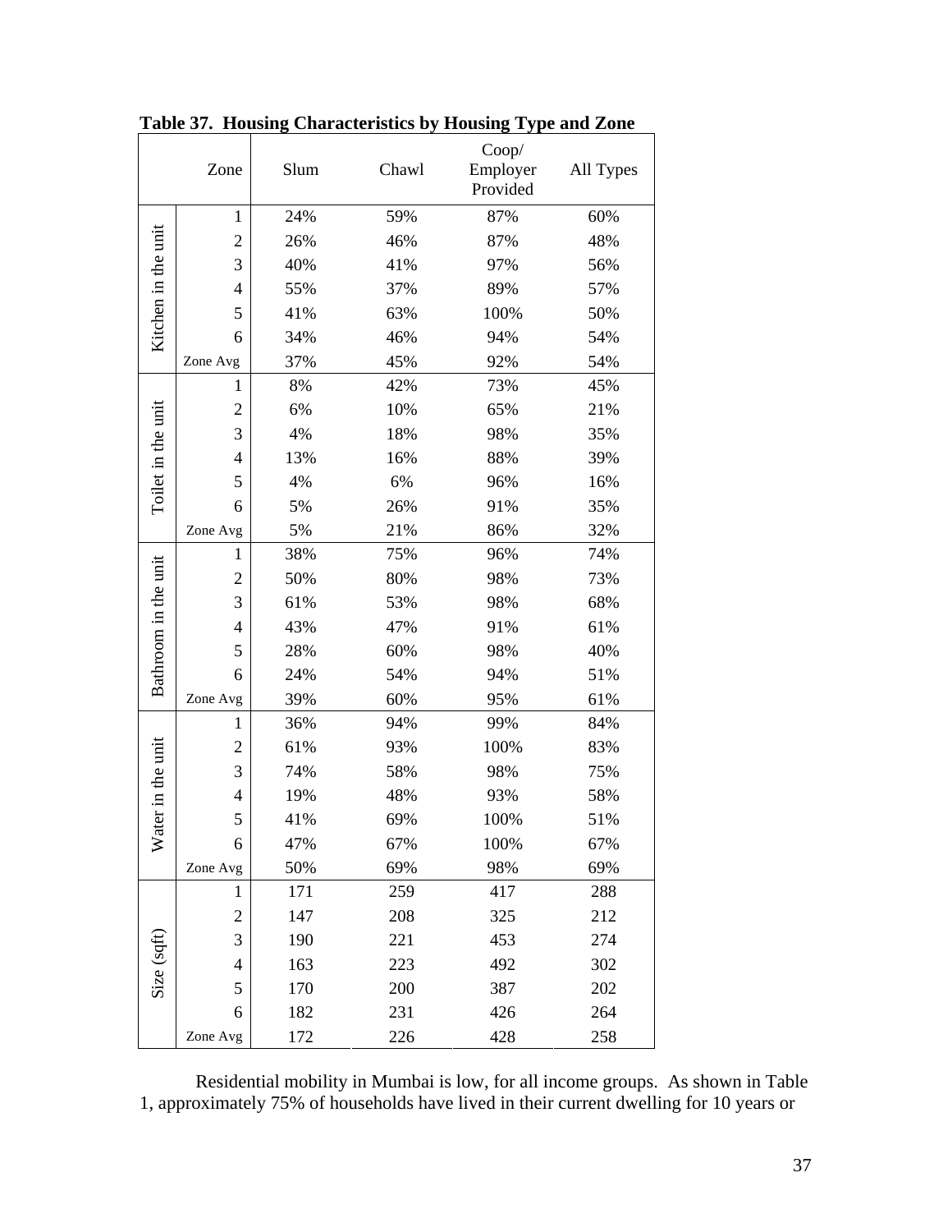**Table 37. Housing Characteristics by Housing Type and Zone**

| | Zone | Slum | Chawl | Coop/ Employer Provided | All Types |
|---|---|---|---|---|---|
| Kitchen in the unit | 1 | 24% | 59% | 87% | 60% |
| | 2 | 26% | 46% | 87% | 48% |
| | 3 | 40% | 41% | 97% | 56% |
| | 4 | 55% | 37% | 89% | 57% |
| | 5 | 41% | 63% | 100% | 50% |
| | 6 | 34% | 46% | 94% | 54% |
| | Zone Avg | 37% | 45% | 92% | 54% |
| Toilet in the unit | 1 | 8% | 42% | 73% | 45% |
| | 2 | 6% | 10% | 65% | 21% |
| | 3 | 4% | 18% | 98% | 35% |
| | 4 | 13% | 16% | 88% | 39% |
| | 5 | 4% | 6% | 96% | 16% |
| | 6 | 5% | 26% | 91% | 35% |
| | Zone Avg | 5% | 21% | 86% | 32% |
| Bathroom in the unit | 1 | 38% | 75% | 96% | 74% |
| | 2 | 50% | 80% | 98% | 73% |
| | 3 | 61% | 53% | 98% | 68% |
| | 4 | 43% | 47% | 91% | 61% |
| | 5 | 28% | 60% | 98% | 40% |
| | 6 | 24% | 54% | 94% | 51% |
| | Zone Avg | 39% | 60% | 95% | 61% |
| Water in the unit | 1 | 36% | 94% | 99% | 84% |
| | 2 | 61% | 93% | 100% | 83% |
| | 3 | 74% | 58% | 98% | 75% |
| | 4 | 19% | 48% | 93% | 58% |
| | 5 | 41% | 69% | 100% | 51% |
| | 6 | 47% | 67% | 100% | 67% |
| | Zone Avg | 50% | 69% | 98% | 69% |
| Size (sqft) | 1 | 171 | 259 | 417 | 288 |
| | 2 | 147 | 208 | 325 | 212 |
| | 3 | 190 | 221 | 453 | 274 |
| | 4 | 163 | 223 | 492 | 302 |
| | 5 | 170 | 200 | 387 | 202 |
| | 6 | 182 | 231 | 426 | 264 |
| | Zone Avg | 172 | 226 | 428 | 258 |

Residential mobility in Mumbai is low, for all income groups. As shown in Table 1, approximately 75% of households have lived in their current dwelling for 10 years or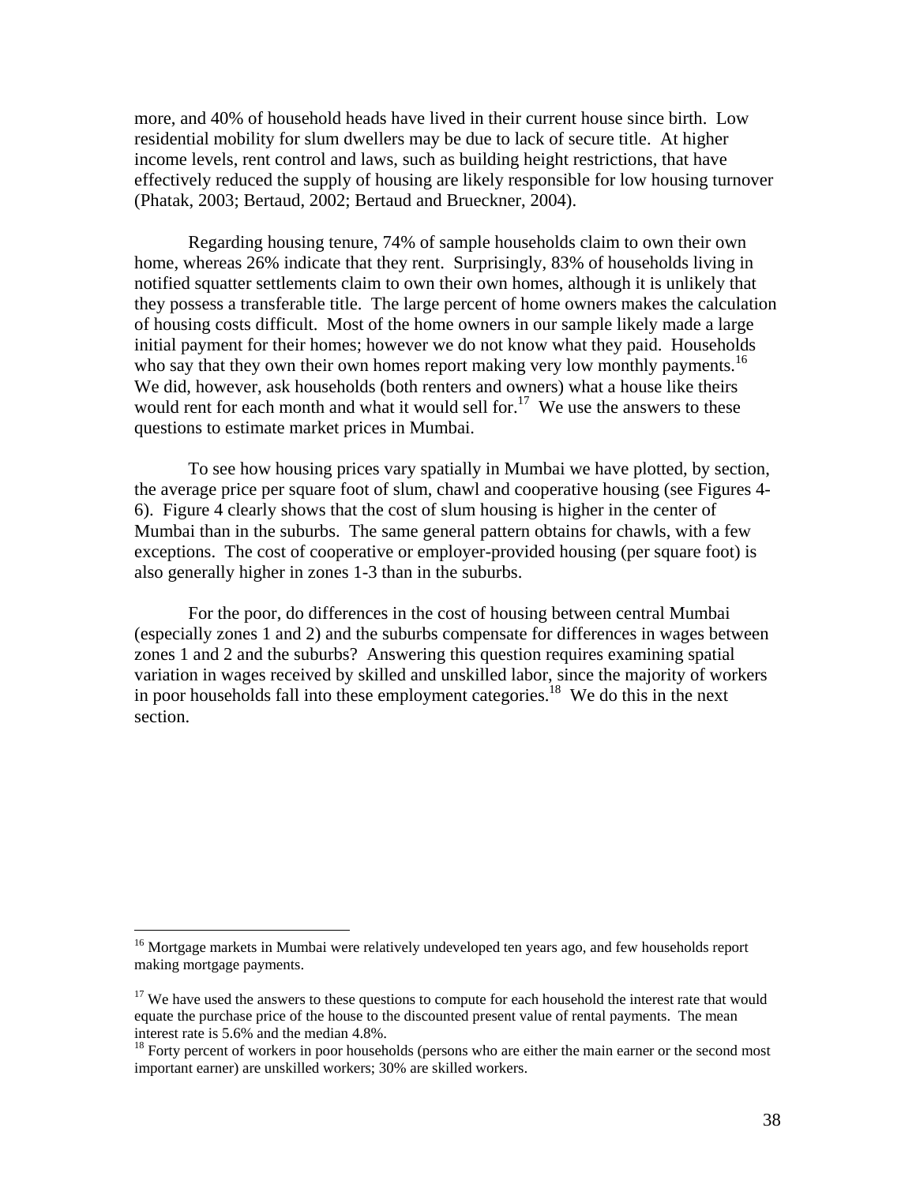more, and 40% of household heads have lived in their current house since birth. Low residential mobility for slum dwellers may be due to lack of secure title. At higher income levels, rent control and laws, such as building height restrictions, that have effectively reduced the supply of housing are likely responsible for low housing turnover (Phatak, 2003; Bertaud, 2002; Bertaud and Brueckner, 2004).

Regarding housing tenure, 74% of sample households claim to own their own home, whereas 26% indicate that they rent. Surprisingly, 83% of households living in notified squatter settlements claim to own their own homes, although it is unlikely that they possess a transferable title. The large percent of home owners makes the calculation of housing costs difficult. Most of the home owners in our sample likely made a large initial payment for their homes; however we do not know what they paid. Households who say that they own their own homes report making very low monthly payments.[16] We did, however, ask households (both renters and owners) what a house like theirs would rent for each month and what it would sell for.[17] We use the answers to these questions to estimate market prices in Mumbai.

To see how housing prices vary spatially in Mumbai we have plotted, by section, the average price per square foot of slum, chawl and cooperative housing (see Figures 4-6). Figure 4 clearly shows that the cost of slum housing is higher in the center of Mumbai than in the suburbs. The same general pattern obtains for chawls, with a few exceptions. The cost of cooperative or employer-provided housing (per square foot) is also generally higher in zones 1-3 than in the suburbs.

For the poor, do differences in the cost of housing between central Mumbai (especially zones 1 and 2) and the suburbs compensate for differences in wages between zones 1 and 2 and the suburbs? Answering this question requires examining spatial variation in wages received by skilled and unskilled labor, since the majority of workers in poor households fall into these employment categories.[18] We do this in the next section.

---

[16] Mortgage markets in Mumbai were relatively undeveloped ten years ago, and few households report making mortgage payments.

[17] We have used the answers to these questions to compute for each household the interest rate that would equate the purchase price of the house to the discounted present value of rental payments. The mean interest rate is 5.6% and the median 4.8%.

[18] Forty percent of workers in poor households (persons who are either the main earner or the second most important earner) are unskilled workers; 30% are skilled workers.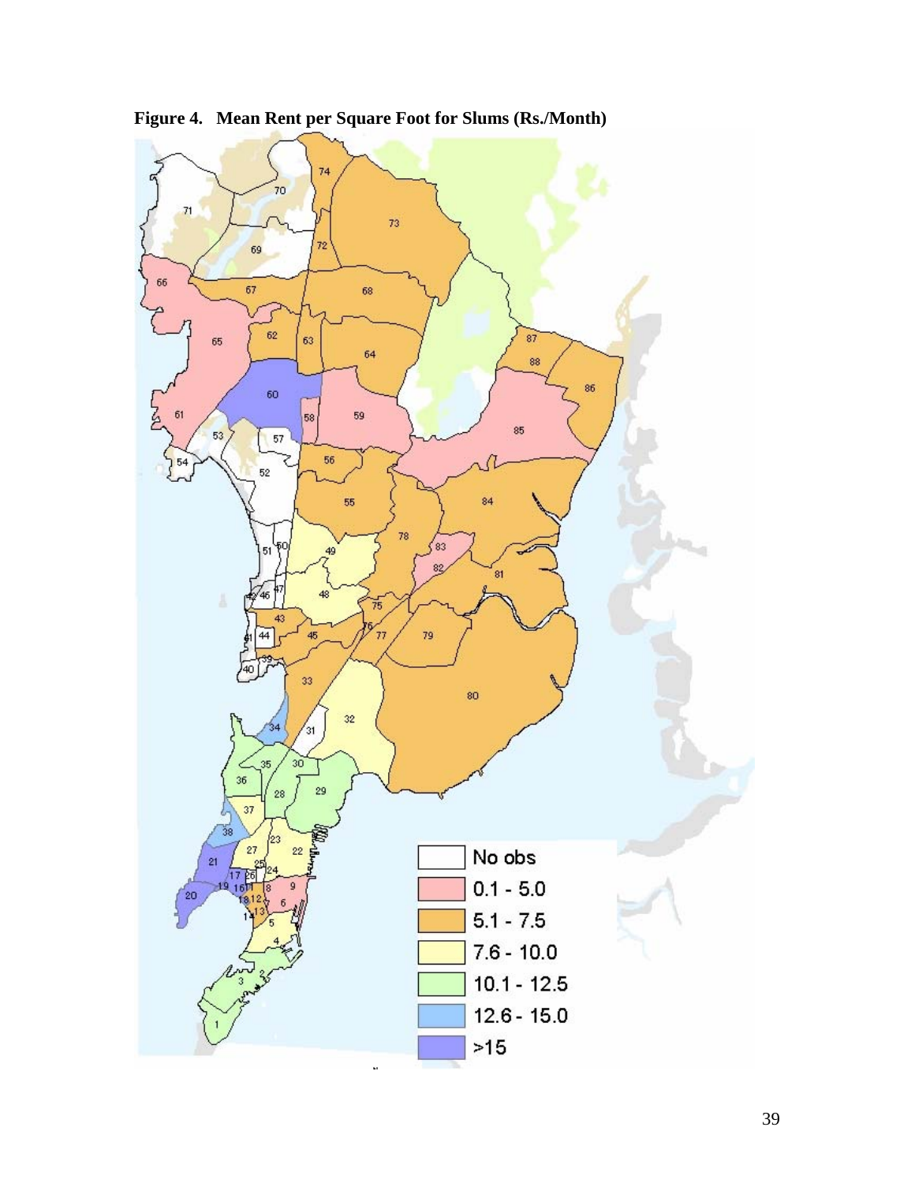**Figure 4. Mean Rent per Square Foot for Slums (Rs./Month)**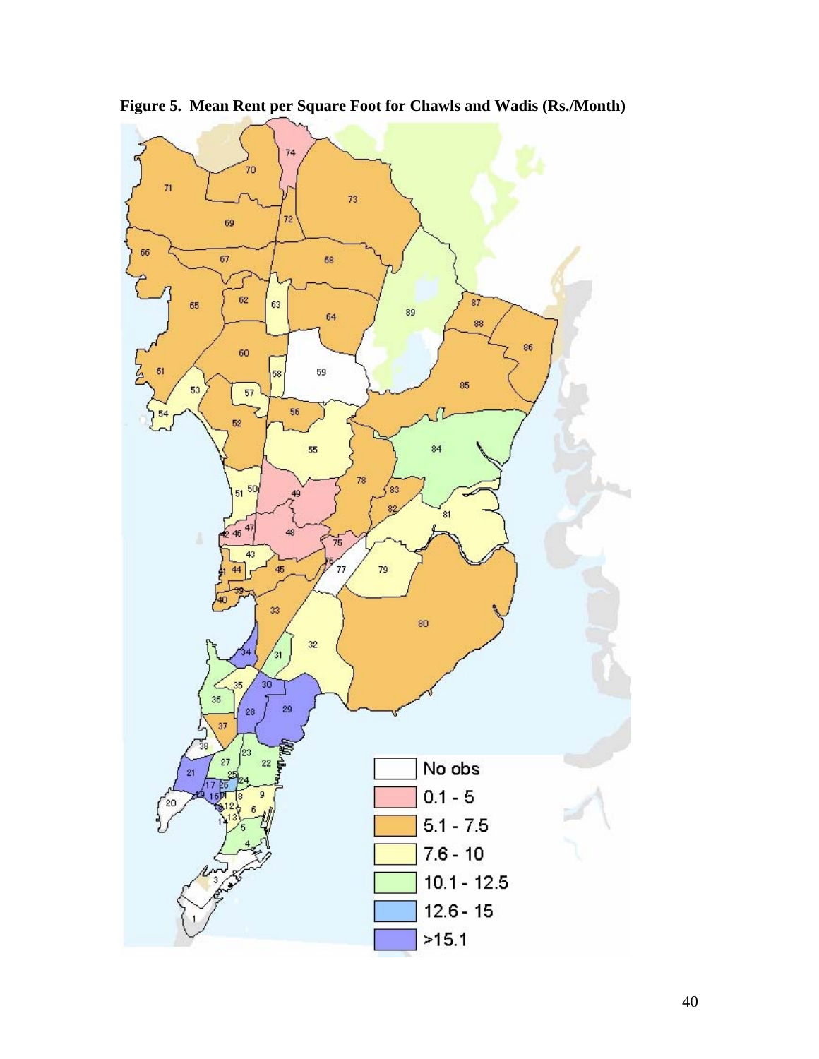**Figure 5. Mean Rent per Square Foot for Chawls and Wadis (Rs./Month)**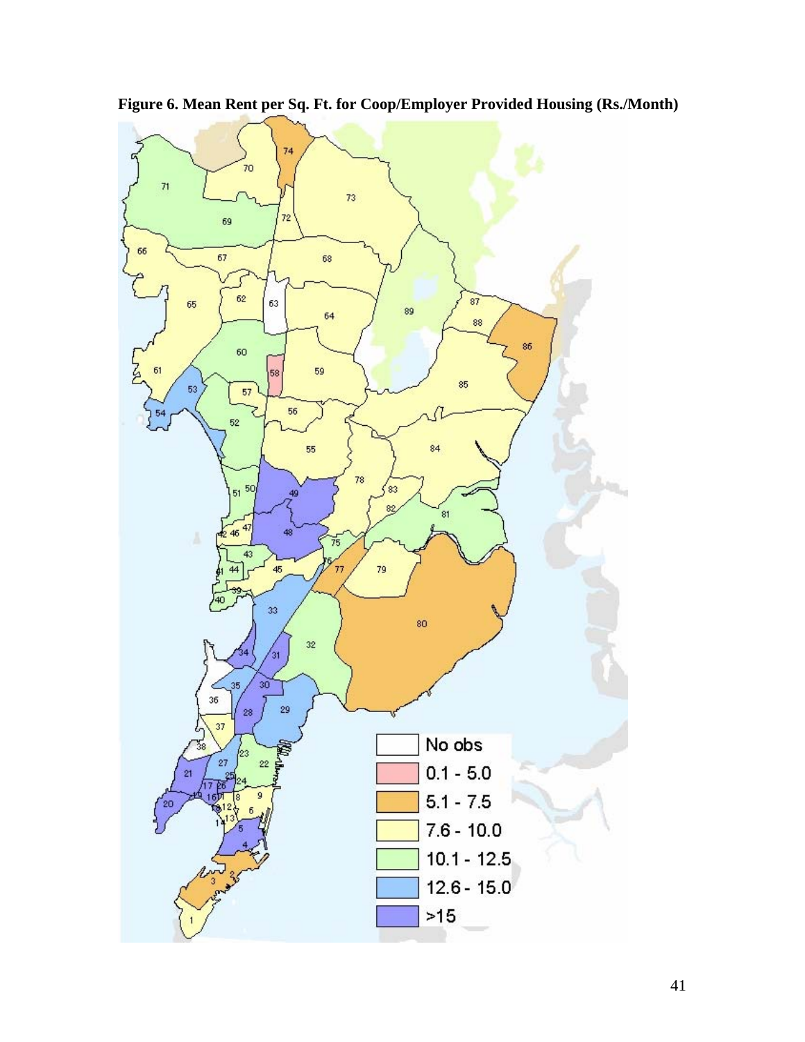**Figure 6. Mean Rent per Sq. Ft. for Coop/Employer Provided Housing (Rs./Month)**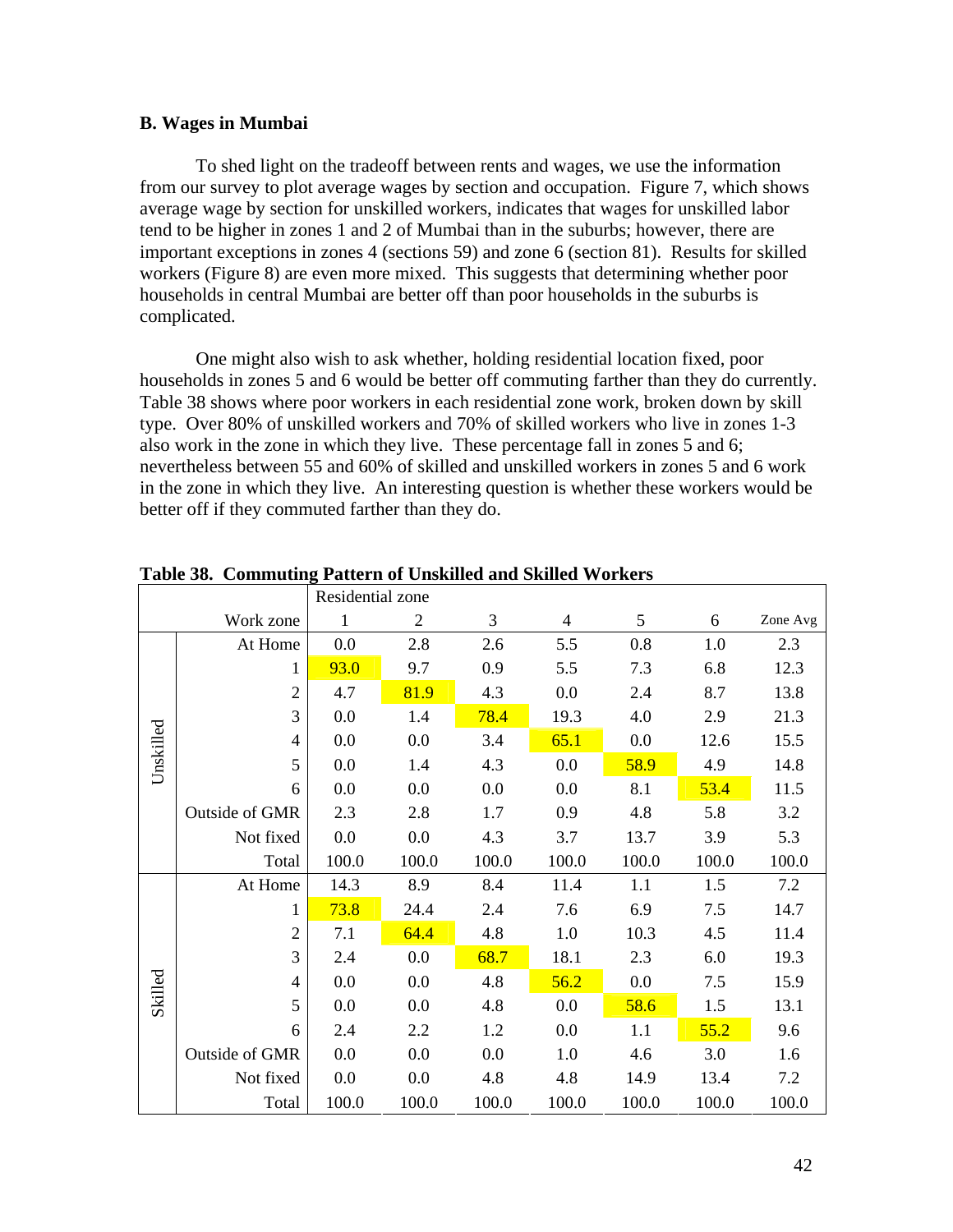### B. Wages in Mumbai

To shed light on the tradeoff between rents and wages, we use the information from our survey to plot average wages by section and occupation. Figure 7, which shows average wage by section for unskilled workers, indicates that wages for unskilled labor tend to be higher in zones 1 and 2 of Mumbai than in the suburbs; however, there are important exceptions in zones 4 (sections 59) and zone 6 (section 81). Results for skilled workers (Figure 8) are even more mixed. This suggests that determining whether poor households in central Mumbai are better off than poor households in the suburbs is complicated.

One might also wish to ask whether, holding residential location fixed, poor households in zones 5 and 6 would be better off commuting farther than they do currently. Table 38 shows where poor workers in each residential zone work, broken down by skill type. Over 80% of unskilled workers and 70% of skilled workers who live in zones 1-3 also work in the zone in which they live. These percentage fall in zones 5 and 6; nevertheless between 55 and 60% of skilled and unskilled workers in zones 5 and 6 work in the zone in which they live. An interesting question is whether these workers would be better off if they commuted farther than they do.

**Table 38. Commuting Pattern of Unskilled and Skilled Workers**

| | | Residential zone | | | | | | |
|---|---|---|---|---|---|---|---|---|
| | Work zone | 1 | 2 | 3 | 4 | 5 | 6 | Zone Avg |
| Unskilled | At Home | 0.0 | 2.8 | 2.6 | 5.5 | 0.8 | 1.0 | 2.3 |
| | 1 | 93.0 | 9.7 | 0.9 | 5.5 | 7.3 | 6.8 | 12.3 |
| | 2 | 4.7 | 81.9 | 4.3 | 0.0 | 2.4 | 8.7 | 13.8 |
| | 3 | 0.0 | 1.4 | 78.4 | 19.3 | 4.0 | 2.9 | 21.3 |
| | 4 | 0.0 | 0.0 | 3.4 | 65.1 | 0.0 | 12.6 | 15.5 |
| | 5 | 0.0 | 1.4 | 4.3 | 0.0 | 58.9 | 4.9 | 14.8 |
| | 6 | 0.0 | 0.0 | 0.0 | 0.0 | 8.1 | 53.4 | 11.5 |
| | Outside of GMR | 2.3 | 2.8 | 1.7 | 0.9 | 4.8 | 5.8 | 3.2 |
| | Not fixed | 0.0 | 0.0 | 4.3 | 3.7 | 13.7 | 3.9 | 5.3 |
| | Total | 100.0 | 100.0 | 100.0 | 100.0 | 100.0 | 100.0 | 100.0 |
| Skilled | At Home | 14.3 | 8.9 | 8.4 | 11.4 | 1.1 | 1.5 | 7.2 |
| | 1 | 73.8 | 24.4 | 2.4 | 7.6 | 6.9 | 7.5 | 14.7 |
| | 2 | 7.1 | 64.4 | 4.8 | 1.0 | 10.3 | 4.5 | 11.4 |
| | 3 | 2.4 | 0.0 | 68.7 | 18.1 | 2.3 | 6.0 | 19.3 |
| | 4 | 0.0 | 0.0 | 4.8 | 56.2 | 0.0 | 7.5 | 15.9 |
| | 5 | 0.0 | 0.0 | 4.8 | 0.0 | 58.6 | 1.5 | 13.1 |
| | 6 | 2.4 | 2.2 | 1.2 | 0.0 | 1.1 | 55.2 | 9.6 |
| | Outside of GMR | 0.0 | 0.0 | 0.0 | 1.0 | 4.6 | 3.0 | 1.6 |
| | Not fixed | 0.0 | 0.0 | 4.8 | 4.8 | 14.9 | 13.4 | 7.2 |
| | Total | 100.0 | 100.0 | 100.0 | 100.0 | 100.0 | 100.0 | 100.0 |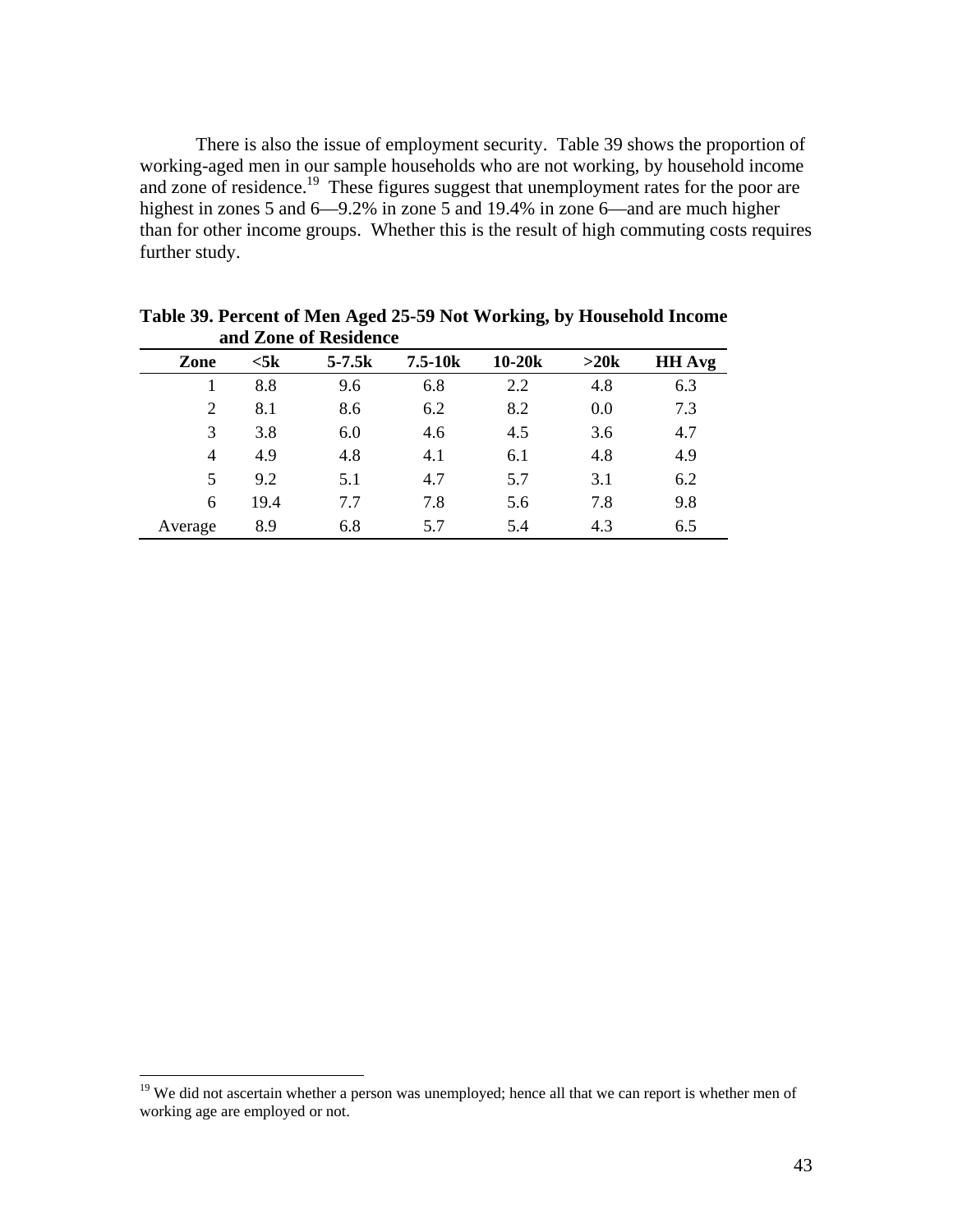There is also the issue of employment security. Table 39 shows the proportion of working-aged men in our sample households who are not working, by household income and zone of residence.[19] These figures suggest that unemployment rates for the poor are highest in zones 5 and 6—9.2% in zone 5 and 19.4% in zone 6—and are much higher than for other income groups. Whether this is the result of high commuting costs requires further study.

**Table 39. Percent of Men Aged 25-59 Not Working, by Household Income and Zone of Residence**

| Zone | <5k | 5-7.5k | 7.5-10k | 10-20k | >20k | HH Avg |
|---|---|---|---|---|---|---|
| 1 | 8.8 | 9.6 | 6.8 | 2.2 | 4.8 | 6.3 |
| 2 | 8.1 | 8.6 | 6.2 | 8.2 | 0.0 | 7.3 |
| 3 | 3.8 | 6.0 | 4.6 | 4.5 | 3.6 | 4.7 |
| 4 | 4.9 | 4.8 | 4.1 | 6.1 | 4.8 | 4.9 |
| 5 | 9.2 | 5.1 | 4.7 | 5.7 | 3.1 | 6.2 |
| 6 | 19.4 | 7.7 | 7.8 | 5.6 | 7.8 | 9.8 |
| Average | 8.9 | 6.8 | 5.7 | 5.4 | 4.3 | 6.5 |

[19] We did not ascertain whether a person was unemployed; hence all that we can report is whether men of working age are employed or not.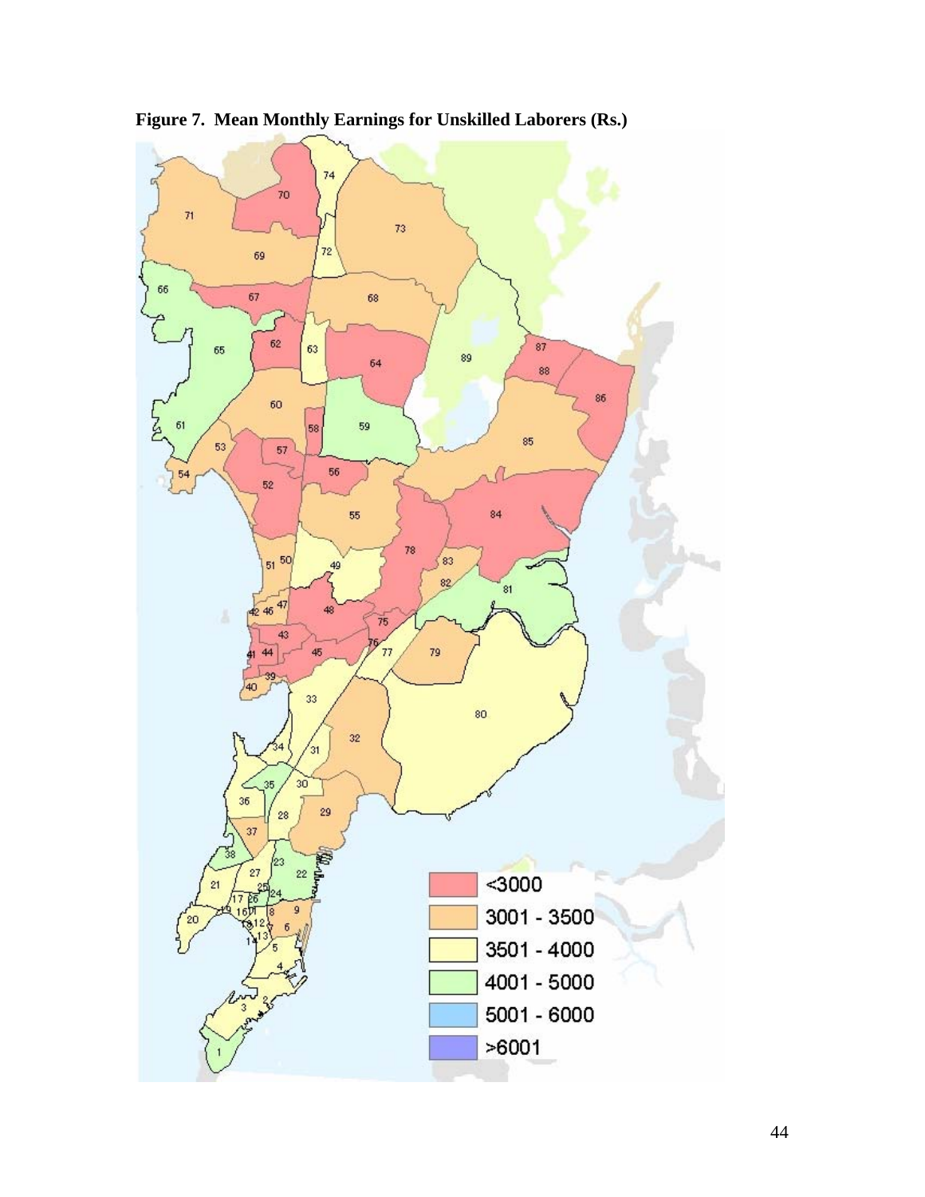**Figure 7. Mean Monthly Earnings for Unskilled Laborers (Rs.)**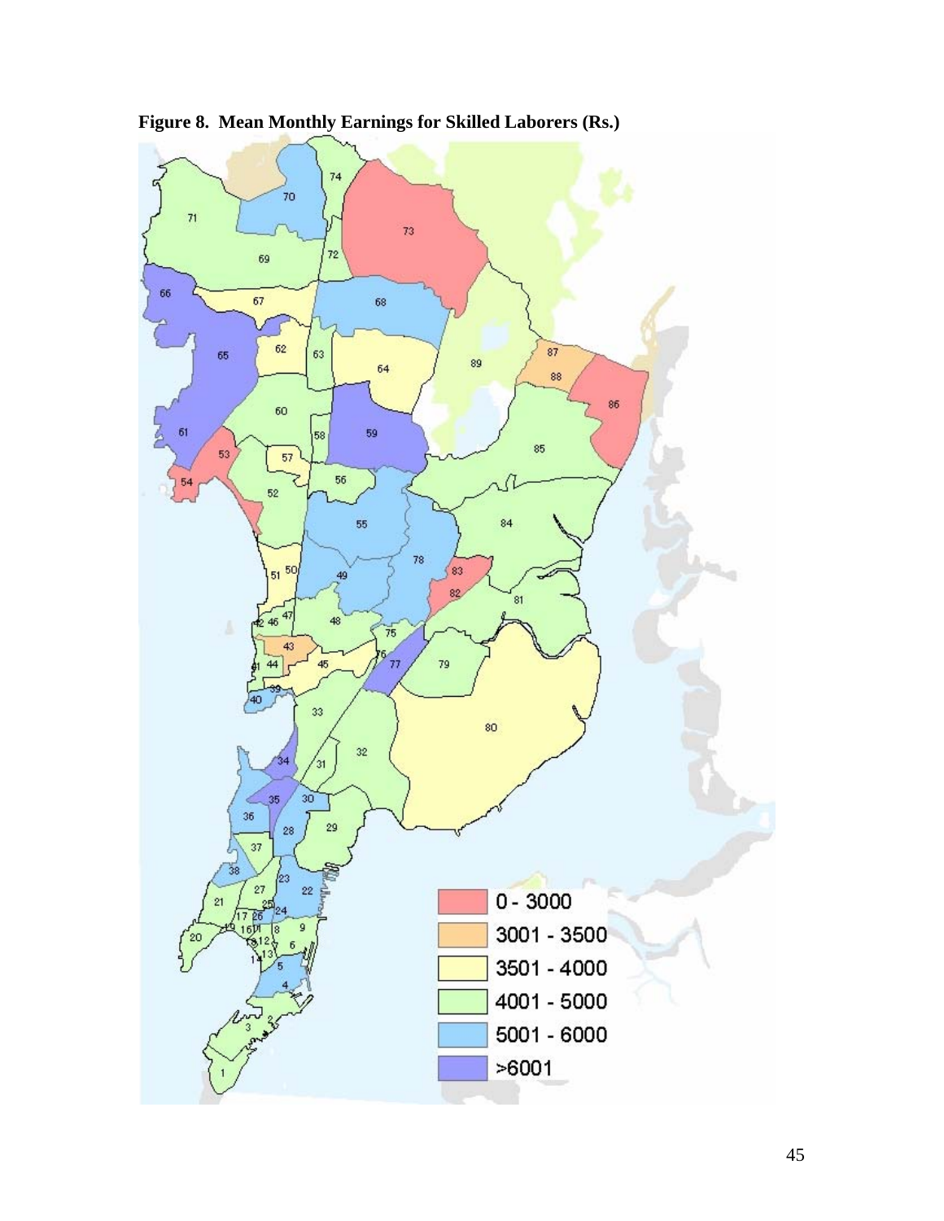**Figure 8. Mean Monthly Earnings for Skilled Laborers (Rs.)**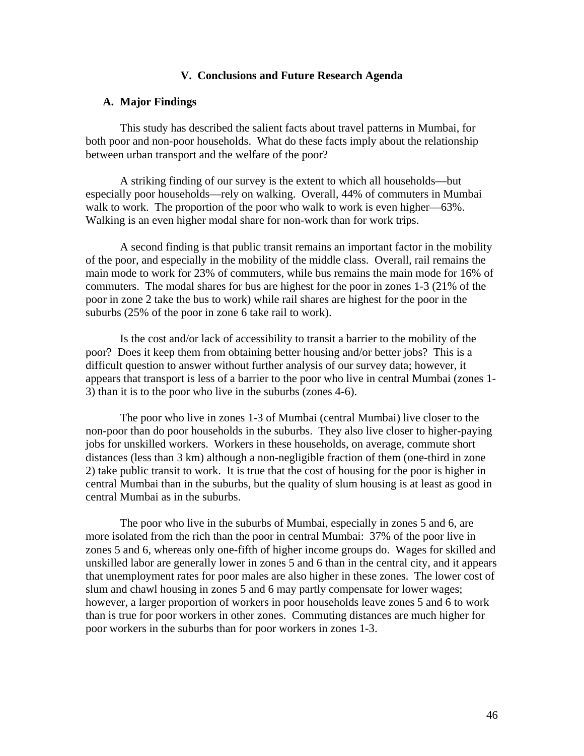## V. Conclusions and Future Research Agenda

### A. Major Findings

This study has described the salient facts about travel patterns in Mumbai, for both poor and non-poor households. What do these facts imply about the relationship between urban transport and the welfare of the poor?

A striking finding of our survey is the extent to which all households—but especially poor households—rely on walking. Overall, 44% of commuters in Mumbai walk to work. The proportion of the poor who walk to work is even higher—63%. Walking is an even higher modal share for non-work than for work trips.

A second finding is that public transit remains an important factor in the mobility of the poor, and especially in the mobility of the middle class. Overall, rail remains the main mode to work for 23% of commuters, while bus remains the main mode for 16% of commuters. The modal shares for bus are highest for the poor in zones 1-3 (21% of the poor in zone 2 take the bus to work) while rail shares are highest for the poor in the suburbs (25% of the poor in zone 6 take rail to work).

Is the cost and/or lack of accessibility to transit a barrier to the mobility of the poor? Does it keep them from obtaining better housing and/or better jobs? This is a difficult question to answer without further analysis of our survey data; however, it appears that transport is less of a barrier to the poor who live in central Mumbai (zones 1-3) than it is to the poor who live in the suburbs (zones 4-6).

The poor who live in zones 1-3 of Mumbai (central Mumbai) live closer to the non-poor than do poor households in the suburbs. They also live closer to higher-paying jobs for unskilled workers. Workers in these households, on average, commute short distances (less than 3 km) although a non-negligible fraction of them (one-third in zone 2) take public transit to work. It is true that the cost of housing for the poor is higher in central Mumbai than in the suburbs, but the quality of slum housing is at least as good in central Mumbai as in the suburbs.

The poor who live in the suburbs of Mumbai, especially in zones 5 and 6, are more isolated from the rich than the poor in central Mumbai: 37% of the poor live in zones 5 and 6, whereas only one-fifth of higher income groups do. Wages for skilled and unskilled labor are generally lower in zones 5 and 6 than in the central city, and it appears that unemployment rates for poor males are also higher in these zones. The lower cost of slum and chawl housing in zones 5 and 6 may partly compensate for lower wages; however, a larger proportion of workers in poor households leave zones 5 and 6 to work than is true for poor workers in other zones. Commuting distances are much higher for poor workers in the suburbs than for poor workers in zones 1-3.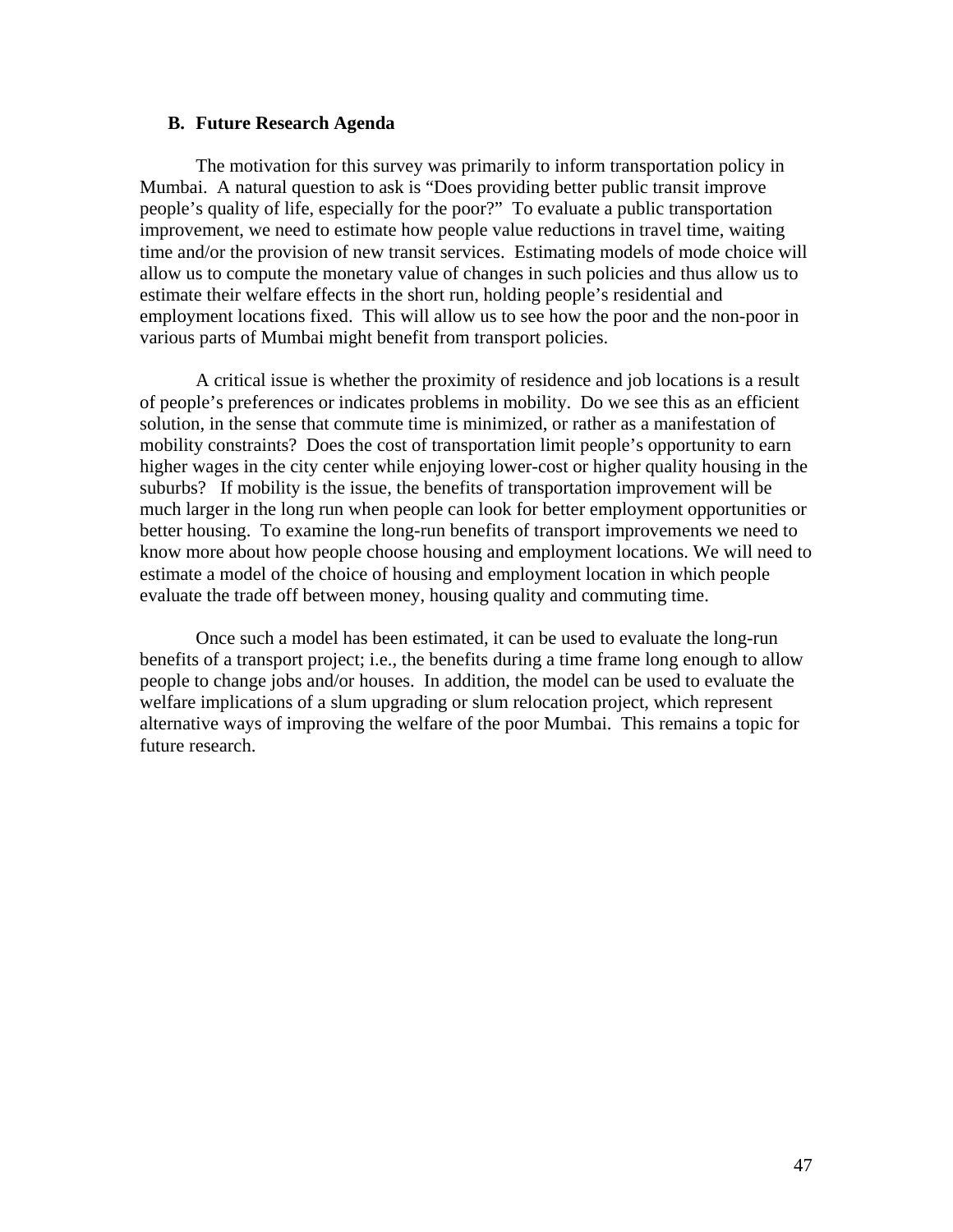### B. Future Research Agenda

The motivation for this survey was primarily to inform transportation policy in Mumbai. A natural question to ask is "Does providing better public transit improve people's quality of life, especially for the poor?" To evaluate a public transportation improvement, we need to estimate how people value reductions in travel time, waiting time and/or the provision of new transit services. Estimating models of mode choice will allow us to compute the monetary value of changes in such policies and thus allow us to estimate their welfare effects in the short run, holding people's residential and employment locations fixed. This will allow us to see how the poor and the non-poor in various parts of Mumbai might benefit from transport policies.

A critical issue is whether the proximity of residence and job locations is a result of people's preferences or indicates problems in mobility. Do we see this as an efficient solution, in the sense that commute time is minimized, or rather as a manifestation of mobility constraints? Does the cost of transportation limit people's opportunity to earn higher wages in the city center while enjoying lower-cost or higher quality housing in the suburbs? If mobility is the issue, the benefits of transportation improvement will be much larger in the long run when people can look for better employment opportunities or better housing. To examine the long-run benefits of transport improvements we need to know more about how people choose housing and employment locations. We will need to estimate a model of the choice of housing and employment location in which people evaluate the trade off between money, housing quality and commuting time.

Once such a model has been estimated, it can be used to evaluate the long-run benefits of a transport project; i.e., the benefits during a time frame long enough to allow people to change jobs and/or houses. In addition, the model can be used to evaluate the welfare implications of a slum upgrading or slum relocation project, which represent alternative ways of improving the welfare of the poor Mumbai. This remains a topic for future research.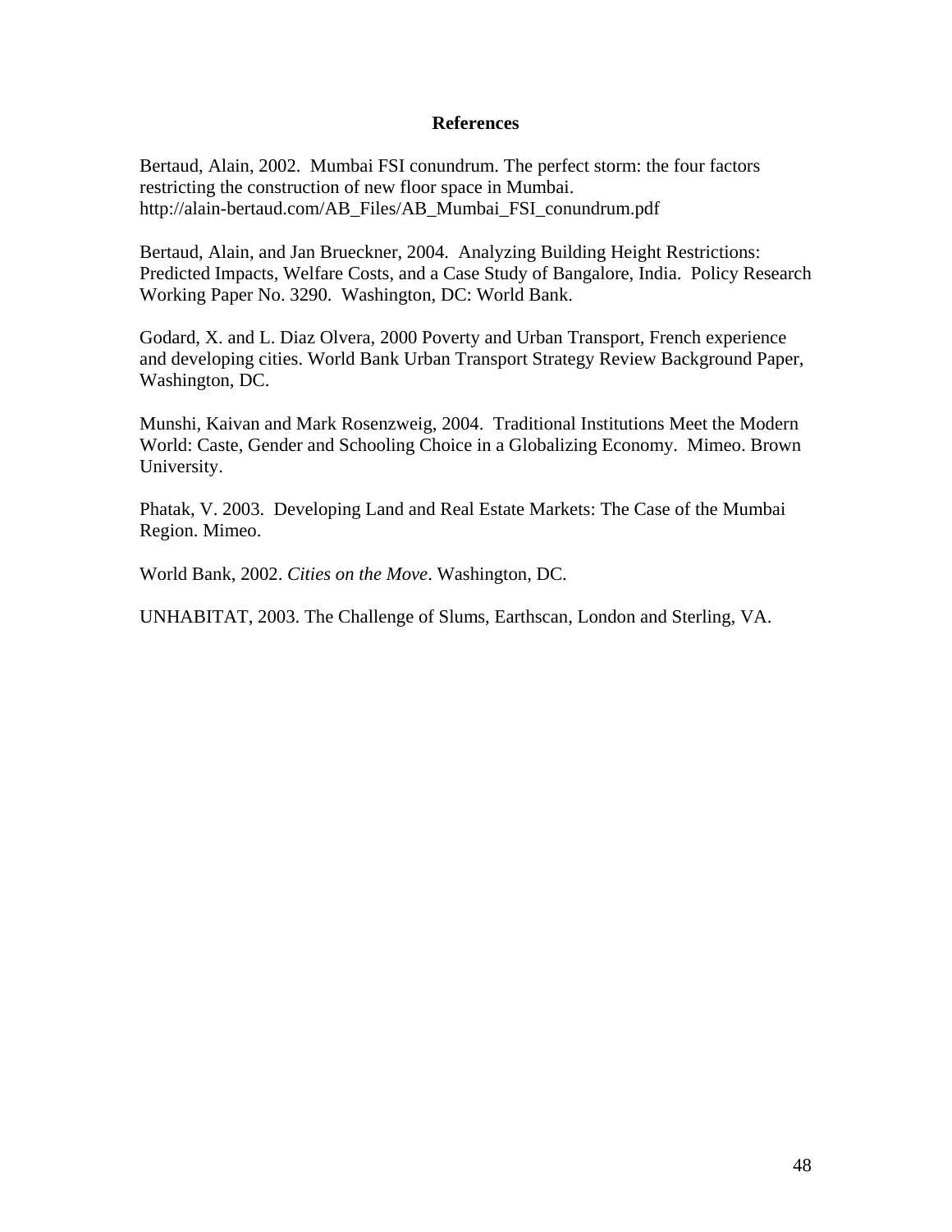## References

Bertaud, Alain, 2002. Mumbai FSI conundrum. The perfect storm: the four factors restricting the construction of new floor space in Mumbai. http://alain-bertaud.com/AB_Files/AB_Mumbai_FSI_conundrum.pdf

Bertaud, Alain, and Jan Brueckner, 2004. Analyzing Building Height Restrictions: Predicted Impacts, Welfare Costs, and a Case Study of Bangalore, India. Policy Research Working Paper No. 3290. Washington, DC: World Bank.

Godard, X. and L. Diaz Olvera, 2000 Poverty and Urban Transport, French experience and developing cities. World Bank Urban Transport Strategy Review Background Paper, Washington, DC.

Munshi, Kaivan and Mark Rosenzweig, 2004. Traditional Institutions Meet the Modern World: Caste, Gender and Schooling Choice in a Globalizing Economy. Mimeo. Brown University.

Phatak, V. 2003. Developing Land and Real Estate Markets: The Case of the Mumbai Region. Mimeo.

World Bank, 2002. *Cities on the Move*. Washington, DC.

UNHABITAT, 2003. The Challenge of Slums, Earthscan, London and Sterling, VA.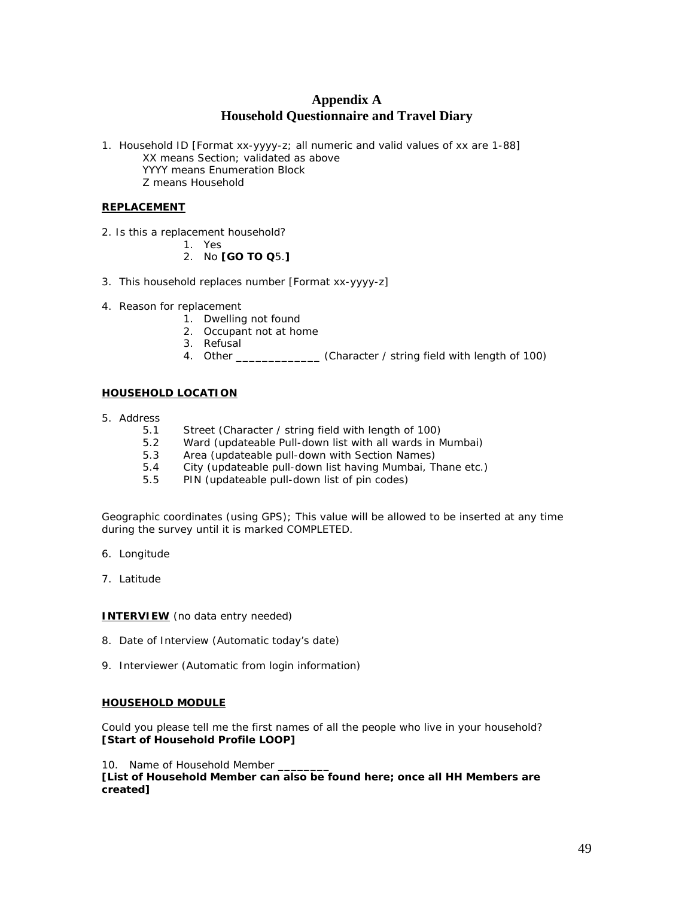# Appendix A
# Household Questionnaire and Travel Diary

1. Household ID [Format xx-yyyy-z; all numeric and valid values of xx are 1-88]
   XX means Section; validated as above
   YYYY means Enumeration Block
   Z means Household

**REPLACEMENT**

2. Is this a replacement household?
   1. Yes
   2. No **[GO TO Q**5.**]**

3. This household replaces number [Format xx-yyyy-z]

4. Reason for replacement
   1. Dwelling not found
   2. Occupant not at home
   3. Refusal
   4. Other _____________ (Character / string field with length of 100)

**HOUSEHOLD LOCATION**

5. Address
   - 5.1 Street (Character / string field with length of 100)
   - 5.2 Ward (updateable Pull-down list with all wards in Mumbai)
   - 5.3 Area (updateable pull-down with Section Names)
   - 5.4 City (updateable pull-down list having Mumbai, Thane etc.)
   - 5.5 PIN (updateable pull-down list of pin codes)

Geographic coordinates (using GPS); This value will be allowed to be inserted at any time during the survey until it is marked COMPLETED.

6. Longitude

7. Latitude

**INTERVIEW** (no data entry needed)

8. Date of Interview (Automatic today's date)

9. Interviewer (Automatic from login information)

**HOUSEHOLD MODULE**

Could you please tell me the first names of all the people who live in your household?
**[Start of Household Profile LOOP]**

10. Name of Household Member ________
**[List of Household Member can also be found here; once all HH Members are created]**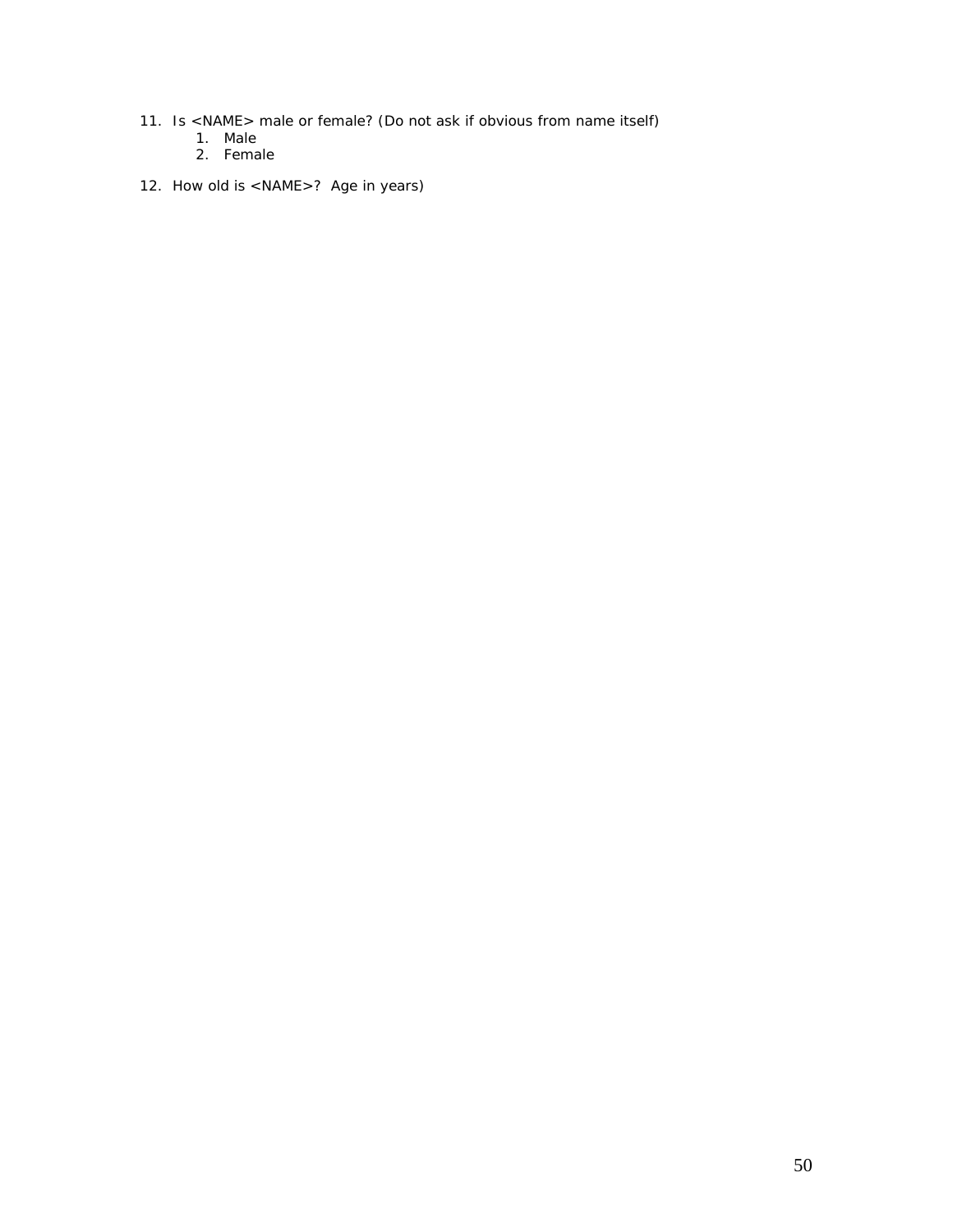11. Is <NAME> male or female? (Do not ask if obvious from name itself)
    1. Male
    2. Female

12. How old is <NAME>? Age in years)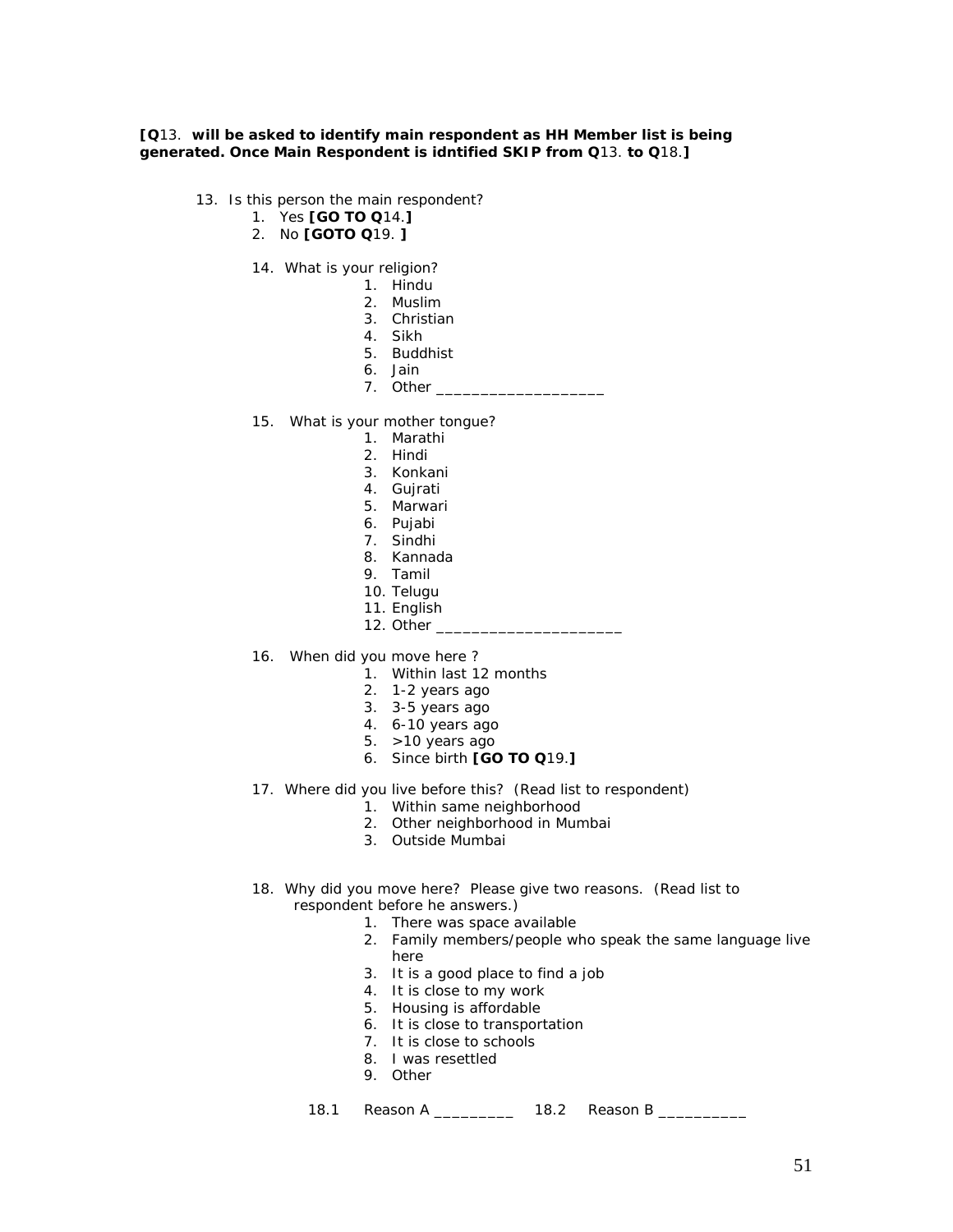**[Q13. will be asked to identify main respondent as HH Member list is being generated. Once Main Respondent is idntified SKIP from Q13. to Q18.]**

13. Is this person the main respondent?
    1. Yes **[GO TO Q14.]**
    2. No **[GOTO Q19. ]**

14. What is your religion?
    1. Hindu
    2. Muslim
    3. Christian
    4. Sikh
    5. Buddhist
    6. Jain
    7. Other ___________________

15. What is your mother tongue?
    1. Marathi
    2. Hindi
    3. Konkani
    4. Gujrati
    5. Marwari
    6. Pujabi
    7. Sindhi
    8. Kannada
    9. Tamil
    10. Telugu
    11. English
    12. Other ____________________

16. When did you move here ?
    1. Within last 12 months
    2. 1-2 years ago
    3. 3-5 years ago
    4. 6-10 years ago
    5. >10 years ago
    6. Since birth **[GO TO Q19.]**

17. Where did you live before this? (Read list to respondent)
    1. Within same neighborhood
    2. Other neighborhood in Mumbai
    3. Outside Mumbai

18. Why did you move here? Please give two reasons. (Read list to respondent before he answers.)
    1. There was space available
    2. Family members/people who speak the same language live here
    3. It is a good place to find a job
    4. It is close to my work
    5. Housing is affordable
    6. It is close to transportation
    7. It is close to schools
    8. I was resettled
    9. Other

18.1 Reason A _________ 18.2 Reason B __________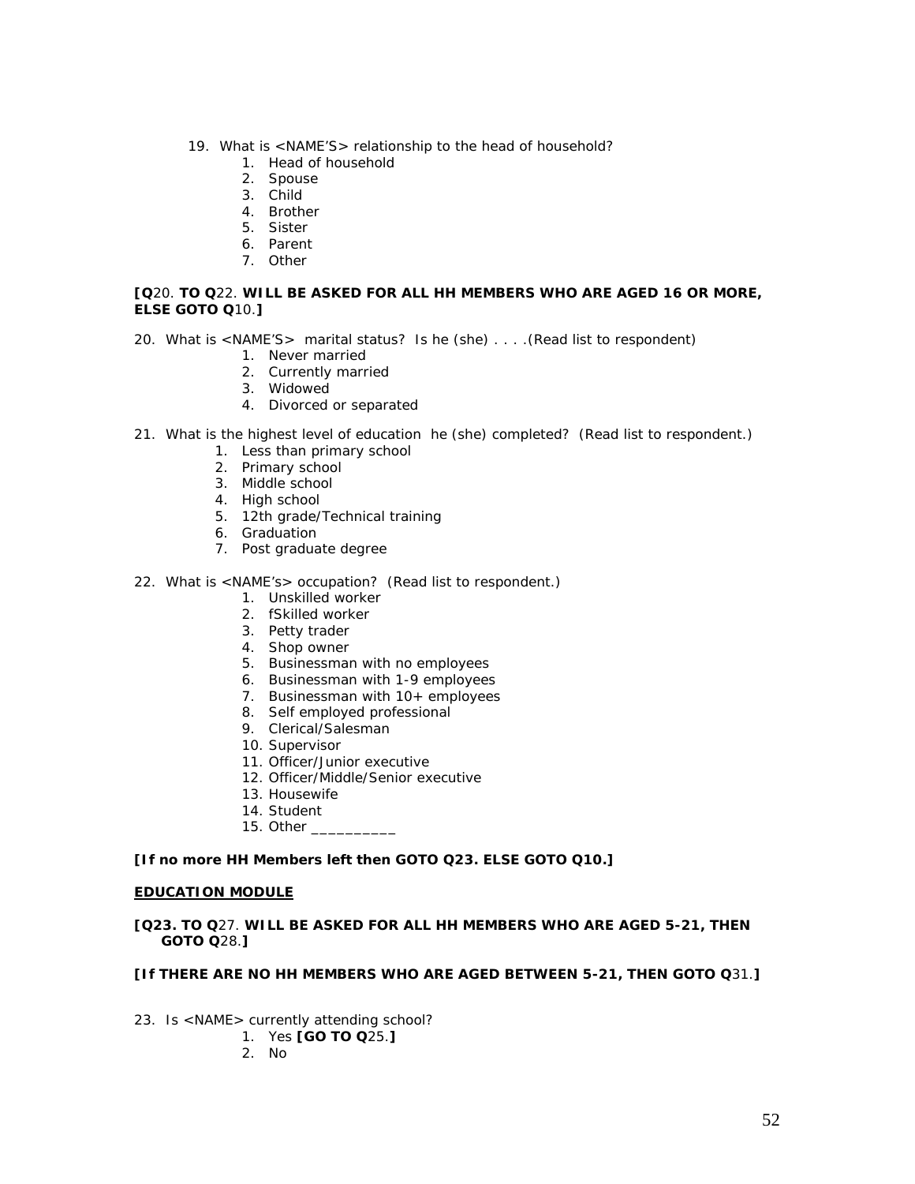19. What is <NAME'S> relationship to the head of household?
    1. Head of household
    2. Spouse
    3. Child
    4. Brother
    5. Sister
    6. Parent
    7. Other

**[Q20. TO Q22. WILL BE ASKED FOR ALL HH MEMBERS WHO ARE AGED 16 OR MORE, ELSE GOTO Q10.]**

20. What is <NAME'S> marital status? Is he (she) . . . .(Read list to respondent)
    1. Never married
    2. Currently married
    3. Widowed
    4. Divorced or separated

21. What is the highest level of education he (she) completed? (Read list to respondent.)
    1. Less than primary school
    2. Primary school
    3. Middle school
    4. High school
    5. 12th grade/Technical training
    6. Graduation
    7. Post graduate degree

22. What is <NAME's> occupation? (Read list to respondent.)
    1. Unskilled worker
    2. fSkilled worker
    3. Petty trader
    4. Shop owner
    5. Businessman with no employees
    6. Businessman with 1-9 employees
    7. Businessman with 10+ employees
    8. Self employed professional
    9. Clerical/Salesman
    10. Supervisor
    11. Officer/Junior executive
    12. Officer/Middle/Senior executive
    13. Housewife
    14. Student
    15. Other __________

**[If no more HH Members left then GOTO Q23. ELSE GOTO Q10.]**

**<u>EDUCATION MODULE</u>**

**[Q23. TO Q27. WILL BE ASKED FOR ALL HH MEMBERS WHO ARE AGED 5-21, THEN GOTO Q28.]**

**[If THERE ARE NO HH MEMBERS WHO ARE AGED BETWEEN 5-21, THEN GOTO Q31.]**

23. Is <NAME> currently attending school?
    1. Yes **[GO TO Q25.]**
    2. No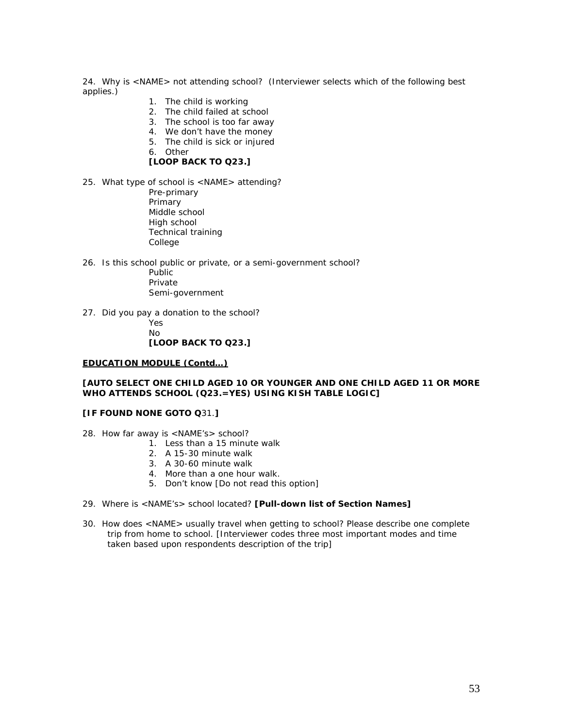24. Why is <NAME> not attending school? (Interviewer selects which of the following best applies.)

    1. The child is working
    2. The child failed at school
    3. The school is too far away
    4. We don't have the money
    5. The child is sick or injured
    6. Other

    **[LOOP BACK TO Q23.]**

25. What type of school is <NAME> attending?

    Pre-primary
    Primary
    Middle school
    High school
    Technical training
    College

26. Is this school public or private, or a semi-government school?

    Public
    Private
    Semi-government

27. Did you pay a donation to the school?

    Yes
    No
    **[LOOP BACK TO Q23.]**

**<u>EDUCATION MODULE (Contd…)</u>**

**[AUTO SELECT ONE CHILD AGED 10 OR YOUNGER AND ONE CHILD AGED 11 OR MORE WHO ATTENDS SCHOOL (Q23.=YES) USING KISH TABLE LOGIC]**

**[IF FOUND NONE GOTO Q31.]**

28. How far away is <NAME's> school?

    1. Less than a 15 minute walk
    2. A 15-30 minute walk
    3. A 30-60 minute walk
    4. More than a one hour walk.
    5. Don't know [Do not read this option]

29. Where is <NAME's> school located? **[Pull-down list of Section Names]**

30. How does <NAME> usually travel when getting to school? Please describe one complete trip from home to school. [Interviewer codes three most important modes and time taken based upon respondents description of the trip]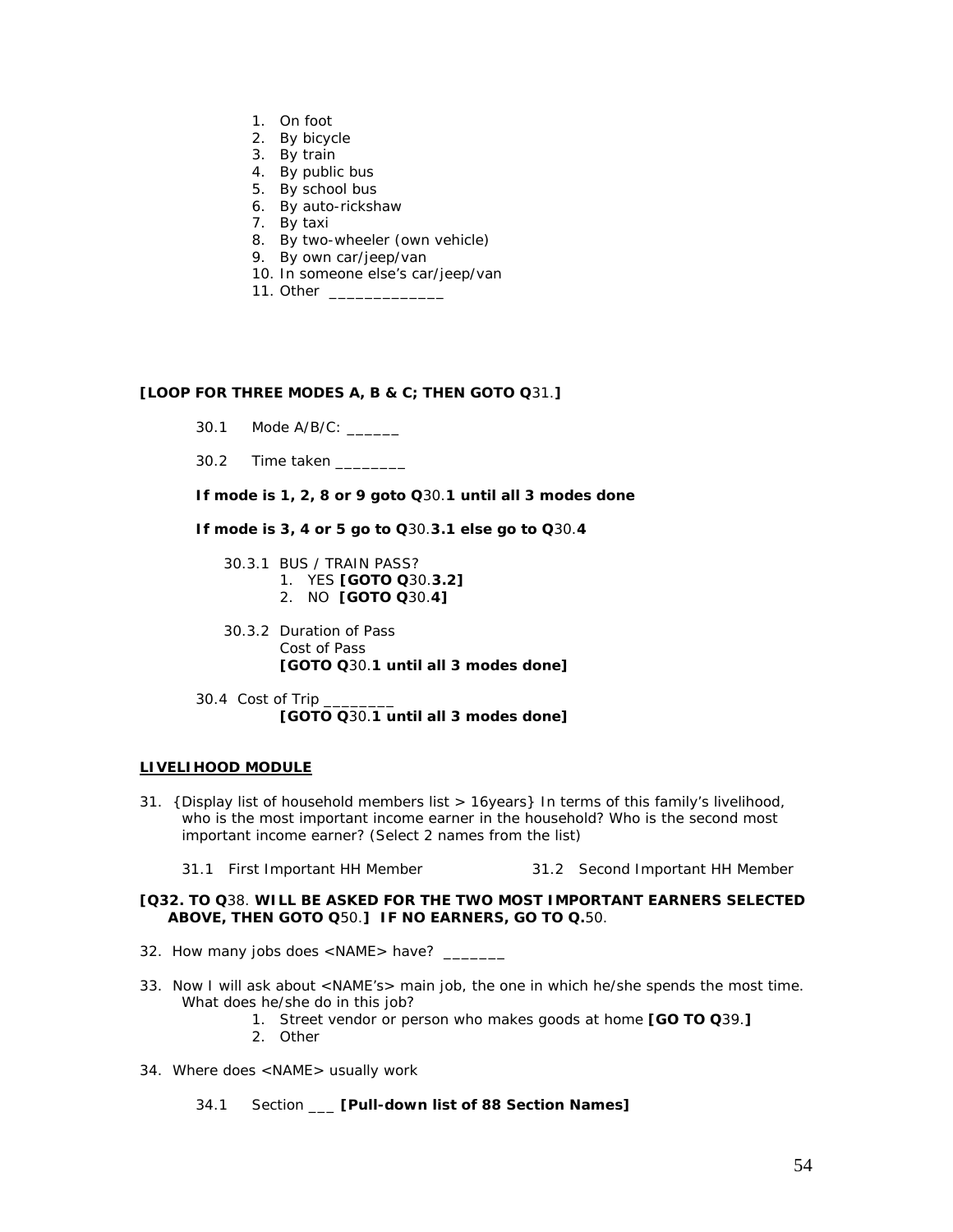1. On foot
2. By bicycle
3. By train
4. By public bus
5. By school bus
6. By auto-rickshaw
7. By taxi
8. By two-wheeler (own vehicle)
9. By own car/jeep/van
10. In someone else's car/jeep/van
11. Other _____________

**[LOOP FOR THREE MODES A, B & C; THEN GOTO Q31.]**

30.1 Mode A/B/C: ______

30.2 Time taken ________

**If mode is 1, 2, 8 or 9 goto Q30.1 until all 3 modes done**

**If mode is 3, 4 or 5 go to Q30.3.1 else go to Q30.4**

30.3.1 BUS / TRAIN PASS?
1. YES **[GOTO Q30.3.2]**
2. NO **[GOTO Q30.4]**

30.3.2 Duration of Pass
Cost of Pass
**[GOTO Q30.1 until all 3 modes done]**

30.4 Cost of Trip ________
**[GOTO Q30.1 until all 3 modes done]**

**LIVELIHOOD MODULE**

31. {Display list of household members list > 16years} In terms of this family's livelihood, who is the most important income earner in the household? Who is the second most important income earner? (Select 2 names from the list)

31.1 First Important HH Member

31.2 Second Important HH Member

**[Q32. TO Q38. WILL BE ASKED FOR THE TWO MOST IMPORTANT EARNERS SELECTED ABOVE, THEN GOTO Q50.] IF NO EARNERS, GO TO Q.50.**

32. How many jobs does <NAME> have? _______

33. Now I will ask about <NAME's> main job, the one in which he/she spends the most time. What does he/she do in this job?
    1. Street vendor or person who makes goods at home **[GO TO Q39.]**
    2. Other

34. Where does <NAME> usually work

34.1 Section ___ **[Pull-down list of 88 Section Names]**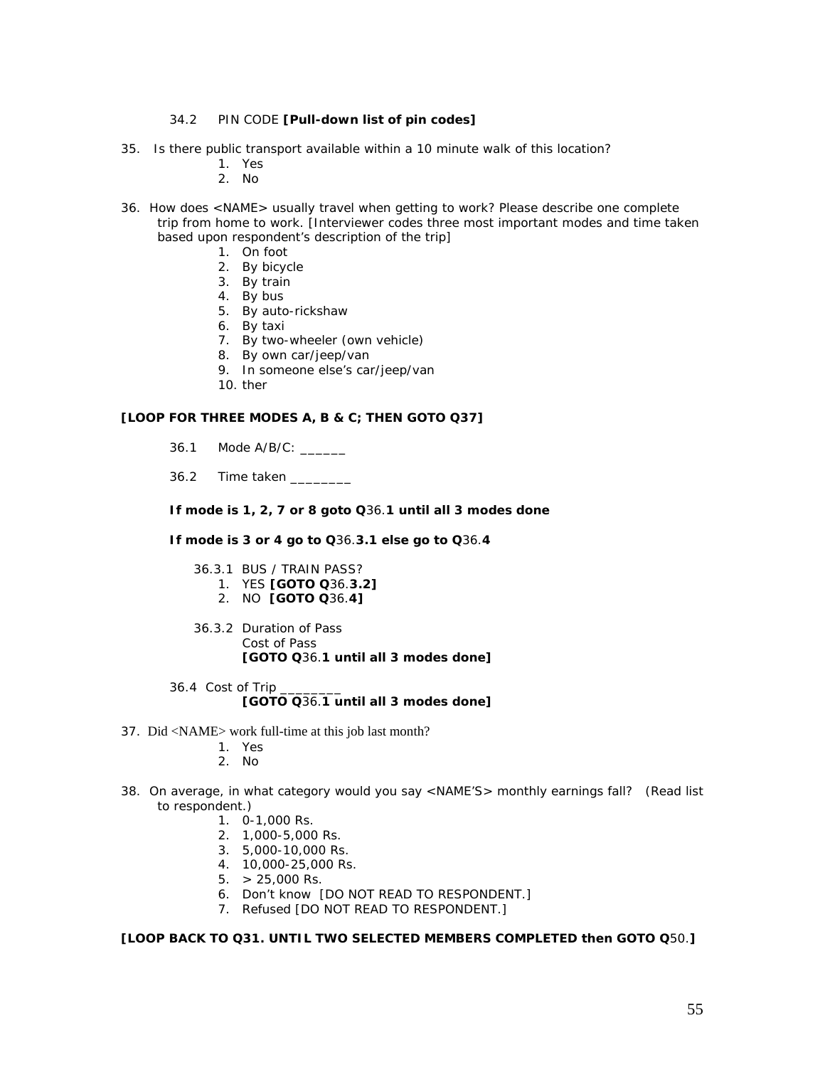34.2 PIN CODE **[Pull-down list of pin codes]**

35. Is there public transport available within a 10 minute walk of this location?
    1. Yes
    2. No

36. How does <NAME> usually travel when getting to work? Please describe one complete trip from home to work. [Interviewer codes three most important modes and time taken based upon respondent's description of the trip]
    1. On foot
    2. By bicycle
    3. By train
    4. By bus
    5. By auto-rickshaw
    6. By taxi
    7. By two-wheeler (own vehicle)
    8. By own car/jeep/van
    9. In someone else's car/jeep/van
    10. ther

**[LOOP FOR THREE MODES A, B & C; THEN GOTO Q37]**

36.1 Mode A/B/C: ______

36.2 Time taken ________

**If mode is 1, 2, 7 or 8 goto Q36.1 until all 3 modes done**

**If mode is 3 or 4 go to Q36.3.1 else go to Q36.4**

36.3.1 BUS / TRAIN PASS?
1. YES **[GOTO Q36.3.2]**
2. NO **[GOTO Q36.4]**

36.3.2 Duration of Pass
Cost of Pass
**[GOTO Q36.1 until all 3 modes done]**

36.4 Cost of Trip ________
**[GOTO Q36.1 until all 3 modes done]**

37. Did <NAME> work full-time at this job last month?
    1. Yes
    2. No

38. On average, in what category would you say <NAME'S> monthly earnings fall? (Read list to respondent.)
    1. 0-1,000 Rs.
    2. 1,000-5,000 Rs.
    3. 5,000-10,000 Rs.
    4. 10,000-25,000 Rs.
    5. > 25,000 Rs.
    6. Don't know [DO NOT READ TO RESPONDENT.]
    7. Refused [DO NOT READ TO RESPONDENT.]

**[LOOP BACK TO Q31. UNTIL TWO SELECTED MEMBERS COMPLETED then GOTO Q50.]**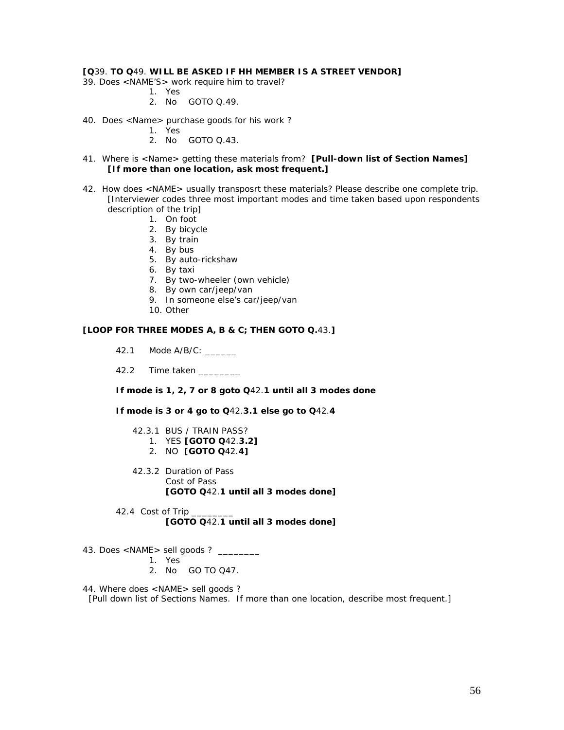**[Q39. TO Q49. WILL BE ASKED IF HH MEMBER IS A STREET VENDOR]**

39. Does <NAME'S> work require him to travel?
    1. Yes
    2. No GOTO Q.49.

40. Does <Name> purchase goods for his work ?
    1. Yes
    2. No GOTO Q.43.

41. Where is <Name> getting these materials from? **[Pull-down list of Section Names] [If more than one location, ask most frequent.]**

42. How does <NAME> usually transposrt these materials? Please describe one complete trip. [Interviewer codes three most important modes and time taken based upon respondents description of the trip]
    1. On foot
    2. By bicycle
    3. By train
    4. By bus
    5. By auto-rickshaw
    6. By taxi
    7. By two-wheeler (own vehicle)
    8. By own car/jeep/van
    9. In someone else's car/jeep/van
    10. Other

**[LOOP FOR THREE MODES A, B & C; THEN GOTO Q.43.]**

42.1 Mode A/B/C: ______

42.2 Time taken ________

**If mode is 1, 2, 7 or 8 goto Q42.1 until all 3 modes done**

**If mode is 3 or 4 go to Q42.3.1 else go to Q42.4**

42.3.1 BUS / TRAIN PASS?
1. YES **[GOTO Q42.3.2]**
2. NO **[GOTO Q42.4]**

42.3.2 Duration of Pass
Cost of Pass
**[GOTO Q42.1 until all 3 modes done]**

42.4 Cost of Trip ________
**[GOTO Q42.1 until all 3 modes done]**

43. Does <NAME> sell goods ? ________
    1. Yes
    2. No GO TO Q47.

44. Where does <NAME> sell goods ?
[Pull down list of Sections Names. If more than one location, describe most frequent.]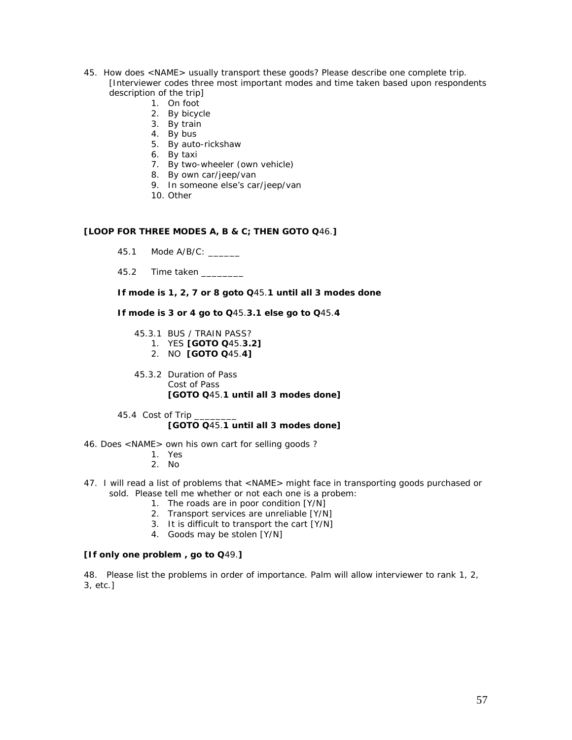45. How does <NAME> usually transport these goods? Please describe one complete trip. [Interviewer codes three most important modes and time taken based upon respondents description of the trip]
    1. On foot
    2. By bicycle
    3. By train
    4. By bus
    5. By auto-rickshaw
    6. By taxi
    7. By two-wheeler (own vehicle)
    8. By own car/jeep/van
    9. In someone else's car/jeep/van
    10. Other

**[LOOP FOR THREE MODES A, B & C; THEN GOTO Q46.]**

45.1 Mode A/B/C: ______

45.2 Time taken ________

**If mode is 1, 2, 7 or 8 goto Q45.1 until all 3 modes done**

**If mode is 3 or 4 go to Q45.3.1 else go to Q45.4**

45.3.1 BUS / TRAIN PASS?
1. YES **[GOTO Q45.3.2]**
2. NO **[GOTO Q45.4]**

45.3.2 Duration of Pass
Cost of Pass
**[GOTO Q45.1 until all 3 modes done]**

45.4 Cost of Trip ________
**[GOTO Q45.1 until all 3 modes done]**

46. Does <NAME> own his own cart for selling goods ?
    1. Yes
    2. No

47. I will read a list of problems that <NAME> might face in transporting goods purchased or sold. Please tell me whether or not each one is a probem:
    1. The roads are in poor condition [Y/N]
    2. Transport services are unreliable [Y/N]
    3. It is difficult to transport the cart [Y/N]
    4. Goods may be stolen [Y/N]

**[If only one problem , go to Q49.]**

48. Please list the problems in order of importance. Palm will allow interviewer to rank 1, 2, 3, etc.]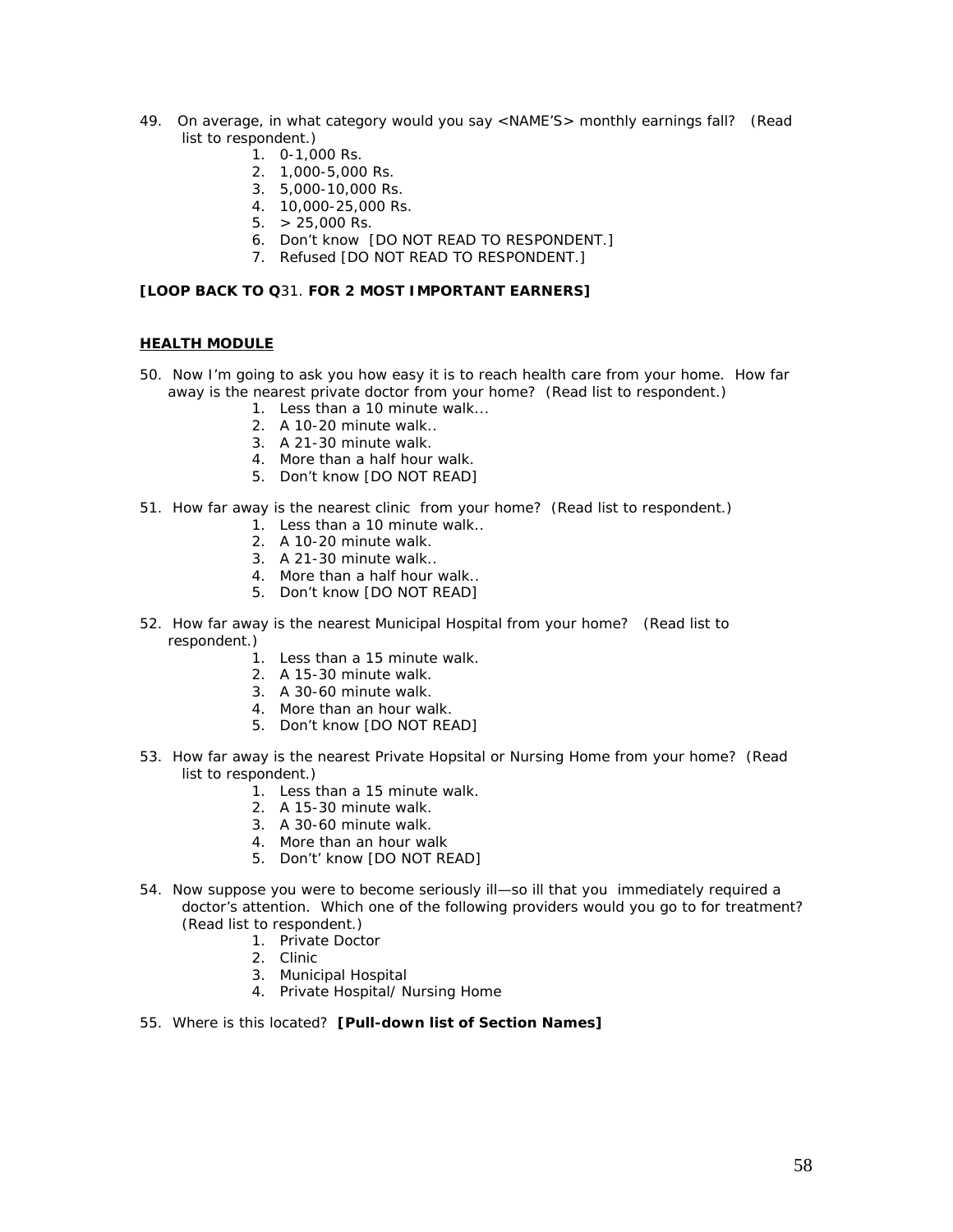49. On average, in what category would you say <NAME'S> monthly earnings fall? (Read list to respondent.)
    1. 0-1,000 Rs.
    2. 1,000-5,000 Rs.
    3. 5,000-10,000 Rs.
    4. 10,000-25,000 Rs.
    5. > 25,000 Rs.
    6. Don't know [DO NOT READ TO RESPONDENT.]
    7. Refused [DO NOT READ TO RESPONDENT.]

**[LOOP BACK TO Q**31. **FOR 2 MOST IMPORTANT EARNERS]**

**HEALTH MODULE**

50. Now I'm going to ask you how easy it is to reach health care from your home. How far away is the nearest private doctor from your home? (Read list to respondent.)
    1. Less than a 10 minute walk...
    2. A 10-20 minute walk..
    3. A 21-30 minute walk.
    4. More than a half hour walk.
    5. Don't know [DO NOT READ]

51. How far away is the nearest clinic from your home? (Read list to respondent.)
    1. Less than a 10 minute walk..
    2. A 10-20 minute walk.
    3. A 21-30 minute walk..
    4. More than a half hour walk..
    5. Don't know [DO NOT READ]

52. How far away is the nearest Municipal Hospital from your home? (Read list to respondent.)
    1. Less than a 15 minute walk.
    2. A 15-30 minute walk.
    3. A 30-60 minute walk.
    4. More than an hour walk.
    5. Don't know [DO NOT READ]

53. How far away is the nearest Private Hopsital or Nursing Home from your home? (Read list to respondent.)
    1. Less than a 15 minute walk.
    2. A 15-30 minute walk.
    3. A 30-60 minute walk.
    4. More than an hour walk
    5. Don't' know [DO NOT READ]

54. Now suppose you were to become seriously ill—so ill that you immediately required a doctor's attention. Which one of the following providers would you go to for treatment? (Read list to respondent.)
    1. Private Doctor
    2. Clinic
    3. Municipal Hospital
    4. Private Hospital/ Nursing Home

55. Where is this located? **[Pull-down list of Section Names]**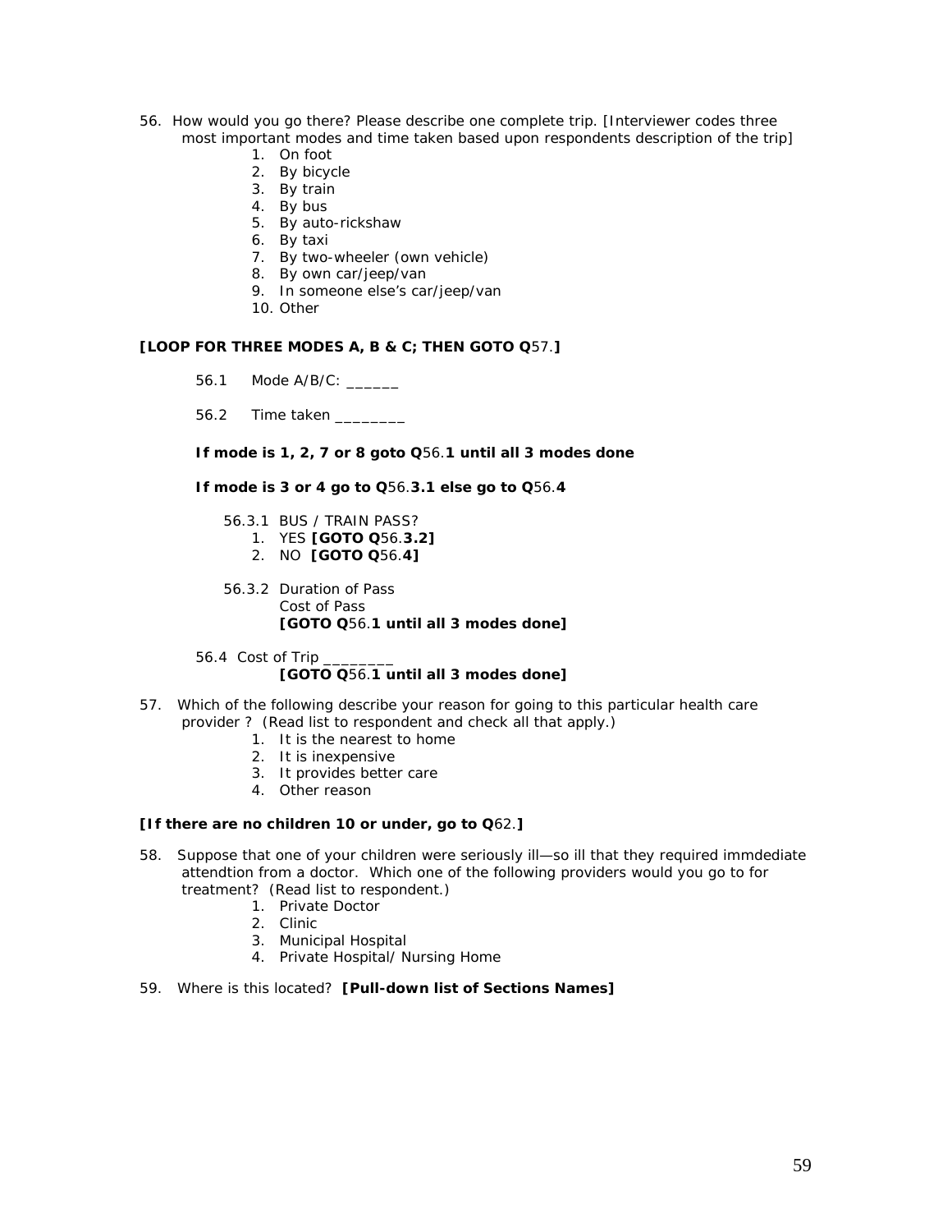56. How would you go there? Please describe one complete trip. [Interviewer codes three most important modes and time taken based upon respondents description of the trip]

1. On foot
2. By bicycle
3. By train
4. By bus
5. By auto-rickshaw
6. By taxi
7. By two-wheeler (own vehicle)
8. By own car/jeep/van
9. In someone else's car/jeep/van
10. Other

**[LOOP FOR THREE MODES A, B & C; THEN GOTO Q57.]**

56.1 Mode A/B/C: ______

56.2 Time taken ________

**If mode is 1, 2, 7 or 8 goto Q56.1 until all 3 modes done**

**If mode is 3 or 4 go to Q56.3.1 else go to Q56.4**

56.3.1 BUS / TRAIN PASS?

1. YES **[GOTO Q56.3.2]**
2. NO **[GOTO Q56.4]**

56.3.2 Duration of Pass
Cost of Pass
**[GOTO Q56.1 until all 3 modes done]**

56.4 Cost of Trip ________
**[GOTO Q56.1 until all 3 modes done]**

57. Which of the following describe your reason for going to this particular health care provider ? (Read list to respondent and check all that apply.)

1. It is the nearest to home
2. It is inexpensive
3. It provides better care
4. Other reason

**[If there are no children 10 or under, go to Q62.]**

58. Suppose that one of your children were seriously ill—so ill that they required immdediate attendtion from a doctor. Which one of the following providers would you go to for treatment? (Read list to respondent.)

1. Private Doctor
2. Clinic
3. Municipal Hospital
4. Private Hospital/ Nursing Home

59. Where is this located? **[Pull-down list of Sections Names]**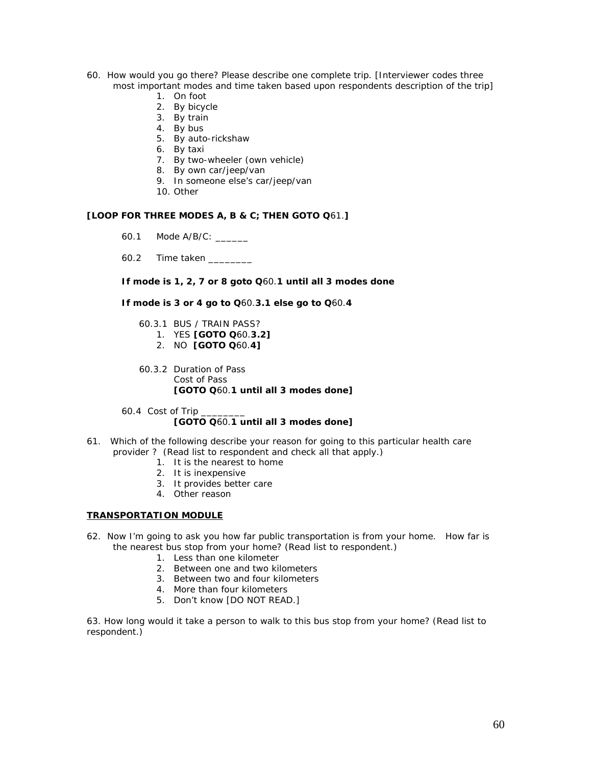60. How would you go there? Please describe one complete trip. [Interviewer codes three most important modes and time taken based upon respondents description of the trip]
    1. On foot
    2. By bicycle
    3. By train
    4. By bus
    5. By auto-rickshaw
    6. By taxi
    7. By two-wheeler (own vehicle)
    8. By own car/jeep/van
    9. In someone else's car/jeep/van
    10. Other

**[LOOP FOR THREE MODES A, B & C; THEN GOTO Q61.]**

60.1 Mode A/B/C: ______

60.2 Time taken ________

**If mode is 1, 2, 7 or 8 goto Q60.1 until all 3 modes done**

**If mode is 3 or 4 go to Q60.3.1 else go to Q60.4**

60.3.1 BUS / TRAIN PASS?
1. YES **[GOTO Q60.3.2]**
2. NO **[GOTO Q60.4]**

60.3.2 Duration of Pass
Cost of Pass
**[GOTO Q60.1 until all 3 modes done]**

60.4 Cost of Trip ________
**[GOTO Q60.1 until all 3 modes done]**

61. Which of the following describe your reason for going to this particular health care provider ? (Read list to respondent and check all that apply.)
    1. It is the nearest to home
    2. It is inexpensive
    3. It provides better care
    4. Other reason

**TRANSPORTATION MODULE**

62. Now I'm going to ask you how far public transportation is from your home. How far is the nearest bus stop from your home? (Read list to respondent.)
    1. Less than one kilometer
    2. Between one and two kilometers
    3. Between two and four kilometers
    4. More than four kilometers
    5. Don't know [DO NOT READ.]

63. How long would it take a person to walk to this bus stop from your home? (Read list to respondent.)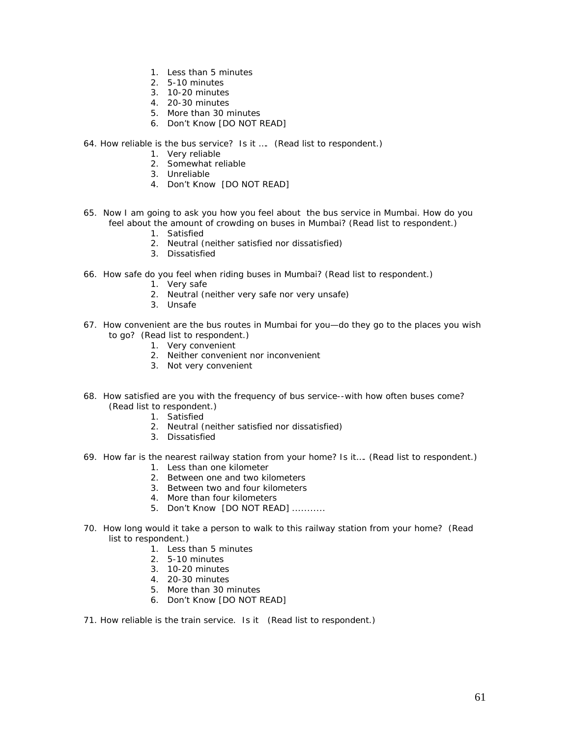1. Less than 5 minutes
2. 5-10 minutes
3. 10-20 minutes
4. 20-30 minutes
5. More than 30 minutes
6. Don't Know [DO NOT READ]

64. How reliable is the bus service? Is it …. (Read list to respondent.)
    1. Very reliable
    2. Somewhat reliable
    3. Unreliable
    4. Don't Know [DO NOT READ]

65. Now I am going to ask you how you feel about the bus service in Mumbai. How do you feel about the amount of crowding on buses in Mumbai? (Read list to respondent.)
    1. Satisfied
    2. Neutral (neither satisfied nor dissatisfied)
    3. Dissatisfied

66. How safe do you feel when riding buses in Mumbai? (Read list to respondent.)
    1. Very safe
    2. Neutral (neither very safe nor very unsafe)
    3. Unsafe

67. How convenient are the bus routes in Mumbai for you—do they go to the places you wish to go? (Read list to respondent.)
    1. Very convenient
    2. Neither convenient nor inconvenient
    3. Not very convenient

68. How satisfied are you with the frequency of bus service--with how often buses come? (Read list to respondent.)
    1. Satisfied
    2. Neutral (neither satisfied nor dissatisfied)
    3. Dissatisfied

69. How far is the nearest railway station from your home? Is it…. (Read list to respondent.)
    1. Less than one kilometer
    2. Between one and two kilometers
    3. Between two and four kilometers
    4. More than four kilometers
    5. Don't Know [DO NOT READ] ...........

70. How long would it take a person to walk to this railway station from your home? (Read list to respondent.)
    1. Less than 5 minutes
    2. 5-10 minutes
    3. 10-20 minutes
    4. 20-30 minutes
    5. More than 30 minutes
    6. Don't Know [DO NOT READ]

71. How reliable is the train service. Is it (Read list to respondent.)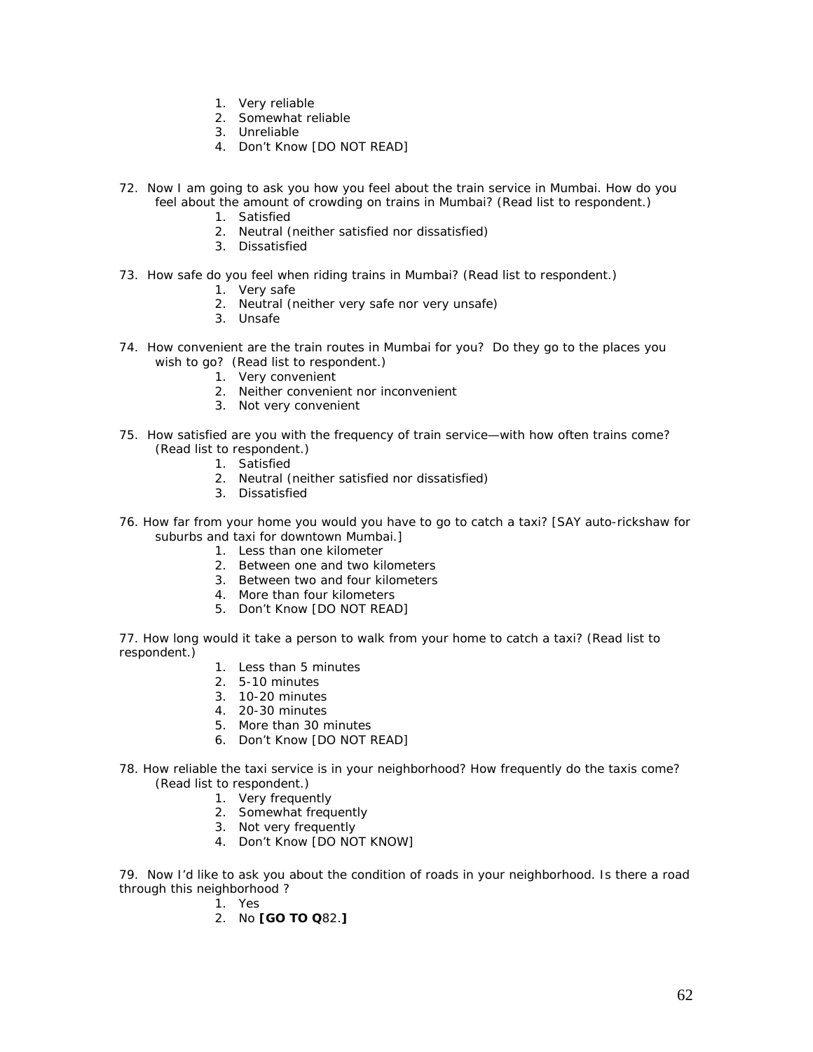1. Very reliable
2. Somewhat reliable
3. Unreliable
4. Don't Know [DO NOT READ]

72. Now I am going to ask you how you feel about the train service in Mumbai. How do you feel about the amount of crowding on trains in Mumbai? (Read list to respondent.)
    1. Satisfied
    2. Neutral (neither satisfied nor dissatisfied)
    3. Dissatisfied

73. How safe do you feel when riding trains in Mumbai? (Read list to respondent.)
    1. Very safe
    2. Neutral (neither very safe nor very unsafe)
    3. Unsafe

74. How convenient are the train routes in Mumbai for you? Do they go to the places you wish to go? (Read list to respondent.)
    1. Very convenient
    2. Neither convenient nor inconvenient
    3. Not very convenient

75. How satisfied are you with the frequency of train service—with how often trains come? (Read list to respondent.)
    1. Satisfied
    2. Neutral (neither satisfied nor dissatisfied)
    3. Dissatisfied

76. How far from your home you would you have to go to catch a taxi? [SAY auto-rickshaw for suburbs and taxi for downtown Mumbai.]
    1. Less than one kilometer
    2. Between one and two kilometers
    3. Between two and four kilometers
    4. More than four kilometers
    5. Don't Know [DO NOT READ]

77. How long would it take a person to walk from your home to catch a taxi? (Read list to respondent.)
    1. Less than 5 minutes
    2. 5-10 minutes
    3. 10-20 minutes
    4. 20-30 minutes
    5. More than 30 minutes
    6. Don't Know [DO NOT READ]

78. How reliable the taxi service is in your neighborhood? How frequently do the taxis come? (Read list to respondent.)
    1. Very frequently
    2. Somewhat frequently
    3. Not very frequently
    4. Don't Know [DO NOT KNOW]

79. Now I'd like to ask you about the condition of roads in your neighborhood. Is there a road through this neighborhood ?
    1. Yes
    2. No **[GO TO Q**82.**]**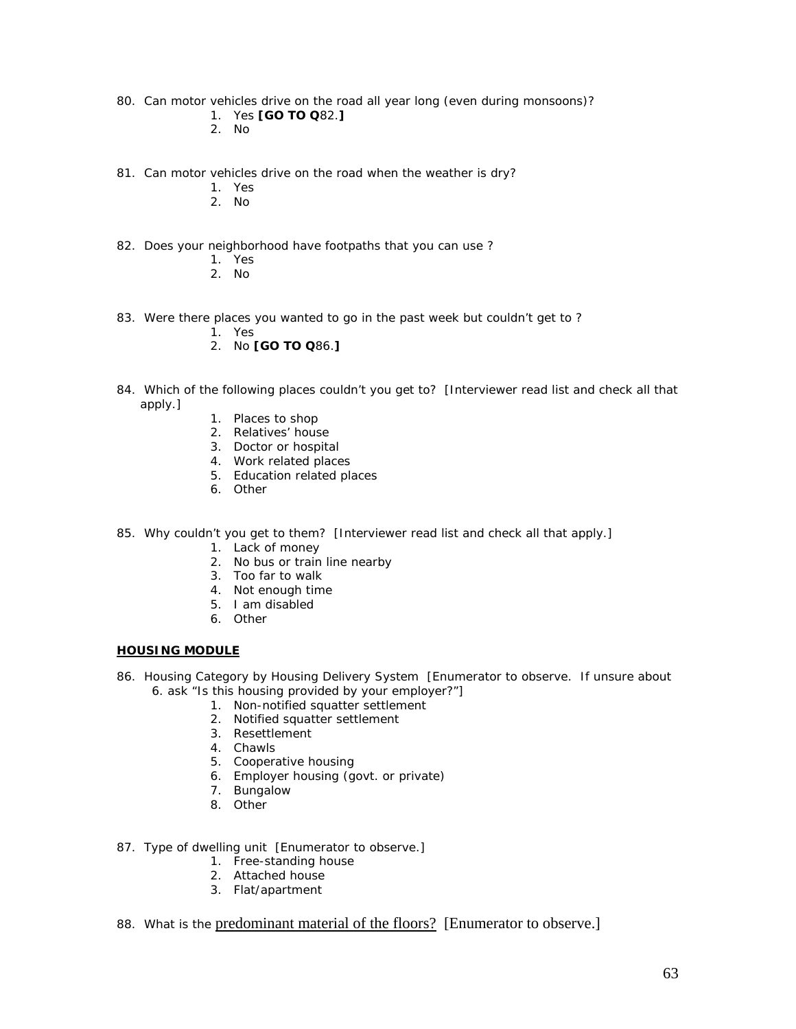80. Can motor vehicles drive on the road all year long (even during monsoons)?
    1. Yes **[GO TO Q**82.**]**
    2. No

81. Can motor vehicles drive on the road when the weather is dry?
    1. Yes
    2. No

82. Does your neighborhood have footpaths that you can use ?
    1. Yes
    2. No

83. Were there places you wanted to go in the past week but couldn't get to ?
    1. Yes
    2. No **[GO TO Q**86.**]**

84. Which of the following places couldn't you get to? [Interviewer read list and check all that apply.]
    1. Places to shop
    2. Relatives' house
    3. Doctor or hospital
    4. Work related places
    5. Education related places
    6. Other

85. Why couldn't you get to them? [Interviewer read list and check all that apply.]
    1. Lack of money
    2. No bus or train line nearby
    3. Too far to walk
    4. Not enough time
    5. I am disabled
    6. Other

**HOUSING MODULE**

86. Housing Category by Housing Delivery System [Enumerator to observe. If unsure about 6. ask "Is this housing provided by your employer?"]
    1. Non-notified squatter settlement
    2. Notified squatter settlement
    3. Resettlement
    4. Chawls
    5. Cooperative housing
    6. Employer housing (govt. or private)
    7. Bungalow
    8. Other

87. Type of dwelling unit [Enumerator to observe.]
    1. Free-standing house
    2. Attached house
    3. Flat/apartment

88. What is the predominant material of the floors? [Enumerator to observe.]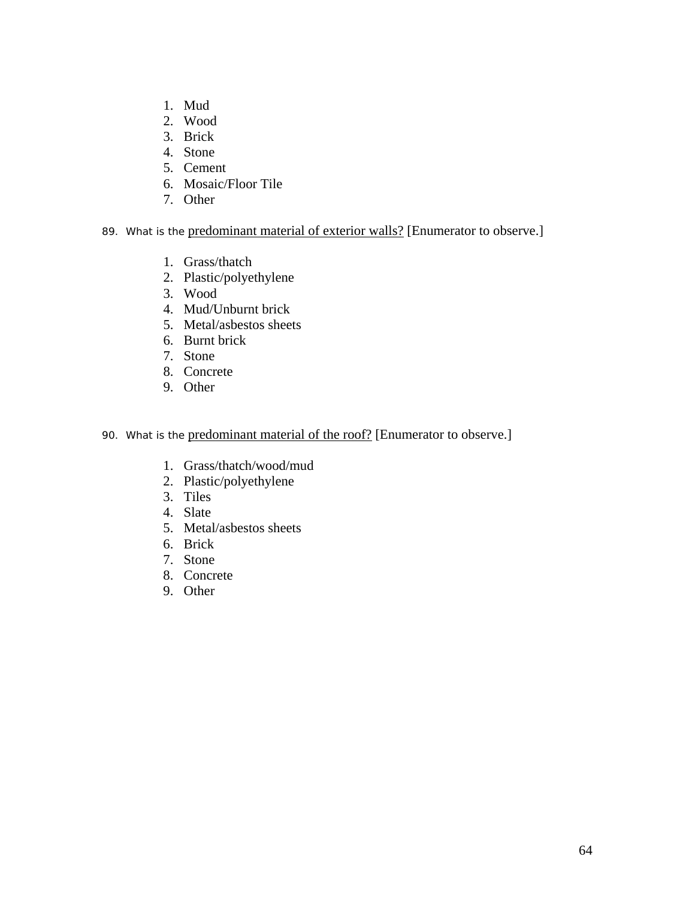1. Mud
2. Wood
3. Brick
4. Stone
5. Cement
6. Mosaic/Floor Tile
7. Other

89. What is the predominant material of exterior walls? [Enumerator to observe.]

   1. Grass/thatch
   2. Plastic/polyethylene
   3. Wood
   4. Mud/Unburnt brick
   5. Metal/asbestos sheets
   6. Burnt brick
   7. Stone
   8. Concrete
   9. Other

90. What is the predominant material of the roof? [Enumerator to observe.]

   1. Grass/thatch/wood/mud
   2. Plastic/polyethylene
   3. Tiles
   4. Slate
   5. Metal/asbestos sheets
   6. Brick
   7. Stone
   8. Concrete
   9. Other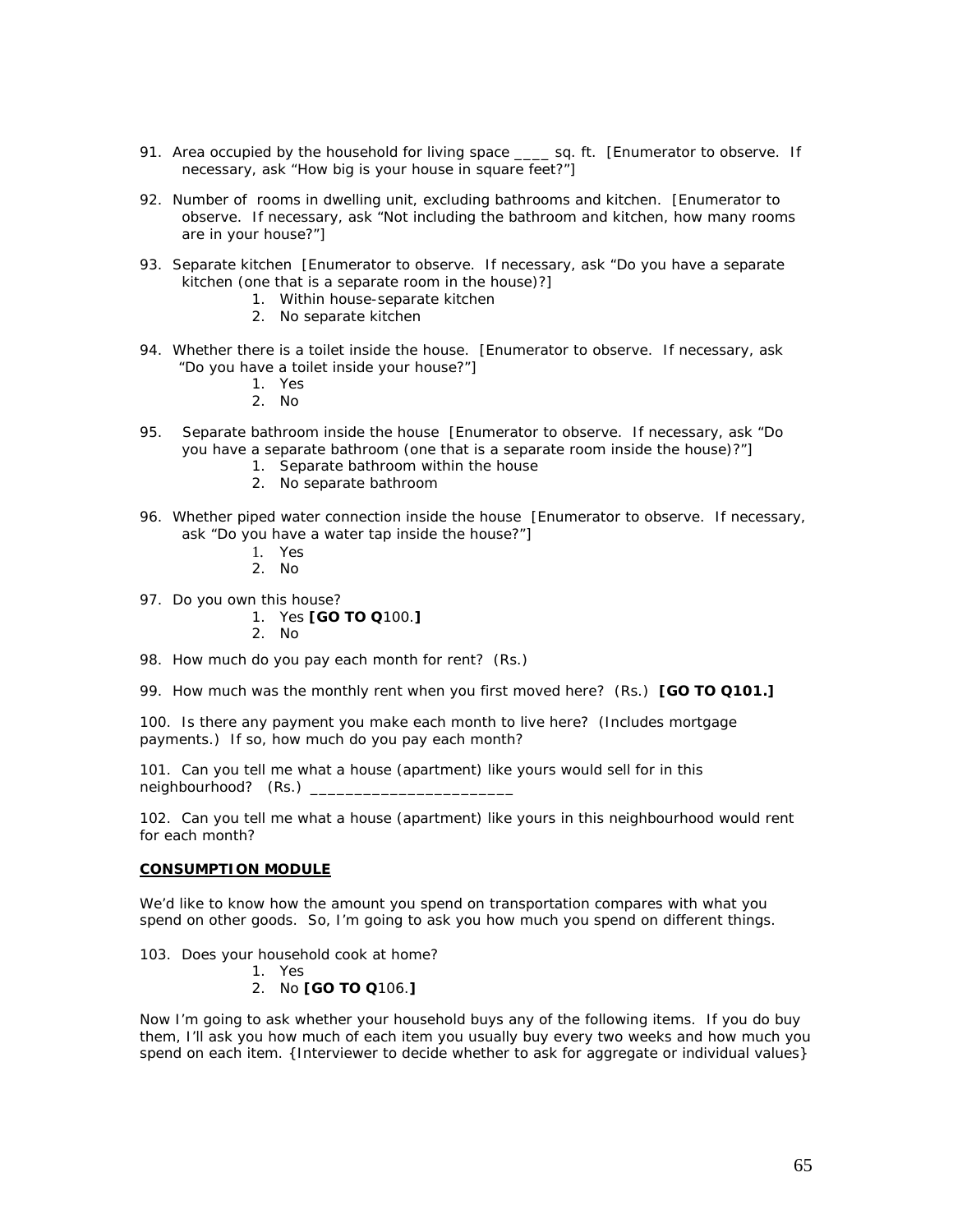91. Area occupied by the household for living space ____ sq. ft. [Enumerator to observe. If necessary, ask "How big is your house in square feet?"]

92. Number of rooms in dwelling unit, excluding bathrooms and kitchen. [Enumerator to observe. If necessary, ask "Not including the bathroom and kitchen, how many rooms are in your house?"]

93. Separate kitchen [Enumerator to observe. If necessary, ask "Do you have a separate kitchen (one that is a separate room in the house)?]
    1. Within house-separate kitchen
    2. No separate kitchen

94. Whether there is a toilet inside the house. [Enumerator to observe. If necessary, ask "Do you have a toilet inside your house?"]
    1. Yes
    2. No

95. Separate bathroom inside the house [Enumerator to observe. If necessary, ask "Do you have a separate bathroom (one that is a separate room inside the house)?"]
    1. Separate bathroom within the house
    2. No separate bathroom

96. Whether piped water connection inside the house [Enumerator to observe. If necessary, ask "Do you have a water tap inside the house?"]
    1. Yes
    2. No

97. Do you own this house?
    1. Yes **[GO TO Q**100.**]**
    2. No

98. How much do you pay each month for rent? (Rs.)

99. How much was the monthly rent when you first moved here? (Rs.) **[GO TO Q101.]**

100. Is there any payment you make each month to live here? (Includes mortgage payments.) If so, how much do you pay each month?

101. Can you tell me what a house (apartment) like yours would sell for in this neighbourhood? (Rs.) ______________________

102. Can you tell me what a house (apartment) like yours in this neighbourhood would rent for each month?

**CONSUMPTION MODULE**

We'd like to know how the amount you spend on transportation compares with what you spend on other goods. So, I'm going to ask you how much you spend on different things.

103. Does your household cook at home?
    1. Yes
    2. No **[GO TO Q**106.**]**

Now I'm going to ask whether your household buys any of the following items. If you do buy them, I'll ask you how much of each item you usually buy every two weeks and how much you spend on each item. {Interviewer to decide whether to ask for aggregate or individual values}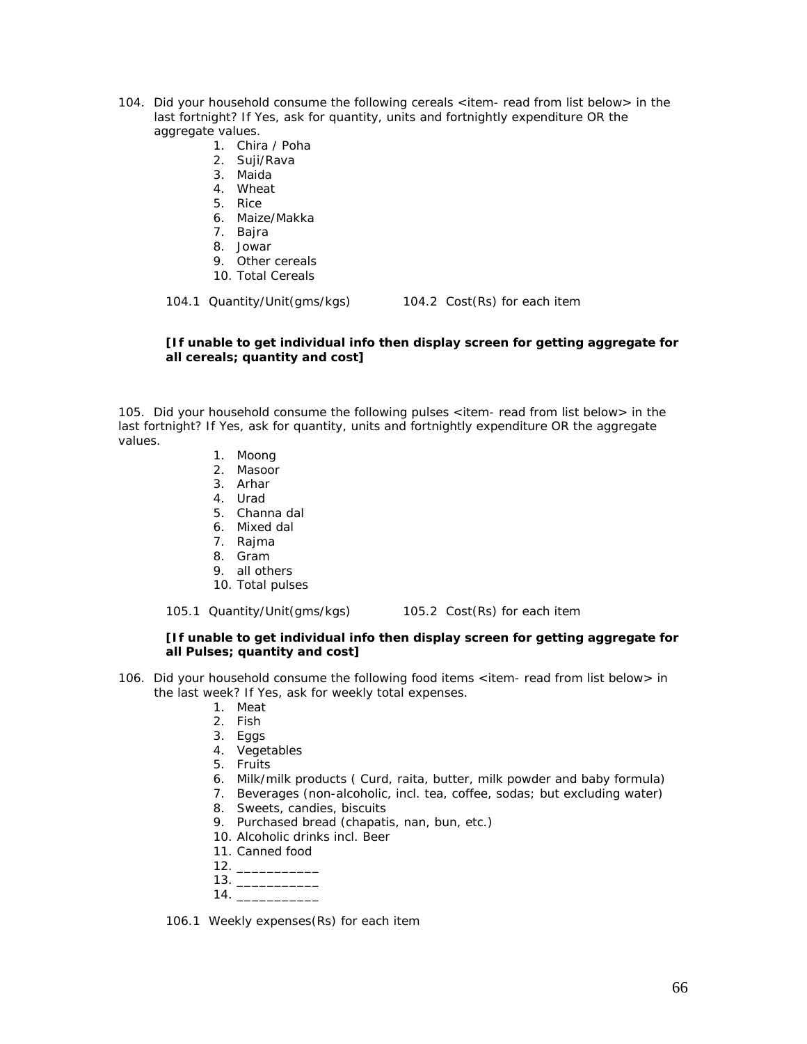104. Did your household consume the following cereals <item- read from list below> in the last fortnight? If Yes, ask for quantity, units and fortnightly expenditure OR the aggregate values.

    1. Chira / Poha
    2. Suji/Rava
    3. Maida
    4. Wheat
    5. Rice
    6. Maize/Makka
    7. Bajra
    8. Jowar
    9. Other cereals
    10. Total Cereals

    104.1 Quantity/Unit(gms/kgs)        104.2 Cost(Rs) for each item

    **[If unable to get individual info then display screen for getting aggregate for all cereals; quantity and cost]**

105. Did your household consume the following pulses <item- read from list below> in the last fortnight? If Yes, ask for quantity, units and fortnightly expenditure OR the aggregate values.

    1. Moong
    2. Masoor
    3. Arhar
    4. Urad
    5. Channa dal
    6. Mixed dal
    7. Rajma
    8. Gram
    9. all others
    10. Total pulses

    105.1 Quantity/Unit(gms/kgs)        105.2 Cost(Rs) for each item

    **[If unable to get individual info then display screen for getting aggregate for all Pulses; quantity and cost]**

106. Did your household consume the following food items <item- read from list below> in the last week? If Yes, ask for weekly total expenses.

    1. Meat
    2. Fish
    3. Eggs
    4. Vegetables
    5. Fruits
    6. Milk/milk products ( Curd, raita, butter, milk powder and baby formula)
    7. Beverages (non-alcoholic, incl. tea, coffee, sodas; but excluding water)
    8. Sweets, candies, biscuits
    9. Purchased bread (chapatis, nan, bun, etc.)
    10. Alcoholic drinks incl. Beer
    11. Canned food
    12. ___________
    13. ___________
    14. ___________

    106.1 Weekly expenses(Rs) for each item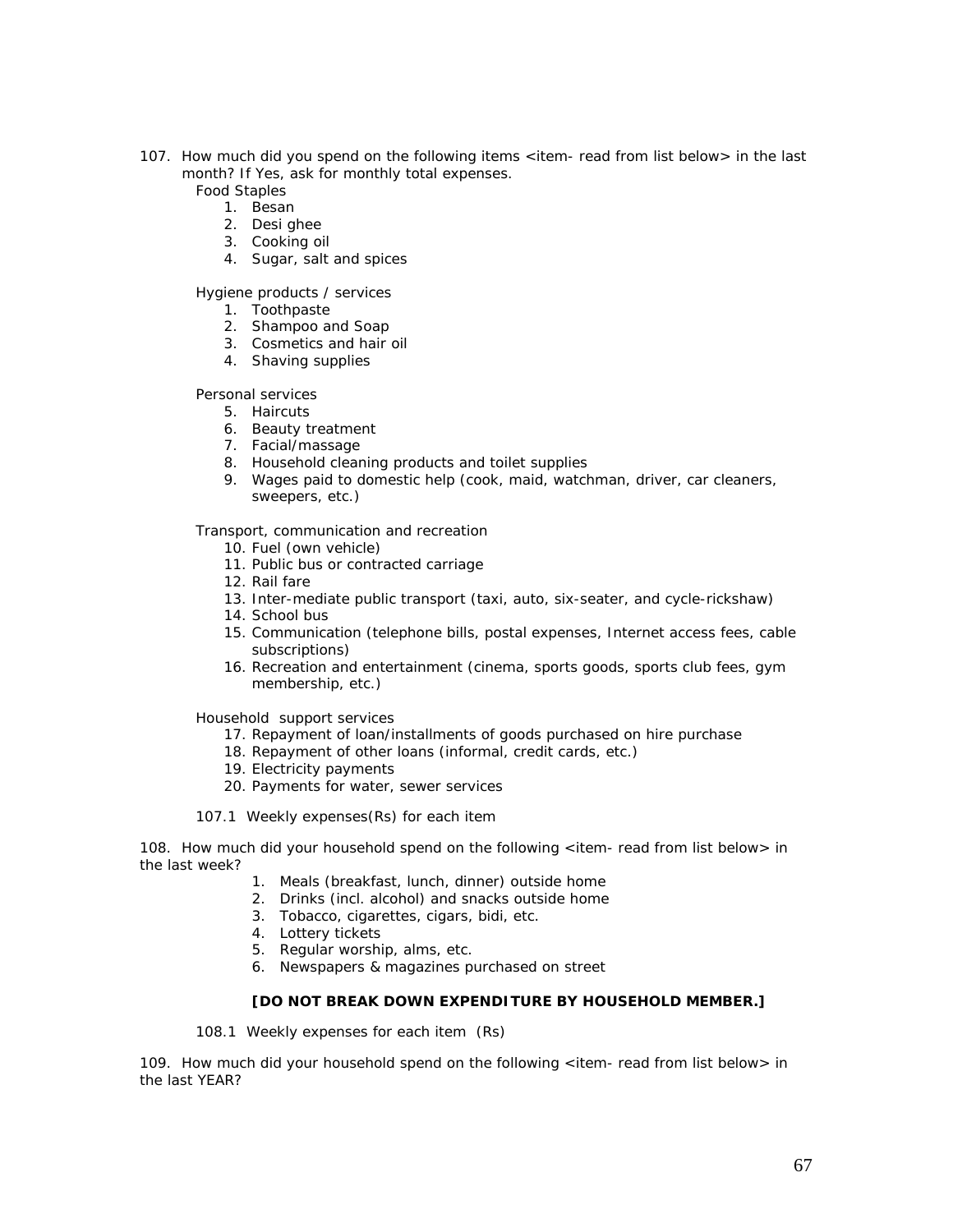107. How much did you spend on the following items <item- read from list below> in the last month? If Yes, ask for monthly total expenses.

Food Staples

1. Besan
2. Desi ghee
3. Cooking oil
4. Sugar, salt and spices

Hygiene products / services

1. Toothpaste
2. Shampoo and Soap
3. Cosmetics and hair oil
4. Shaving supplies

Personal services

5. Haircuts
6. Beauty treatment
7. Facial/massage
8. Household cleaning products and toilet supplies
9. Wages paid to domestic help (cook, maid, watchman, driver, car cleaners, sweepers, etc.)

Transport, communication and recreation

10. Fuel (own vehicle)
11. Public bus or contracted carriage
12. Rail fare
13. Inter-mediate public transport (taxi, auto, six-seater, and cycle-rickshaw)
14. School bus
15. Communication (telephone bills, postal expenses, Internet access fees, cable subscriptions)
16. Recreation and entertainment (cinema, sports goods, sports club fees, gym membership, etc.)

Household support services

17. Repayment of loan/installments of goods purchased on hire purchase
18. Repayment of other loans (informal, credit cards, etc.)
19. Electricity payments
20. Payments for water, sewer services

107.1 Weekly expenses(Rs) for each item

108. How much did your household spend on the following <item- read from list below> in the last week?

1. Meals (breakfast, lunch, dinner) outside home
2. Drinks (incl. alcohol) and snacks outside home
3. Tobacco, cigarettes, cigars, bidi, etc.
4. Lottery tickets
5. Regular worship, alms, etc.
6. Newspapers & magazines purchased on street

**[DO NOT BREAK DOWN EXPENDITURE BY HOUSEHOLD MEMBER.]**

108.1 Weekly expenses for each item (Rs)

109. How much did your household spend on the following <item- read from list below> in the last YEAR?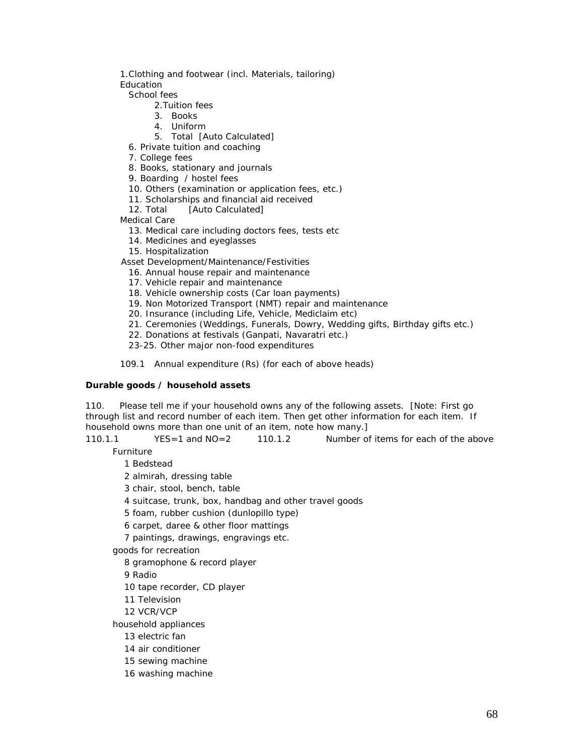1.Clothing and footwear (incl. Materials, tailoring)

Education

School fees

2.Tuition fees

3. Books

4. Uniform

5. Total [Auto Calculated]

6. Private tuition and coaching

7. College fees

8. Books, stationary and journals

9. Boarding / hostel fees

10. Others (examination or application fees, etc.)

11. Scholarships and financial aid received

12. Total [Auto Calculated]

Medical Care

13. Medical care including doctors fees, tests etc

14. Medicines and eyeglasses

15. Hospitalization

Asset Development/Maintenance/Festivities

16. Annual house repair and maintenance

17. Vehicle repair and maintenance

18. Vehicle ownership costs (Car loan payments)

19. Non Motorized Transport (NMT) repair and maintenance

20. Insurance (including Life, Vehicle, Mediclaim etc)

21. Ceremonies (Weddings, Funerals, Dowry, Wedding gifts, Birthday gifts etc.)

22. Donations at festivals (Ganpati, Navaratri etc.)

23-25. Other major non-food expenditures

109.1 Annual expenditure (Rs) (for each of above heads)

**Durable goods / household assets**

110. Please tell me if your household owns any of the following assets. [Note: First go through list and record number of each item. Then get other information for each item. If household owns more than one unit of an item, note how many.]

110.1.1 YES=1 and NO=2 110.1.2 Number of items for each of the above

Furniture

1 Bedstead

2 almirah, dressing table

3 chair, stool, bench, table

4 suitcase, trunk, box, handbag and other travel goods

5 foam, rubber cushion (dunlopillo type)

6 carpet, daree & other floor mattings

7 paintings, drawings, engravings etc.

goods for recreation

8 gramophone & record player

9 Radio

10 tape recorder, CD player

11 Television

12 VCR/VCP

household appliances

13 electric fan

14 air conditioner

15 sewing machine

16 washing machine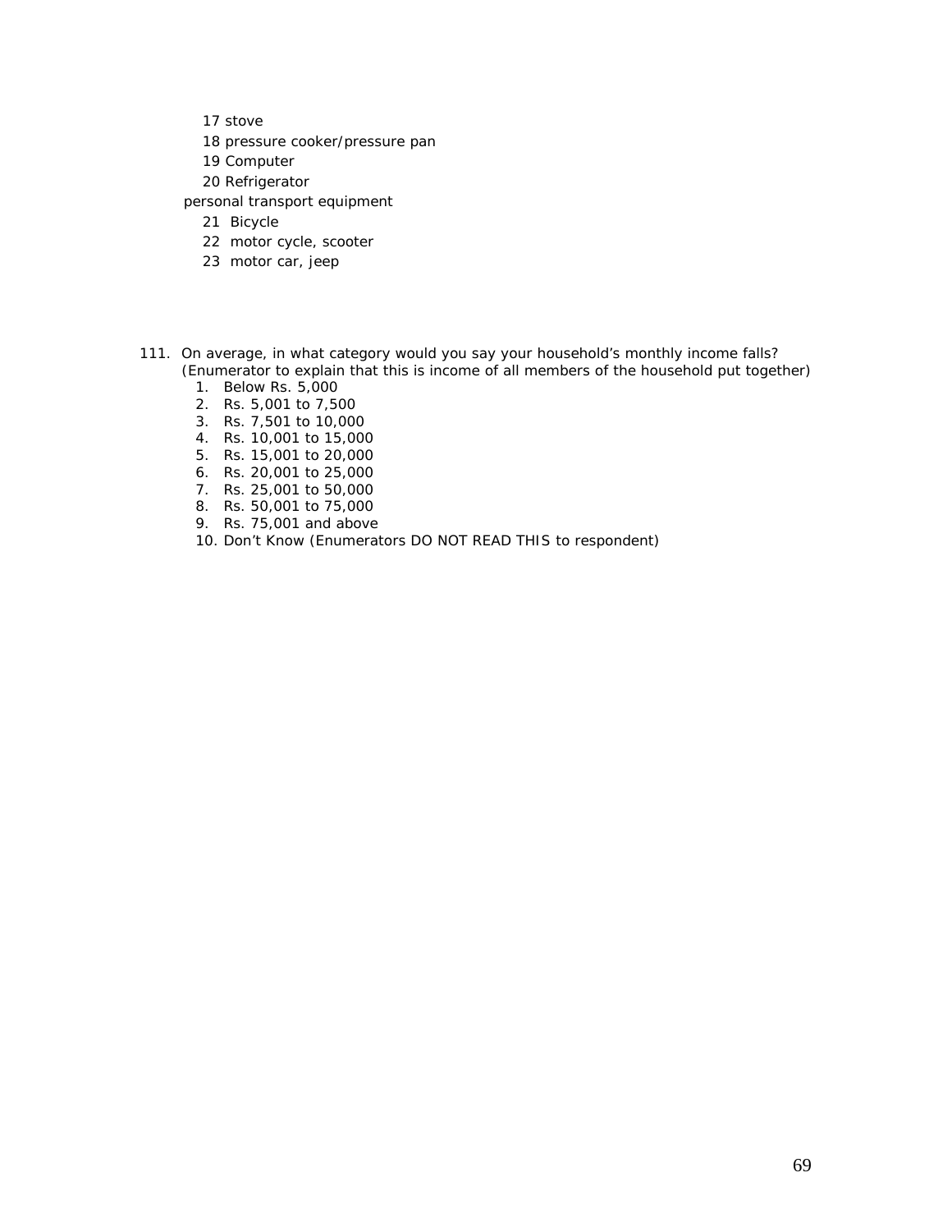17 stove

18 pressure cooker/pressure pan

19 Computer

20 Refrigerator

personal transport equipment

21 Bicycle

22 motor cycle, scooter

23 motor car, jeep

111. On average, in what category would you say your household's monthly income falls? (Enumerator to explain that this is income of all members of the household put together)
    1. Below Rs. 5,000
    2. Rs. 5,001 to 7,500
    3. Rs. 7,501 to 10,000
    4. Rs. 10,001 to 15,000
    5. Rs. 15,001 to 20,000
    6. Rs. 20,001 to 25,000
    7. Rs. 25,001 to 50,000
    8. Rs. 50,001 to 75,000
    9. Rs. 75,001 and above
    10. Don't Know (Enumerators DO NOT READ THIS to respondent)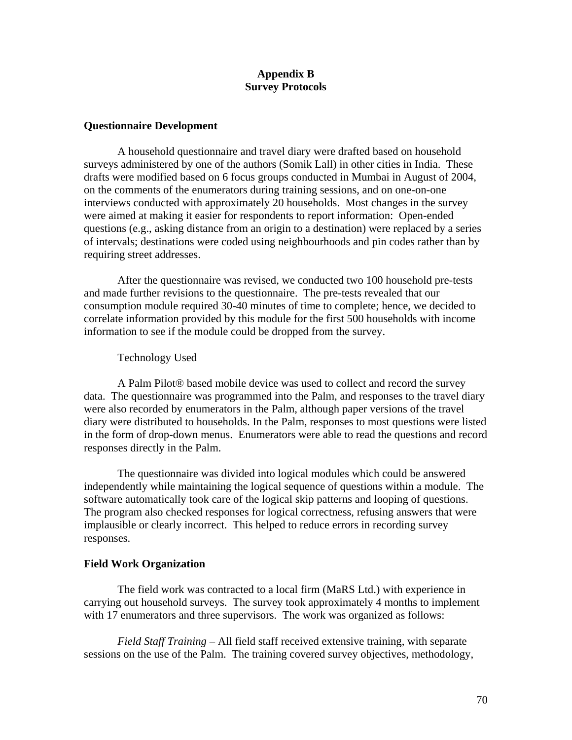# Appendix B
# Survey Protocols

## Questionnaire Development

A household questionnaire and travel diary were drafted based on household surveys administered by one of the authors (Somik Lall) in other cities in India. These drafts were modified based on 6 focus groups conducted in Mumbai in August of 2004, on the comments of the enumerators during training sessions, and on one-on-one interviews conducted with approximately 20 households. Most changes in the survey were aimed at making it easier for respondents to report information: Open-ended questions (e.g., asking distance from an origin to a destination) were replaced by a series of intervals; destinations were coded using neighbourhoods and pin codes rather than by requiring street addresses.

After the questionnaire was revised, we conducted two 100 household pre-tests and made further revisions to the questionnaire. The pre-tests revealed that our consumption module required 30-40 minutes of time to complete; hence, we decided to correlate information provided by this module for the first 500 households with income information to see if the module could be dropped from the survey.

Technology Used

A Palm Pilot® based mobile device was used to collect and record the survey data. The questionnaire was programmed into the Palm, and responses to the travel diary were also recorded by enumerators in the Palm, although paper versions of the travel diary were distributed to households. In the Palm, responses to most questions were listed in the form of drop-down menus. Enumerators were able to read the questions and record responses directly in the Palm.

The questionnaire was divided into logical modules which could be answered independently while maintaining the logical sequence of questions within a module. The software automatically took care of the logical skip patterns and looping of questions. The program also checked responses for logical correctness, refusing answers that were implausible or clearly incorrect. This helped to reduce errors in recording survey responses.

## Field Work Organization

The field work was contracted to a local firm (MaRS Ltd.) with experience in carrying out household surveys. The survey took approximately 4 months to implement with 17 enumerators and three supervisors. The work was organized as follows:

*Field Staff Training* – All field staff received extensive training, with separate sessions on the use of the Palm. The training covered survey objectives, methodology,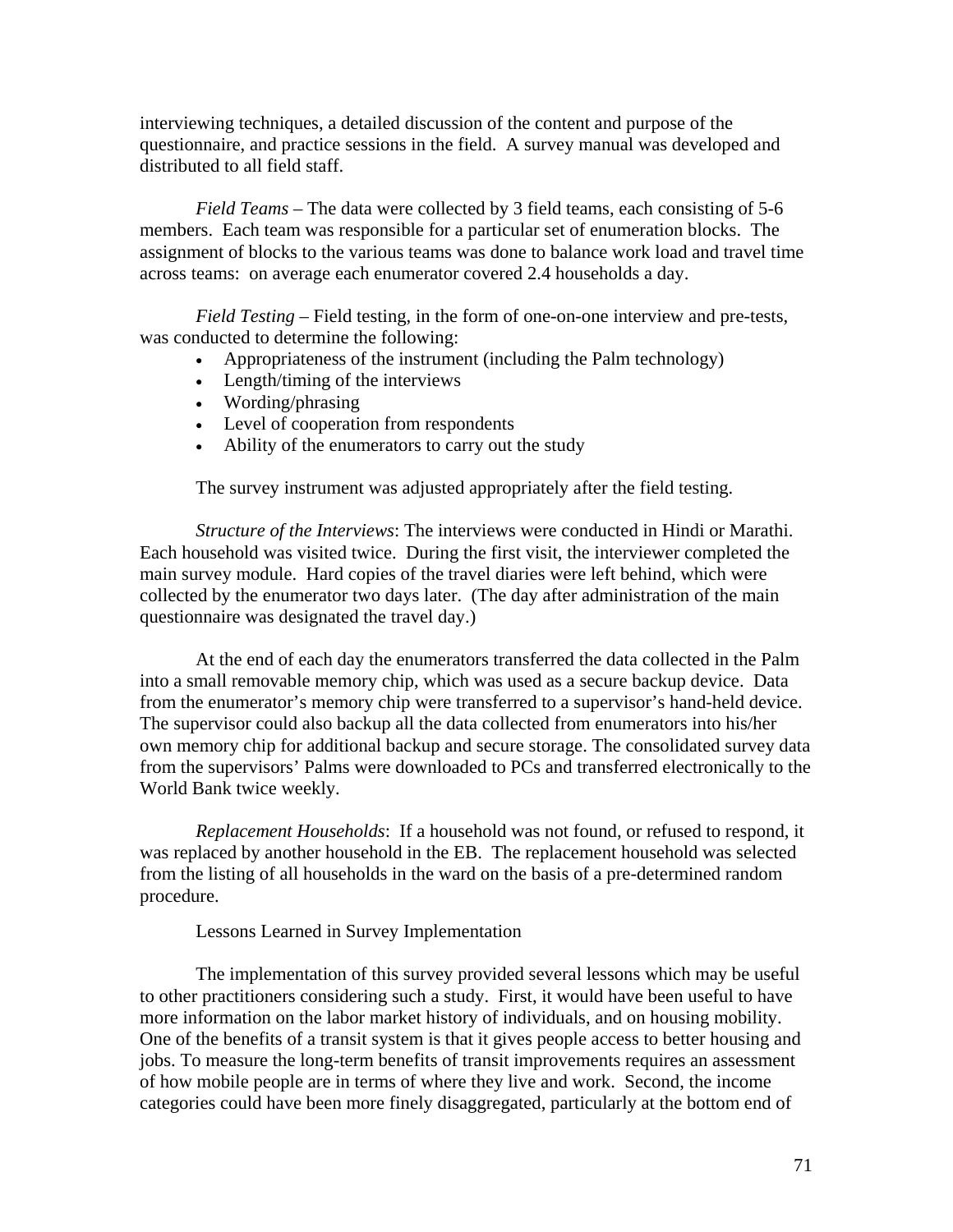interviewing techniques, a detailed discussion of the content and purpose of the questionnaire, and practice sessions in the field. A survey manual was developed and distributed to all field staff.

*Field Teams* – The data were collected by 3 field teams, each consisting of 5-6 members. Each team was responsible for a particular set of enumeration blocks. The assignment of blocks to the various teams was done to balance work load and travel time across teams: on average each enumerator covered 2.4 households a day.

*Field Testing* – Field testing, in the form of one-on-one interview and pre-tests, was conducted to determine the following:

- Appropriateness of the instrument (including the Palm technology)
- Length/timing of the interviews
- Wording/phrasing
- Level of cooperation from respondents
- Ability of the enumerators to carry out the study

The survey instrument was adjusted appropriately after the field testing.

*Structure of the Interviews*: The interviews were conducted in Hindi or Marathi. Each household was visited twice. During the first visit, the interviewer completed the main survey module. Hard copies of the travel diaries were left behind, which were collected by the enumerator two days later. (The day after administration of the main questionnaire was designated the travel day.)

At the end of each day the enumerators transferred the data collected in the Palm into a small removable memory chip, which was used as a secure backup device. Data from the enumerator's memory chip were transferred to a supervisor's hand-held device. The supervisor could also backup all the data collected from enumerators into his/her own memory chip for additional backup and secure storage. The consolidated survey data from the supervisors' Palms were downloaded to PCs and transferred electronically to the World Bank twice weekly.

*Replacement Households*: If a household was not found, or refused to respond, it was replaced by another household in the EB. The replacement household was selected from the listing of all households in the ward on the basis of a pre-determined random procedure.

Lessons Learned in Survey Implementation

The implementation of this survey provided several lessons which may be useful to other practitioners considering such a study. First, it would have been useful to have more information on the labor market history of individuals, and on housing mobility. One of the benefits of a transit system is that it gives people access to better housing and jobs. To measure the long-term benefits of transit improvements requires an assessment of how mobile people are in terms of where they live and work. Second, the income categories could have been more finely disaggregated, particularly at the bottom end of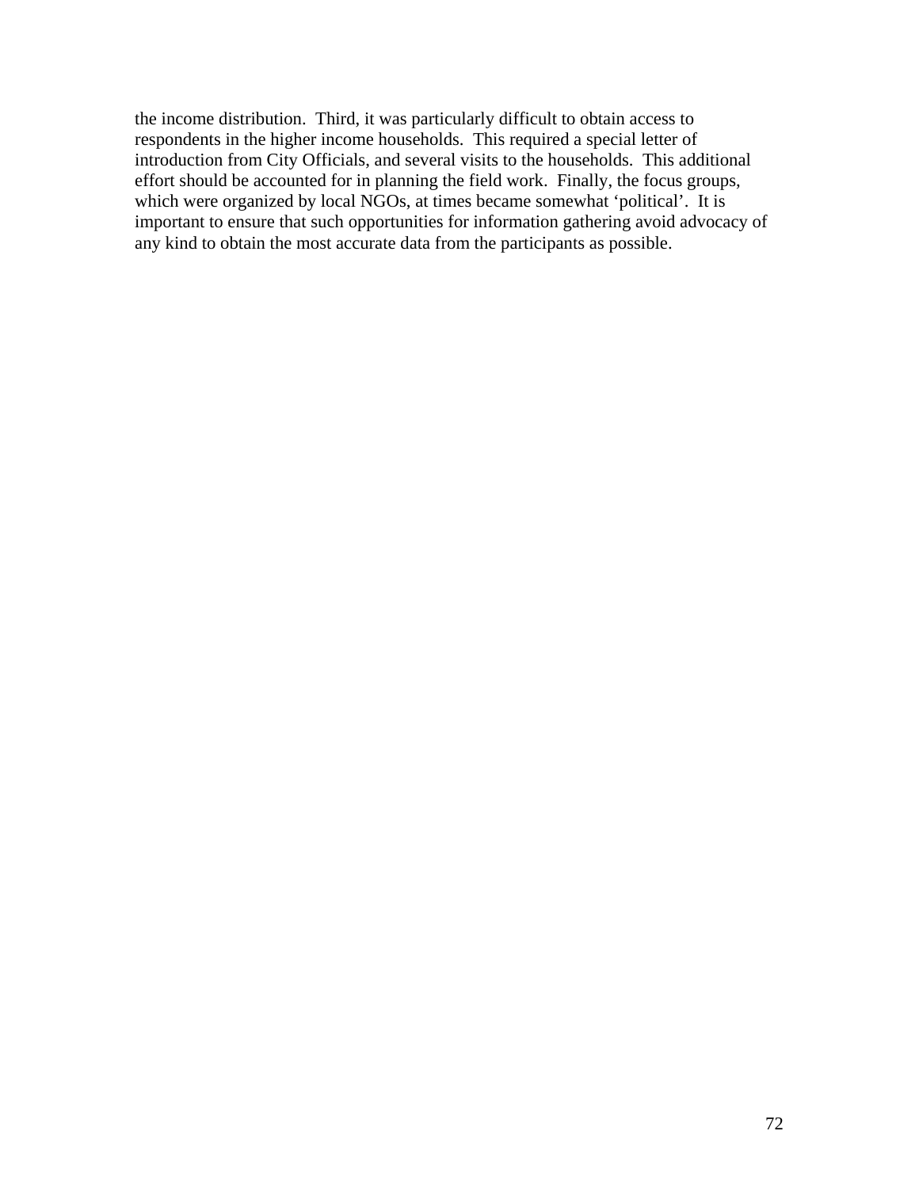the income distribution. Third, it was particularly difficult to obtain access to respondents in the higher income households. This required a special letter of introduction from City Officials, and several visits to the households. This additional effort should be accounted for in planning the field work. Finally, the focus groups, which were organized by local NGOs, at times became somewhat 'political'. It is important to ensure that such opportunities for information gathering avoid advocacy of any kind to obtain the most accurate data from the participants as possible.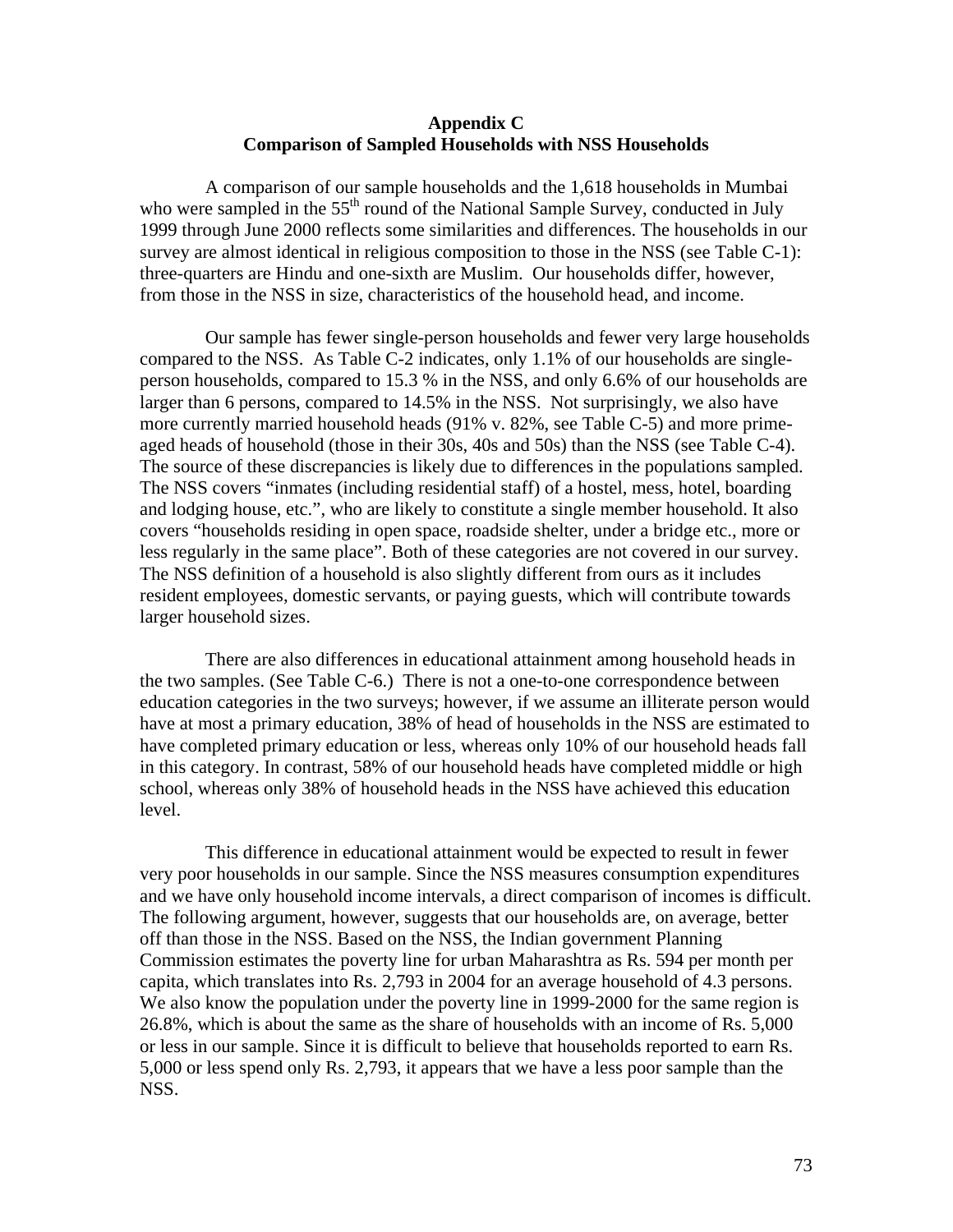# Appendix C
## Comparison of Sampled Households with NSS Households

A comparison of our sample households and the 1,618 households in Mumbai who were sampled in the 55th round of the National Sample Survey, conducted in July 1999 through June 2000 reflects some similarities and differences. The households in our survey are almost identical in religious composition to those in the NSS (see Table C-1): three-quarters are Hindu and one-sixth are Muslim. Our households differ, however, from those in the NSS in size, characteristics of the household head, and income.

Our sample has fewer single-person households and fewer very large households compared to the NSS. As Table C-2 indicates, only 1.1% of our households are single-person households, compared to 15.3 % in the NSS, and only 6.6% of our households are larger than 6 persons, compared to 14.5% in the NSS. Not surprisingly, we also have more currently married household heads (91% v. 82%, see Table C-5) and more prime-aged heads of household (those in their 30s, 40s and 50s) than the NSS (see Table C-4). The source of these discrepancies is likely due to differences in the populations sampled. The NSS covers "inmates (including residential staff) of a hostel, mess, hotel, boarding and lodging house, etc.", who are likely to constitute a single member household. It also covers "households residing in open space, roadside shelter, under a bridge etc., more or less regularly in the same place". Both of these categories are not covered in our survey. The NSS definition of a household is also slightly different from ours as it includes resident employees, domestic servants, or paying guests, which will contribute towards larger household sizes.

There are also differences in educational attainment among household heads in the two samples. (See Table C-6.) There is not a one-to-one correspondence between education categories in the two surveys; however, if we assume an illiterate person would have at most a primary education, 38% of head of households in the NSS are estimated to have completed primary education or less, whereas only 10% of our household heads fall in this category. In contrast, 58% of our household heads have completed middle or high school, whereas only 38% of household heads in the NSS have achieved this education level.

This difference in educational attainment would be expected to result in fewer very poor households in our sample. Since the NSS measures consumption expenditures and we have only household income intervals, a direct comparison of incomes is difficult. The following argument, however, suggests that our households are, on average, better off than those in the NSS. Based on the NSS, the Indian government Planning Commission estimates the poverty line for urban Maharashtra as Rs. 594 per month per capita, which translates into Rs. 2,793 in 2004 for an average household of 4.3 persons. We also know the population under the poverty line in 1999-2000 for the same region is 26.8%, which is about the same as the share of households with an income of Rs. 5,000 or less in our sample. Since it is difficult to believe that households reported to earn Rs. 5,000 or less spend only Rs. 2,793, it appears that we have a less poor sample than the NSS.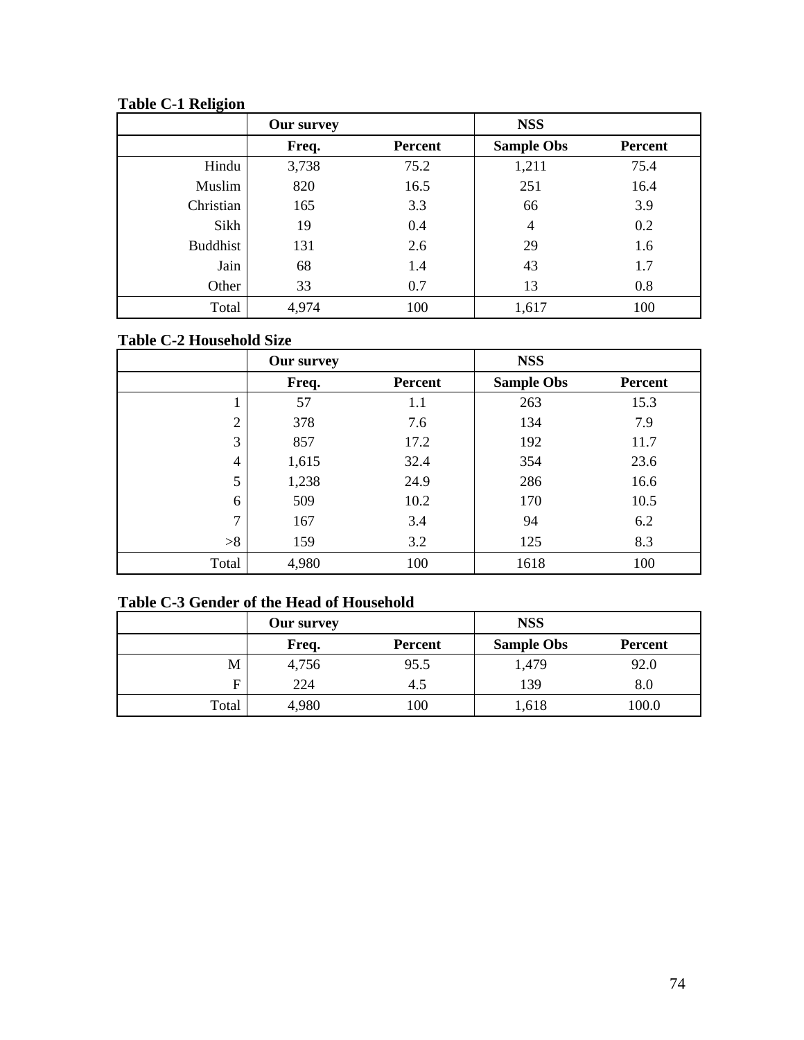**Table C-1 Religion**

| | Our survey | | NSS | |
|---|---|---|---|---|
| | Freq. | Percent | Sample Obs | Percent |
| Hindu | 3,738 | 75.2 | 1,211 | 75.4 |
| Muslim | 820 | 16.5 | 251 | 16.4 |
| Christian | 165 | 3.3 | 66 | 3.9 |
| Sikh | 19 | 0.4 | 4 | 0.2 |
| Buddhist | 131 | 2.6 | 29 | 1.6 |
| Jain | 68 | 1.4 | 43 | 1.7 |
| Other | 33 | 0.7 | 13 | 0.8 |
| Total | 4,974 | 100 | 1,617 | 100 |

**Table C-2 Household Size**

| | Our survey | | NSS | |
|---|---|---|---|---|
| | Freq. | Percent | Sample Obs | Percent |
| 1 | 57 | 1.1 | 263 | 15.3 |
| 2 | 378 | 7.6 | 134 | 7.9 |
| 3 | 857 | 17.2 | 192 | 11.7 |
| 4 | 1,615 | 32.4 | 354 | 23.6 |
| 5 | 1,238 | 24.9 | 286 | 16.6 |
| 6 | 509 | 10.2 | 170 | 10.5 |
| 7 | 167 | 3.4 | 94 | 6.2 |
| >8 | 159 | 3.2 | 125 | 8.3 |
| Total | 4,980 | 100 | 1618 | 100 |

**Table C-3 Gender of the Head of Household**

| | Our survey | | NSS | |
|---|---|---|---|---|
| | Freq. | Percent | Sample Obs | Percent |
| M | 4,756 | 95.5 | 1,479 | 92.0 |
| F | 224 | 4.5 | 139 | 8.0 |
| Total | 4,980 | 100 | 1,618 | 100.0 |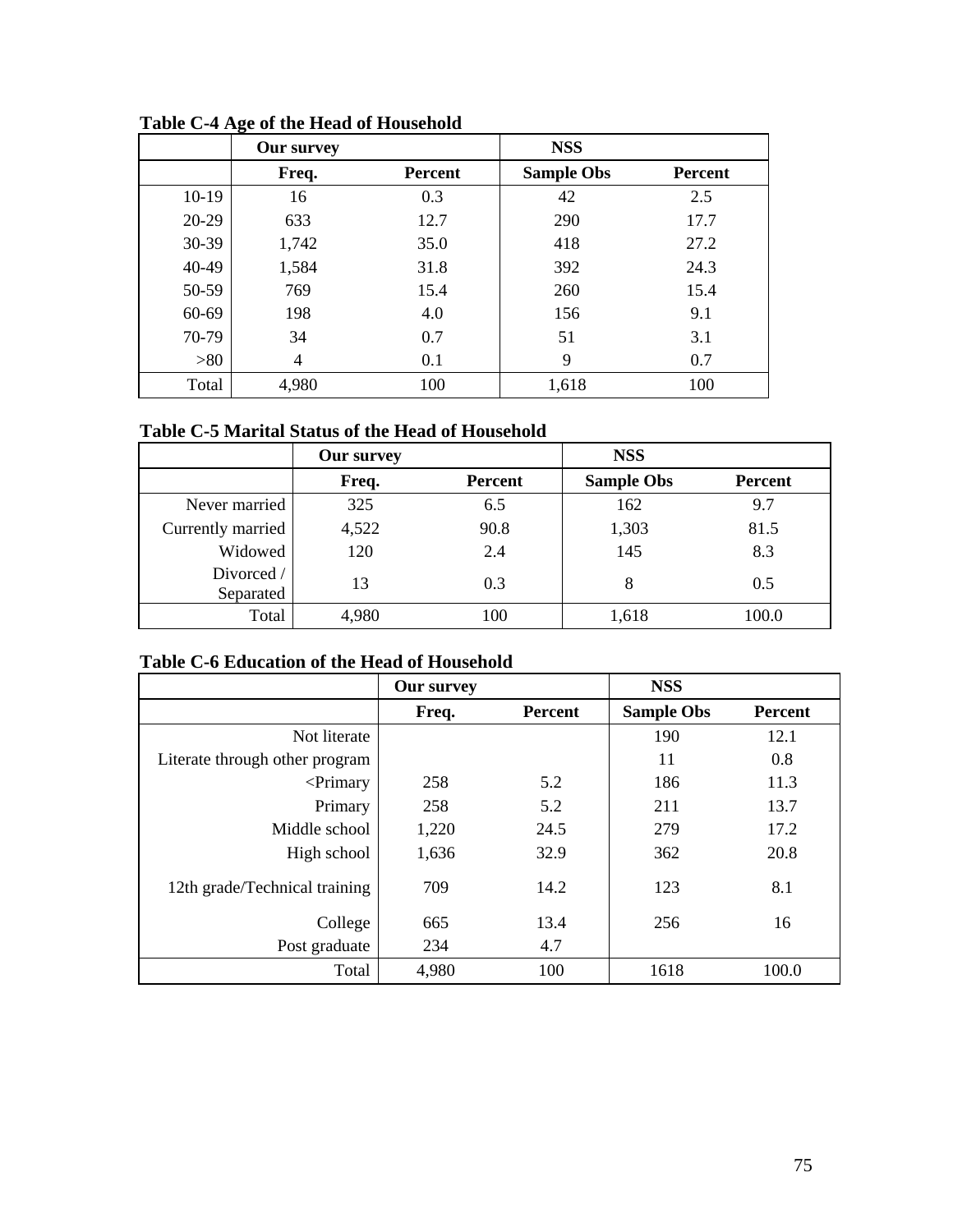**Table C-4 Age of the Head of Household**

| | Our survey | | NSS | |
|---|---|---|---|---|
| | Freq. | Percent | Sample Obs | Percent |
| 10-19 | 16 | 0.3 | 42 | 2.5 |
| 20-29 | 633 | 12.7 | 290 | 17.7 |
| 30-39 | 1,742 | 35.0 | 418 | 27.2 |
| 40-49 | 1,584 | 31.8 | 392 | 24.3 |
| 50-59 | 769 | 15.4 | 260 | 15.4 |
| 60-69 | 198 | 4.0 | 156 | 9.1 |
| 70-79 | 34 | 0.7 | 51 | 3.1 |
| >80 | 4 | 0.1 | 9 | 0.7 |
| Total | 4,980 | 100 | 1,618 | 100 |

**Table C-5 Marital Status of the Head of Household**

| | Our survey | | NSS | |
|---|---|---|---|---|
| | Freq. | Percent | Sample Obs | Percent |
| Never married | 325 | 6.5 | 162 | 9.7 |
| Currently married | 4,522 | 90.8 | 1,303 | 81.5 |
| Widowed | 120 | 2.4 | 145 | 8.3 |
| Divorced / Separated | 13 | 0.3 | 8 | 0.5 |
| Total | 4,980 | 100 | 1,618 | 100.0 |

**Table C-6 Education of the Head of Household**

| | Our survey | | NSS | |
|---|---|---|---|---|
| | Freq. | Percent | Sample Obs | Percent |
| Not literate | | | 190 | 12.1 |
| Literate through other program | | | 11 | 0.8 |
| <Primary | 258 | 5.2 | 186 | 11.3 |
| Primary | 258 | 5.2 | 211 | 13.7 |
| Middle school | 1,220 | 24.5 | 279 | 17.2 |
| High school | 1,636 | 32.9 | 362 | 20.8 |
| 12th grade/Technical training | 709 | 14.2 | 123 | 8.1 |
| College | 665 | 13.4 | 256 | 16 |
| Post graduate | 234 | 4.7 | | |
| Total | 4,980 | 100 | 1618 | 100.0 |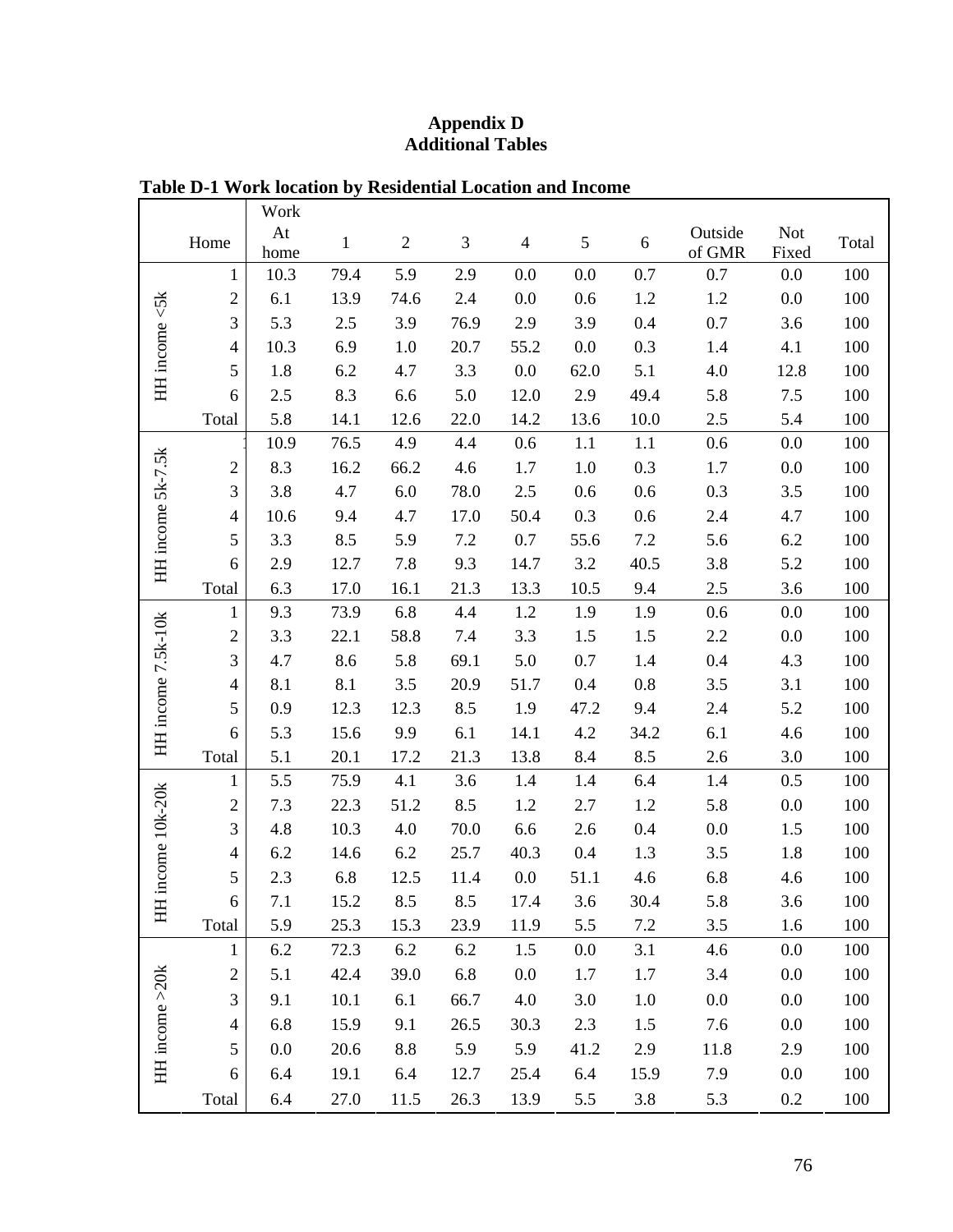**Appendix D**
**Additional Tables**

**Table D-1 Work location by Residential Location and Income**

| | Home | Work At home | 1 | 2 | 3 | 4 | 5 | 6 | Outside of GMR | Not Fixed | Total |
|---|---|---|---|---|---|---|---|---|---|---|---|
| HH income <5k | 1 | 10.3 | 79.4 | 5.9 | 2.9 | 0.0 | 0.0 | 0.7 | 0.7 | 0.0 | 100 |
| | 2 | 6.1 | 13.9 | 74.6 | 2.4 | 0.0 | 0.6 | 1.2 | 1.2 | 0.0 | 100 |
| | 3 | 5.3 | 2.5 | 3.9 | 76.9 | 2.9 | 3.9 | 0.4 | 0.7 | 3.6 | 100 |
| | 4 | 10.3 | 6.9 | 1.0 | 20.7 | 55.2 | 0.0 | 0.3 | 1.4 | 4.1 | 100 |
| | 5 | 1.8 | 6.2 | 4.7 | 3.3 | 0.0 | 62.0 | 5.1 | 4.0 | 12.8 | 100 |
| | 6 | 2.5 | 8.3 | 6.6 | 5.0 | 12.0 | 2.9 | 49.4 | 5.8 | 7.5 | 100 |
| | Total | 5.8 | 14.1 | 12.6 | 22.0 | 14.2 | 13.6 | 10.0 | 2.5 | 5.4 | 100 |
| HH income 5k-7.5k | 1 | 10.9 | 76.5 | 4.9 | 4.4 | 0.6 | 1.1 | 1.1 | 0.6 | 0.0 | 100 |
| | 2 | 8.3 | 16.2 | 66.2 | 4.6 | 1.7 | 1.0 | 0.3 | 1.7 | 0.0 | 100 |
| | 3 | 3.8 | 4.7 | 6.0 | 78.0 | 2.5 | 0.6 | 0.6 | 0.3 | 3.5 | 100 |
| | 4 | 10.6 | 9.4 | 4.7 | 17.0 | 50.4 | 0.3 | 0.6 | 2.4 | 4.7 | 100 |
| | 5 | 3.3 | 8.5 | 5.9 | 7.2 | 0.7 | 55.6 | 7.2 | 5.6 | 6.2 | 100 |
| | 6 | 2.9 | 12.7 | 7.8 | 9.3 | 14.7 | 3.2 | 40.5 | 3.8 | 5.2 | 100 |
| | Total | 6.3 | 17.0 | 16.1 | 21.3 | 13.3 | 10.5 | 9.4 | 2.5 | 3.6 | 100 |
| HH income 7.5k-10k | 1 | 9.3 | 73.9 | 6.8 | 4.4 | 1.2 | 1.9 | 1.9 | 0.6 | 0.0 | 100 |
| | 2 | 3.3 | 22.1 | 58.8 | 7.4 | 3.3 | 1.5 | 1.5 | 2.2 | 0.0 | 100 |
| | 3 | 4.7 | 8.6 | 5.8 | 69.1 | 5.0 | 0.7 | 1.4 | 0.4 | 4.3 | 100 |
| | 4 | 8.1 | 8.1 | 3.5 | 20.9 | 51.7 | 0.4 | 0.8 | 3.5 | 3.1 | 100 |
| | 5 | 0.9 | 12.3 | 12.3 | 8.5 | 1.9 | 47.2 | 9.4 | 2.4 | 5.2 | 100 |
| | 6 | 5.3 | 15.6 | 9.9 | 6.1 | 14.1 | 4.2 | 34.2 | 6.1 | 4.6 | 100 |
| | Total | 5.1 | 20.1 | 17.2 | 21.3 | 13.8 | 8.4 | 8.5 | 2.6 | 3.0 | 100 |
| HH income 10k-20k | 1 | 5.5 | 75.9 | 4.1 | 3.6 | 1.4 | 1.4 | 6.4 | 1.4 | 0.5 | 100 |
| | 2 | 7.3 | 22.3 | 51.2 | 8.5 | 1.2 | 2.7 | 1.2 | 5.8 | 0.0 | 100 |
| | 3 | 4.8 | 10.3 | 4.0 | 70.0 | 6.6 | 2.6 | 0.4 | 0.0 | 1.5 | 100 |
| | 4 | 6.2 | 14.6 | 6.2 | 25.7 | 40.3 | 0.4 | 1.3 | 3.5 | 1.8 | 100 |
| | 5 | 2.3 | 6.8 | 12.5 | 11.4 | 0.0 | 51.1 | 4.6 | 6.8 | 4.6 | 100 |
| | 6 | 7.1 | 15.2 | 8.5 | 8.5 | 17.4 | 3.6 | 30.4 | 5.8 | 3.6 | 100 |
| | Total | 5.9 | 25.3 | 15.3 | 23.9 | 11.9 | 5.5 | 7.2 | 3.5 | 1.6 | 100 |
| HH income >20k | 1 | 6.2 | 72.3 | 6.2 | 6.2 | 1.5 | 0.0 | 3.1 | 4.6 | 0.0 | 100 |
| | 2 | 5.1 | 42.4 | 39.0 | 6.8 | 0.0 | 1.7 | 1.7 | 3.4 | 0.0 | 100 |
| | 3 | 9.1 | 10.1 | 6.1 | 66.7 | 4.0 | 3.0 | 1.0 | 0.0 | 0.0 | 100 |
| | 4 | 6.8 | 15.9 | 9.1 | 26.5 | 30.3 | 2.3 | 1.5 | 7.6 | 0.0 | 100 |
| | 5 | 0.0 | 20.6 | 8.8 | 5.9 | 5.9 | 41.2 | 2.9 | 11.8 | 2.9 | 100 |
| | 6 | 6.4 | 19.1 | 6.4 | 12.7 | 25.4 | 6.4 | 15.9 | 7.9 | 0.0 | 100 |
| | Total | 6.4 | 27.0 | 11.5 | 26.3 | 13.9 | 5.5 | 3.8 | 5.3 | 0.2 | 100 |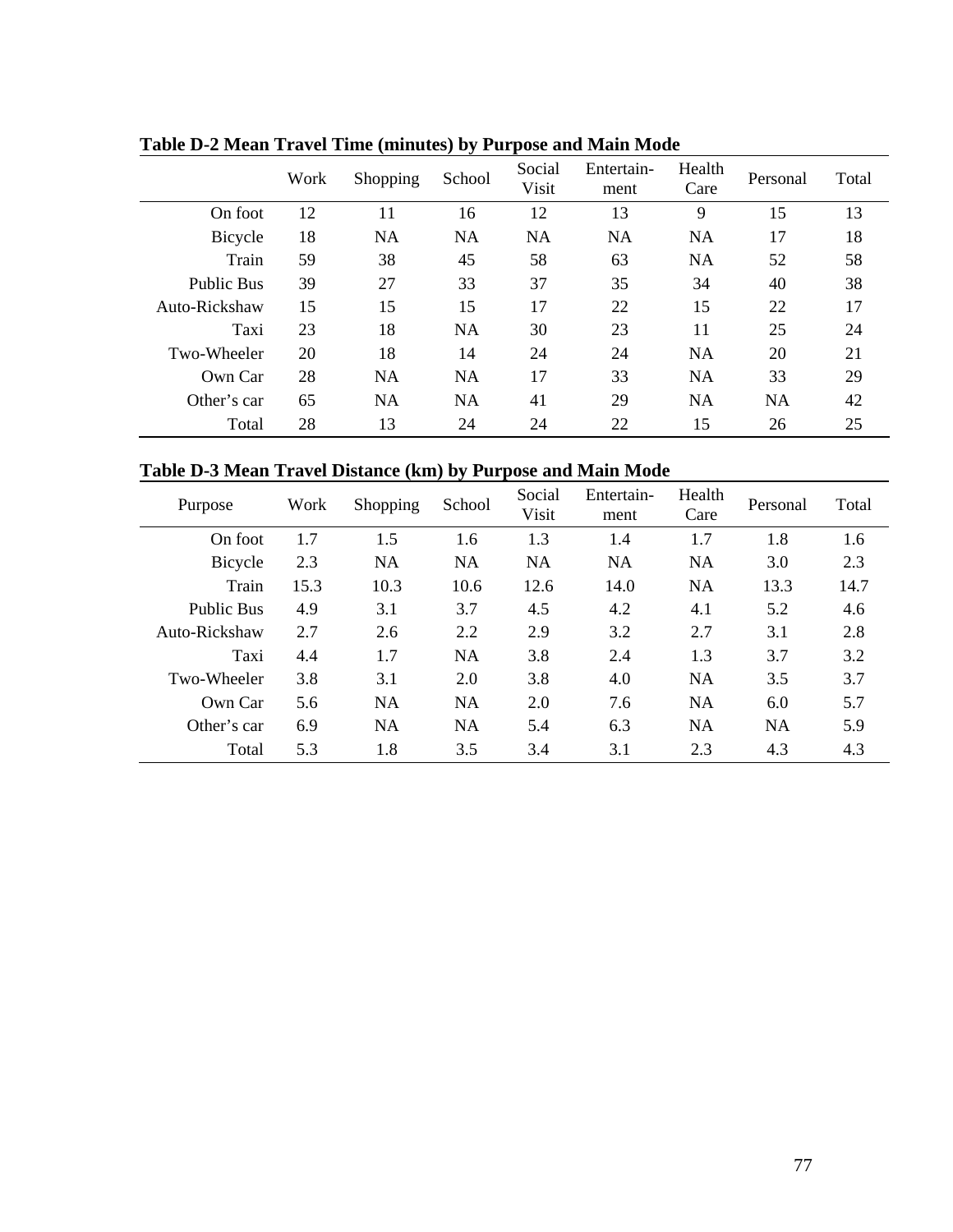**Table D-2 Mean Travel Time (minutes) by Purpose and Main Mode**

| | Work | Shopping | School | Social Visit | Entertain-ment | Health Care | Personal | Total |
|---|---|---|---|---|---|---|---|---|
| On foot | 12 | 11 | 16 | 12 | 13 | 9 | 15 | 13 |
| Bicycle | 18 | NA | NA | NA | NA | NA | 17 | 18 |
| Train | 59 | 38 | 45 | 58 | 63 | NA | 52 | 58 |
| Public Bus | 39 | 27 | 33 | 37 | 35 | 34 | 40 | 38 |
| Auto-Rickshaw | 15 | 15 | 15 | 17 | 22 | 15 | 22 | 17 |
| Taxi | 23 | 18 | NA | 30 | 23 | 11 | 25 | 24 |
| Two-Wheeler | 20 | 18 | 14 | 24 | 24 | NA | 20 | 21 |
| Own Car | 28 | NA | NA | 17 | 33 | NA | 33 | 29 |
| Other's car | 65 | NA | NA | 41 | 29 | NA | NA | 42 |
| Total | 28 | 13 | 24 | 24 | 22 | 15 | 26 | 25 |

**Table D-3 Mean Travel Distance (km) by Purpose and Main Mode**

| Purpose | Work | Shopping | School | Social Visit | Entertain-ment | Health Care | Personal | Total |
|---|---|---|---|---|---|---|---|---|
| On foot | 1.7 | 1.5 | 1.6 | 1.3 | 1.4 | 1.7 | 1.8 | 1.6 |
| Bicycle | 2.3 | NA | NA | NA | NA | NA | 3.0 | 2.3 |
| Train | 15.3 | 10.3 | 10.6 | 12.6 | 14.0 | NA | 13.3 | 14.7 |
| Public Bus | 4.9 | 3.1 | 3.7 | 4.5 | 4.2 | 4.1 | 5.2 | 4.6 |
| Auto-Rickshaw | 2.7 | 2.6 | 2.2 | 2.9 | 3.2 | 2.7 | 3.1 | 2.8 |
| Taxi | 4.4 | 1.7 | NA | 3.8 | 2.4 | 1.3 | 3.7 | 3.2 |
| Two-Wheeler | 3.8 | 3.1 | 2.0 | 3.8 | 4.0 | NA | 3.5 | 3.7 |
| Own Car | 5.6 | NA | NA | 2.0 | 7.6 | NA | 6.0 | 5.7 |
| Other's car | 6.9 | NA | NA | 5.4 | 6.3 | NA | NA | 5.9 |
| Total | 5.3 | 1.8 | 3.5 | 3.4 | 3.1 | 2.3 | 4.3 | 4.3 |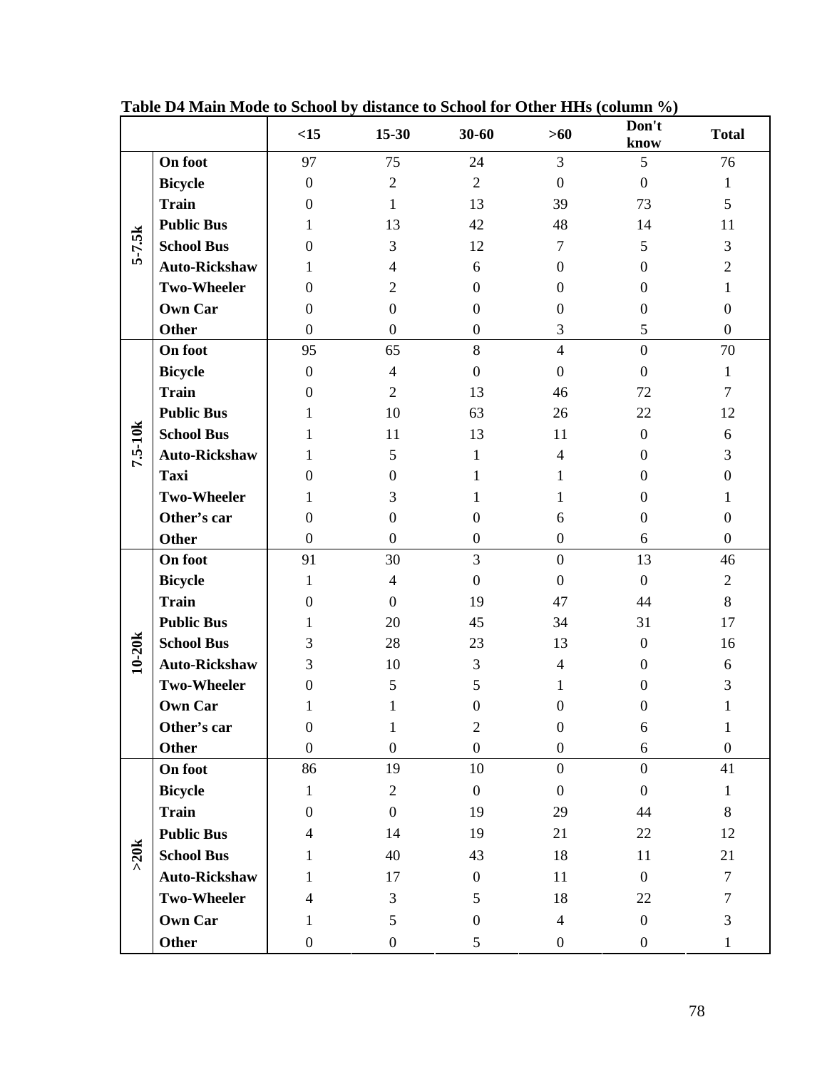**Table D4 Main Mode to School by distance to School for Other HHs (column %)**

| | | <15 | 15-30 | 30-60 | >60 | Don't know | Total |
|---|---|---|---|---|---|---|---|
| 5-7.5k | On foot | 97 | 75 | 24 | 3 | 5 | 76 |
| | Bicycle | 0 | 2 | 2 | 0 | 0 | 1 |
| | Train | 0 | 1 | 13 | 39 | 73 | 5 |
| | Public Bus | 1 | 13 | 42 | 48 | 14 | 11 |
| | School Bus | 0 | 3 | 12 | 7 | 5 | 3 |
| | Auto-Rickshaw | 1 | 4 | 6 | 0 | 0 | 2 |
| | Two-Wheeler | 0 | 2 | 0 | 0 | 0 | 1 |
| | Own Car | 0 | 0 | 0 | 0 | 0 | 0 |
| | Other | 0 | 0 | 0 | 3 | 5 | 0 |
| 7.5-10k | On foot | 95 | 65 | 8 | 4 | 0 | 70 |
| | Bicycle | 0 | 4 | 0 | 0 | 0 | 1 |
| | Train | 0 | 2 | 13 | 46 | 72 | 7 |
| | Public Bus | 1 | 10 | 63 | 26 | 22 | 12 |
| | School Bus | 1 | 11 | 13 | 11 | 0 | 6 |
| | Auto-Rickshaw | 1 | 5 | 1 | 4 | 0 | 3 |
| | Taxi | 0 | 0 | 1 | 1 | 0 | 0 |
| | Two-Wheeler | 1 | 3 | 1 | 1 | 0 | 1 |
| | Other's car | 0 | 0 | 0 | 6 | 0 | 0 |
| | Other | 0 | 0 | 0 | 0 | 6 | 0 |
| 10-20k | On foot | 91 | 30 | 3 | 0 | 13 | 46 |
| | Bicycle | 1 | 4 | 0 | 0 | 0 | 2 |
| | Train | 0 | 0 | 19 | 47 | 44 | 8 |
| | Public Bus | 1 | 20 | 45 | 34 | 31 | 17 |
| | School Bus | 3 | 28 | 23 | 13 | 0 | 16 |
| | Auto-Rickshaw | 3 | 10 | 3 | 4 | 0 | 6 |
| | Two-Wheeler | 0 | 5 | 5 | 1 | 0 | 3 |
| | Own Car | 1 | 1 | 0 | 0 | 0 | 1 |
| | Other's car | 0 | 1 | 2 | 0 | 6 | 1 |
| | Other | 0 | 0 | 0 | 0 | 6 | 0 |
| >20k | On foot | 86 | 19 | 10 | 0 | 0 | 41 |
| | Bicycle | 1 | 2 | 0 | 0 | 0 | 1 |
| | Train | 0 | 0 | 19 | 29 | 44 | 8 |
| | Public Bus | 4 | 14 | 19 | 21 | 22 | 12 |
| | School Bus | 1 | 40 | 43 | 18 | 11 | 21 |
| | Auto-Rickshaw | 1 | 17 | 0 | 11 | 0 | 7 |
| | Two-Wheeler | 4 | 3 | 5 | 18 | 22 | 7 |
| | Own Car | 1 | 5 | 0 | 4 | 0 | 3 |
| | Other | 0 | 0 | 5 | 0 | 0 | 1 |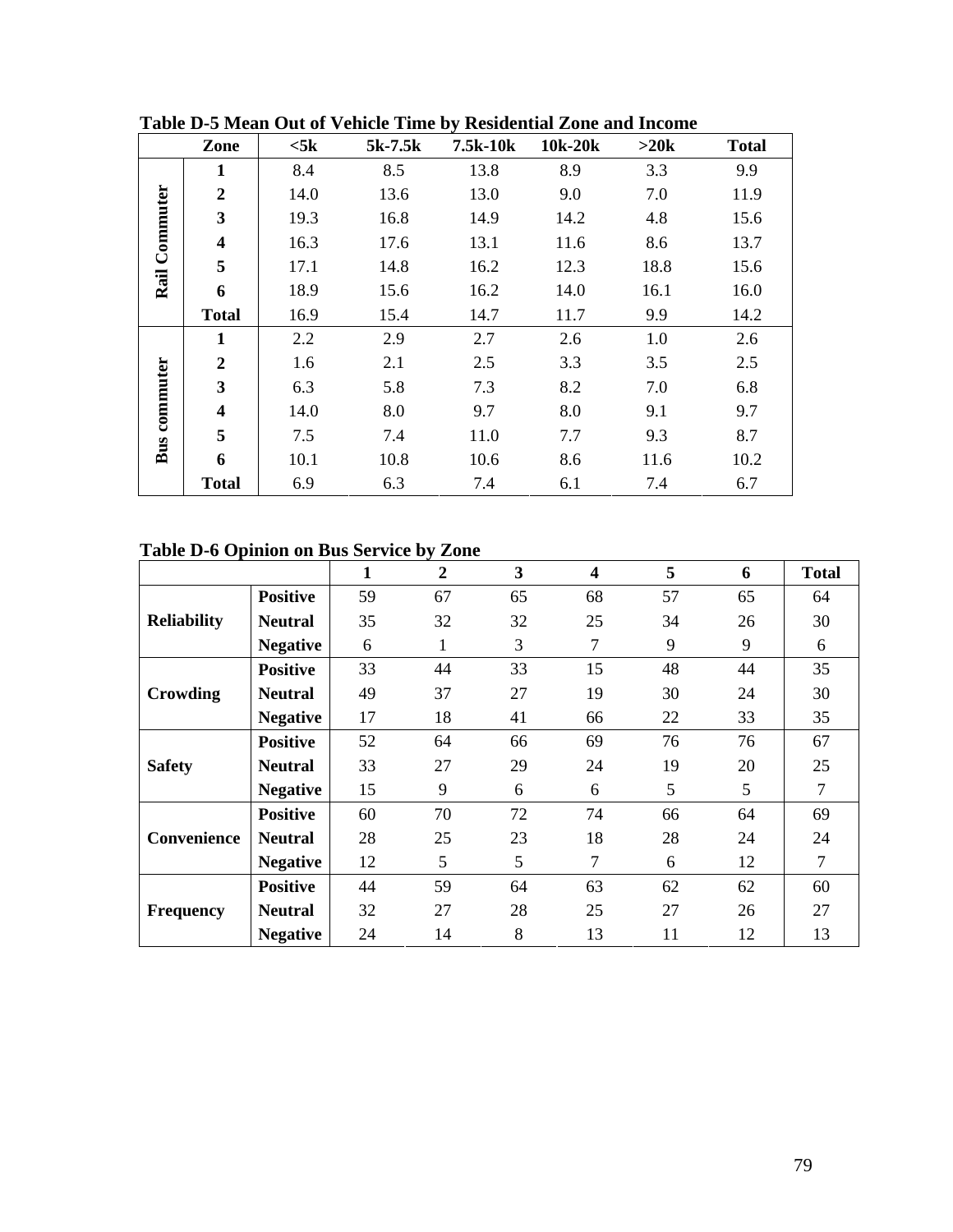**Table D-5 Mean Out of Vehicle Time by Residential Zone and Income**

| | Zone | <5k | 5k-7.5k | 7.5k-10k | 10k-20k | >20k | Total |
|---|---|---|---|---|---|---|---|
| Rail Commuter | 1 | 8.4 | 8.5 | 13.8 | 8.9 | 3.3 | 9.9 |
| | 2 | 14.0 | 13.6 | 13.0 | 9.0 | 7.0 | 11.9 |
| | 3 | 19.3 | 16.8 | 14.9 | 14.2 | 4.8 | 15.6 |
| | 4 | 16.3 | 17.6 | 13.1 | 11.6 | 8.6 | 13.7 |
| | 5 | 17.1 | 14.8 | 16.2 | 12.3 | 18.8 | 15.6 |
| | 6 | 18.9 | 15.6 | 16.2 | 14.0 | 16.1 | 16.0 |
| | Total | 16.9 | 15.4 | 14.7 | 11.7 | 9.9 | 14.2 |
| Bus commuter | 1 | 2.2 | 2.9 | 2.7 | 2.6 | 1.0 | 2.6 |
| | 2 | 1.6 | 2.1 | 2.5 | 3.3 | 3.5 | 2.5 |
| | 3 | 6.3 | 5.8 | 7.3 | 8.2 | 7.0 | 6.8 |
| | 4 | 14.0 | 8.0 | 9.7 | 8.0 | 9.1 | 9.7 |
| | 5 | 7.5 | 7.4 | 11.0 | 7.7 | 9.3 | 8.7 |
| | 6 | 10.1 | 10.8 | 10.6 | 8.6 | 11.6 | 10.2 |
| | Total | 6.9 | 6.3 | 7.4 | 6.1 | 7.4 | 6.7 |

**Table D-6 Opinion on Bus Service by Zone**

| | | 1 | 2 | 3 | 4 | 5 | 6 | Total |
|---|---|---|---|---|---|---|---|---|
| Reliability | Positive | 59 | 67 | 65 | 68 | 57 | 65 | 64 |
| | Neutral | 35 | 32 | 32 | 25 | 34 | 26 | 30 |
| | Negative | 6 | 1 | 3 | 7 | 9 | 9 | 6 |
| Crowding | Positive | 33 | 44 | 33 | 15 | 48 | 44 | 35 |
| | Neutral | 49 | 37 | 27 | 19 | 30 | 24 | 30 |
| | Negative | 17 | 18 | 41 | 66 | 22 | 33 | 35 |
| Safety | Positive | 52 | 64 | 66 | 69 | 76 | 76 | 67 |
| | Neutral | 33 | 27 | 29 | 24 | 19 | 20 | 25 |
| | Negative | 15 | 9 | 6 | 6 | 5 | 5 | 7 |
| Convenience | Positive | 60 | 70 | 72 | 74 | 66 | 64 | 69 |
| | Neutral | 28 | 25 | 23 | 18 | 28 | 24 | 24 |
| | Negative | 12 | 5 | 5 | 7 | 6 | 12 | 7 |
| Frequency | Positive | 44 | 59 | 64 | 63 | 62 | 62 | 60 |
| | Neutral | 32 | 27 | 28 | 25 | 27 | 26 | 27 |
| | Negative | 24 | 14 | 8 | 13 | 11 | 12 | 13 |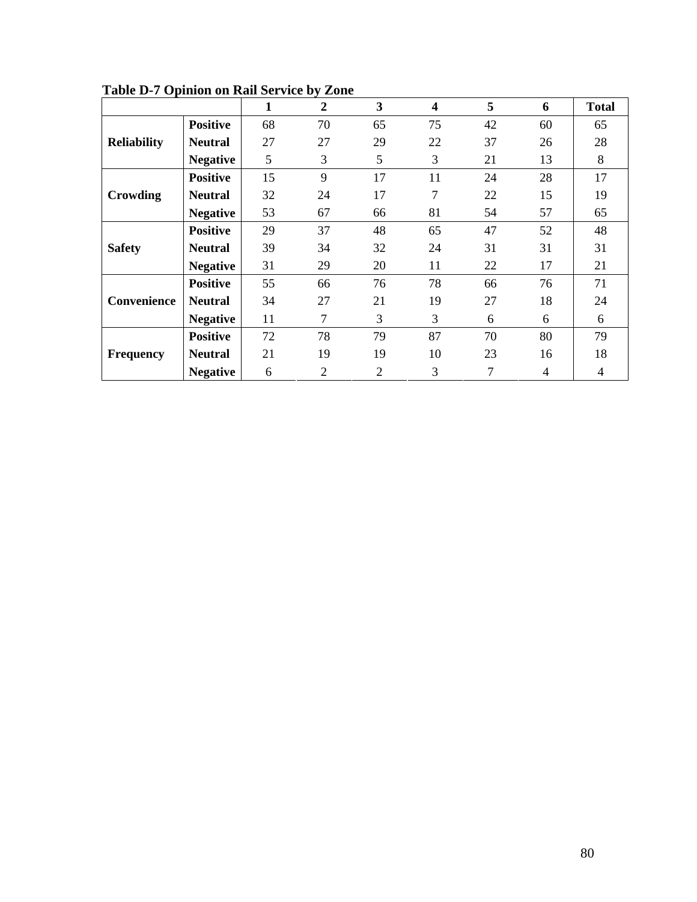**Table D-7 Opinion on Rail Service by Zone**

| | | 1 | 2 | 3 | 4 | 5 | 6 | Total |
|---|---|---|---|---|---|---|---|---|
| **Reliability** | **Positive** | 68 | 70 | 65 | 75 | 42 | 60 | 65 |
| | **Neutral** | 27 | 27 | 29 | 22 | 37 | 26 | 28 |
| | **Negative** | 5 | 3 | 5 | 3 | 21 | 13 | 8 |
| **Crowding** | **Positive** | 15 | 9 | 17 | 11 | 24 | 28 | 17 |
| | **Neutral** | 32 | 24 | 17 | 7 | 22 | 15 | 19 |
| | **Negative** | 53 | 67 | 66 | 81 | 54 | 57 | 65 |
| **Safety** | **Positive** | 29 | 37 | 48 | 65 | 47 | 52 | 48 |
| | **Neutral** | 39 | 34 | 32 | 24 | 31 | 31 | 31 |
| | **Negative** | 31 | 29 | 20 | 11 | 22 | 17 | 21 |
| **Convenience** | **Positive** | 55 | 66 | 76 | 78 | 66 | 76 | 71 |
| | **Neutral** | 34 | 27 | 21 | 19 | 27 | 18 | 24 |
| | **Negative** | 11 | 7 | 3 | 3 | 6 | 6 | 6 |
| **Frequency** | **Positive** | 72 | 78 | 79 | 87 | 70 | 80 | 79 |
| | **Neutral** | 21 | 19 | 19 | 10 | 23 | 16 | 18 |
| | **Negative** | 6 | 2 | 2 | 3 | 7 | 4 | 4 |